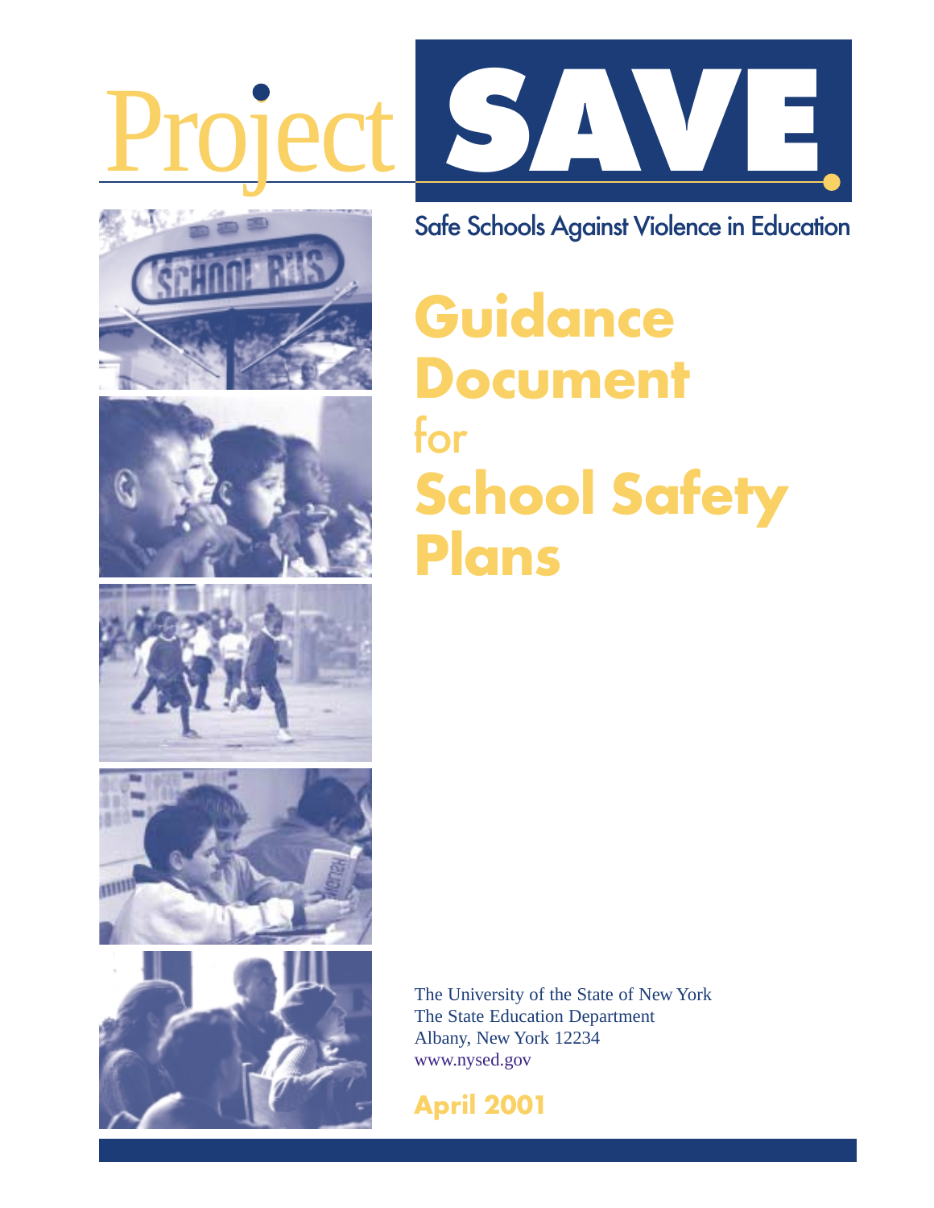# Project SAVE

Safe Schools Against Violence in Education

# Guidance Document for School Safety Plans

The University of the State of New York
The State Education Department
Albany, New York 12234
www.nysed.gov

**April 2001**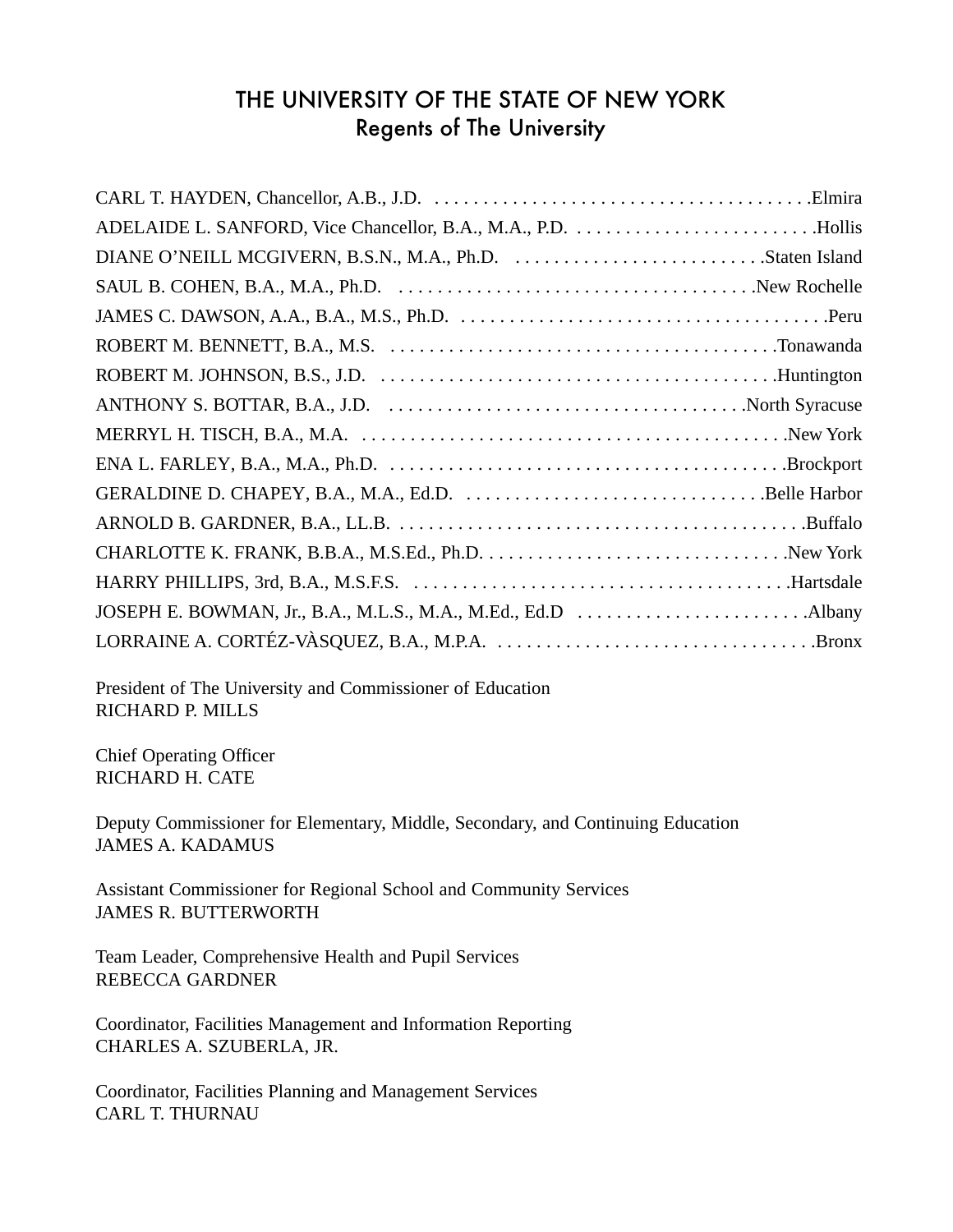# THE UNIVERSITY OF THE STATE OF NEW YORK
## Regents of The University

CARL T. HAYDEN, Chancellor, A.B., J.D. . . . . . . . . . . . . . . . . . . . . . . . . . . . . . . . . . . . . . . .Elmira
ADELAIDE L. SANFORD, Vice Chancellor, B.A., M.A., P.D. . . . . . . . . . . . . . . . . . . . . . . . . . .Hollis
DIANE O'NEILL MCGIVERN, B.S.N., M.A., Ph.D. . . . . . . . . . . . . . . . . . . . . . . . . . .Staten Island
SAUL B. COHEN, B.A., M.A., Ph.D. . . . . . . . . . . . . . . . . . . . . . . . . . . . . . . . . . . . . .New Rochelle
JAMES C. DAWSON, A.A., B.A., M.S., Ph.D. . . . . . . . . . . . . . . . . . . . . . . . . . . . . . . . . . . . . . .Peru
ROBERT M. BENNETT, B.A., M.S. . . . . . . . . . . . . . . . . . . . . . . . . . . . . . . . . . . . . . . . .Tonawanda
ROBERT M. JOHNSON, B.S., J.D. . . . . . . . . . . . . . . . . . . . . . . . . . . . . . . . . . . . . . . . . .Huntington
ANTHONY S. BOTTAR, B.A., J.D. . . . . . . . . . . . . . . . . . . . . . . . . . . . . . . . . . . . . .North Syracuse
MERRYL H. TISCH, B.A., M.A. . . . . . . . . . . . . . . . . . . . . . . . . . . . . . . . . . . . . . . . . . . . .New York
ENA L. FARLEY, B.A., M.A., Ph.D. . . . . . . . . . . . . . . . . . . . . . . . . . . . . . . . . . . . . . . . . .Brockport
GERALDINE D. CHAPEY, B.A., M.A., Ed.D. . . . . . . . . . . . . . . . . . . . . . . . . . . . . . . .Belle Harbor
ARNOLD B. GARDNER, B.A., LL.B. . . . . . . . . . . . . . . . . . . . . . . . . . . . . . . . . . . . . . . . . . .Buffalo
CHARLOTTE K. FRANK, B.B.A., M.S.Ed., Ph.D. . . . . . . . . . . . . . . . . . . . . . . . . . . . . . . .New York
HARRY PHILLIPS, 3rd, B.A., M.S.F.S. . . . . . . . . . . . . . . . . . . . . . . . . . . . . . . . . . . . . . . .Hartsdale
JOSEPH E. BOWMAN, Jr., B.A., M.L.S., M.A., M.Ed., Ed.D . . . . . . . . . . . . . . . . . . . . . . . .Albany
LORRAINE A. CORTÉZ-VÀSQUEZ, B.A., M.P.A. . . . . . . . . . . . . . . . . . . . . . . . . . . . . . . . . .Bronx

President of The University and Commissioner of Education
RICHARD P. MILLS

Chief Operating Officer
RICHARD H. CATE

Deputy Commissioner for Elementary, Middle, Secondary, and Continuing Education
JAMES A. KADAMUS

Assistant Commissioner for Regional School and Community Services
JAMES R. BUTTERWORTH

Team Leader, Comprehensive Health and Pupil Services
REBECCA GARDNER

Coordinator, Facilities Management and Information Reporting
CHARLES A. SZUBERLA, JR.

Coordinator, Facilities Planning and Management Services
CARL T. THURNAU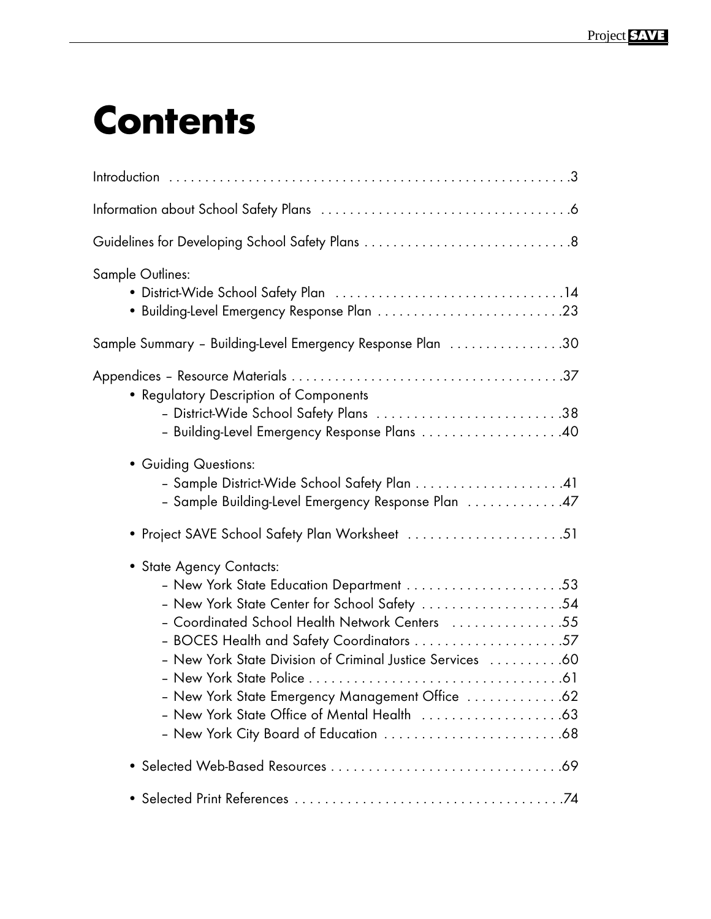# Contents

Introduction . . . . . . . . . . . . . . . . . . . . . . . . . . . . . . . . . . . . . . . . . . . . . . . . . . . . . .3

Information about School Safety Plans . . . . . . . . . . . . . . . . . . . . . . . . . . . . . . . . . . .6

Guidelines for Developing School Safety Plans . . . . . . . . . . . . . . . . . . . . . . . . . . . . .8

Sample Outlines:

- District-Wide School Safety Plan . . . . . . . . . . . . . . . . . . . . . . . . . . . . . . . .14
- Building-Level Emergency Response Plan . . . . . . . . . . . . . . . . . . . . . . . . . .23

Sample Summary – Building-Level Emergency Response Plan . . . . . . . . . . . . . . . .30

Appendices – Resource Materials . . . . . . . . . . . . . . . . . . . . . . . . . . . . . . . . . . . . . .37

- Regulatory Description of Components
  - District-Wide School Safety Plans . . . . . . . . . . . . . . . . . . . . . . . . .38
  - Building-Level Emergency Response Plans . . . . . . . . . . . . . . . . . . .40
- Guiding Questions:
  - Sample District-Wide School Safety Plan . . . . . . . . . . . . . . . . . . . .41
  - Sample Building-Level Emergency Response Plan . . . . . . . . . . . . .47
- Project SAVE School Safety Plan Worksheet . . . . . . . . . . . . . . . . . . . . .51
- State Agency Contacts:
  - New York State Education Department . . . . . . . . . . . . . . . . . . . . .53
  - New York State Center for School Safety . . . . . . . . . . . . . . . . . . .54
  - Coordinated School Health Network Centers . . . . . . . . . . . . . . .55
  - BOCES Health and Safety Coordinators . . . . . . . . . . . . . . . . . . . .57
  - New York State Division of Criminal Justice Services . . . . . . . . . .60
  - New York State Police . . . . . . . . . . . . . . . . . . . . . . . . . . . . . . . . .61
  - New York State Emergency Management Office . . . . . . . . . . . . .62
  - New York State Office of Mental Health . . . . . . . . . . . . . . . . . . .63
  - New York City Board of Education . . . . . . . . . . . . . . . . . . . . . . . .68
- Selected Web-Based Resources . . . . . . . . . . . . . . . . . . . . . . . . . . . . . . .69
- Selected Print References . . . . . . . . . . . . . . . . . . . . . . . . . . . . . . . . . . . .74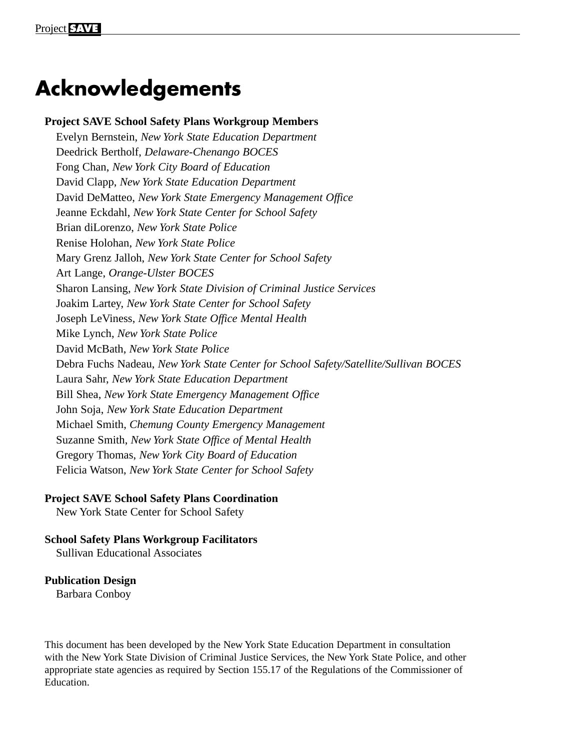# Acknowledgements

**Project SAVE School Safety Plans Workgroup Members**

Evelyn Bernstein, *New York State Education Department*
Deedrick Bertholf, *Delaware-Chenango BOCES*
Fong Chan, *New York City Board of Education*
David Clapp, *New York State Education Department*
David DeMatteo, *New York State Emergency Management Office*
Jeanne Eckdahl, *New York State Center for School Safety*
Brian diLorenzo, *New York State Police*
Renise Holohan, *New York State Police*
Mary Grenz Jalloh, *New York State Center for School Safety*
Art Lange, *Orange-Ulster BOCES*
Sharon Lansing, *New York State Division of Criminal Justice Services*
Joakim Lartey, *New York State Center for School Safety*
Joseph LeViness, *New York State Office Mental Health*
Mike Lynch, *New York State Police*
David McBath, *New York State Police*
Debra Fuchs Nadeau, *New York State Center for School Safety/Satellite/Sullivan BOCES*
Laura Sahr, *New York State Education Department*
Bill Shea, *New York State Emergency Management Office*
John Soja, *New York State Education Department*
Michael Smith, *Chemung County Emergency Management*
Suzanne Smith, *New York State Office of Mental Health*
Gregory Thomas, *New York City Board of Education*
Felicia Watson, *New York State Center for School Safety*

**Project SAVE School Safety Plans Coordination**

New York State Center for School Safety

**School Safety Plans Workgroup Facilitators**

Sullivan Educational Associates

**Publication Design**

Barbara Conboy

This document has been developed by the New York State Education Department in consultation with the New York State Division of Criminal Justice Services, the New York State Police, and other appropriate state agencies as required by Section 155.17 of the Regulations of the Commissioner of Education.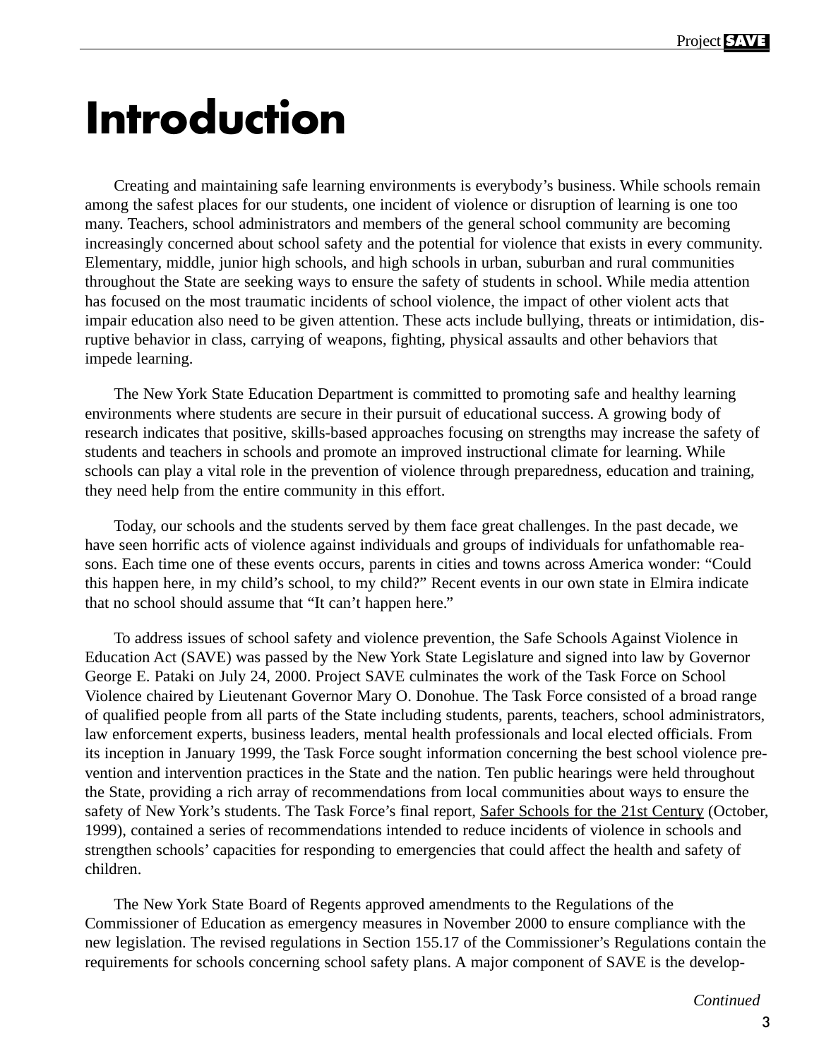# Introduction

Creating and maintaining safe learning environments is everybody's business. While schools remain among the safest places for our students, one incident of violence or disruption of learning is one too many. Teachers, school administrators and members of the general school community are becoming increasingly concerned about school safety and the potential for violence that exists in every community. Elementary, middle, junior high schools, and high schools in urban, suburban and rural communities throughout the State are seeking ways to ensure the safety of students in school. While media attention has focused on the most traumatic incidents of school violence, the impact of other violent acts that impair education also need to be given attention. These acts include bullying, threats or intimidation, disruptive behavior in class, carrying of weapons, fighting, physical assaults and other behaviors that impede learning.

The New York State Education Department is committed to promoting safe and healthy learning environments where students are secure in their pursuit of educational success. A growing body of research indicates that positive, skills-based approaches focusing on strengths may increase the safety of students and teachers in schools and promote an improved instructional climate for learning. While schools can play a vital role in the prevention of violence through preparedness, education and training, they need help from the entire community in this effort.

Today, our schools and the students served by them face great challenges. In the past decade, we have seen horrific acts of violence against individuals and groups of individuals for unfathomable reasons. Each time one of these events occurs, parents in cities and towns across America wonder: "Could this happen here, in my child's school, to my child?" Recent events in our own state in Elmira indicate that no school should assume that "It can't happen here."

To address issues of school safety and violence prevention, the Safe Schools Against Violence in Education Act (SAVE) was passed by the New York State Legislature and signed into law by Governor George E. Pataki on July 24, 2000. Project SAVE culminates the work of the Task Force on School Violence chaired by Lieutenant Governor Mary O. Donohue. The Task Force consisted of a broad range of qualified people from all parts of the State including students, parents, teachers, school administrators, law enforcement experts, business leaders, mental health professionals and local elected officials. From its inception in January 1999, the Task Force sought information concerning the best school violence prevention and intervention practices in the State and the nation. Ten public hearings were held throughout the State, providing a rich array of recommendations from local communities about ways to ensure the safety of New York's students. The Task Force's final report, Safer Schools for the 21st Century (October, 1999), contained a series of recommendations intended to reduce incidents of violence in schools and strengthen schools' capacities for responding to emergencies that could affect the health and safety of children.

The New York State Board of Regents approved amendments to the Regulations of the Commissioner of Education as emergency measures in November 2000 to ensure compliance with the new legislation. The revised regulations in Section 155.17 of the Commissioner's Regulations contain the requirements for schools concerning school safety plans. A major component of SAVE is the develop-

*Continued*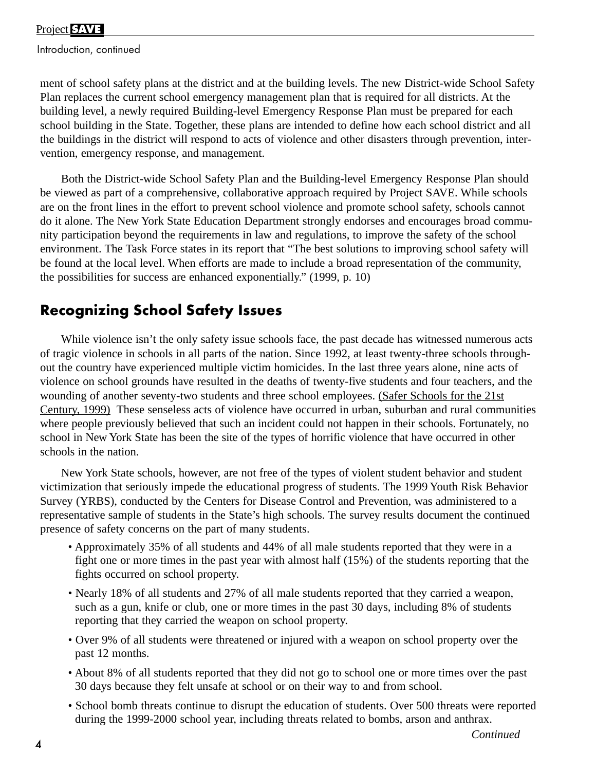ment of school safety plans at the district and at the building levels. The new District-wide School Safety Plan replaces the current school emergency management plan that is required for all districts. At the building level, a newly required Building-level Emergency Response Plan must be prepared for each school building in the State. Together, these plans are intended to define how each school district and all the buildings in the district will respond to acts of violence and other disasters through prevention, intervention, emergency response, and management.

Both the District-wide School Safety Plan and the Building-level Emergency Response Plan should be viewed as part of a comprehensive, collaborative approach required by Project SAVE. While schools are on the front lines in the effort to prevent school violence and promote school safety, schools cannot do it alone. The New York State Education Department strongly endorses and encourages broad community participation beyond the requirements in law and regulations, to improve the safety of the school environment. The Task Force states in its report that "The best solutions to improving school safety will be found at the local level. When efforts are made to include a broad representation of the community, the possibilities for success are enhanced exponentially." (1999, p. 10)

## Recognizing School Safety Issues

While violence isn't the only safety issue schools face, the past decade has witnessed numerous acts of tragic violence in schools in all parts of the nation. Since 1992, at least twenty-three schools throughout the country have experienced multiple victim homicides. In the last three years alone, nine acts of violence on school grounds have resulted in the deaths of twenty-five students and four teachers, and the wounding of another seventy-two students and three school employees. (Safer Schools for the 21st Century, 1999) These senseless acts of violence have occurred in urban, suburban and rural communities where people previously believed that such an incident could not happen in their schools. Fortunately, no school in New York State has been the site of the types of horrific violence that have occurred in other schools in the nation.

New York State schools, however, are not free of the types of violent student behavior and student victimization that seriously impede the educational progress of students. The 1999 Youth Risk Behavior Survey (YRBS), conducted by the Centers for Disease Control and Prevention, was administered to a representative sample of students in the State's high schools. The survey results document the continued presence of safety concerns on the part of many students.

- Approximately 35% of all students and 44% of all male students reported that they were in a fight one or more times in the past year with almost half (15%) of the students reporting that the fights occurred on school property.
- Nearly 18% of all students and 27% of all male students reported that they carried a weapon, such as a gun, knife or club, one or more times in the past 30 days, including 8% of students reporting that they carried the weapon on school property.
- Over 9% of all students were threatened or injured with a weapon on school property over the past 12 months.
- About 8% of all students reported that they did not go to school one or more times over the past 30 days because they felt unsafe at school or on their way to and from school.
- School bomb threats continue to disrupt the education of students. Over 500 threats were reported during the 1999-2000 school year, including threats related to bombs, arson and anthrax.

*Continued*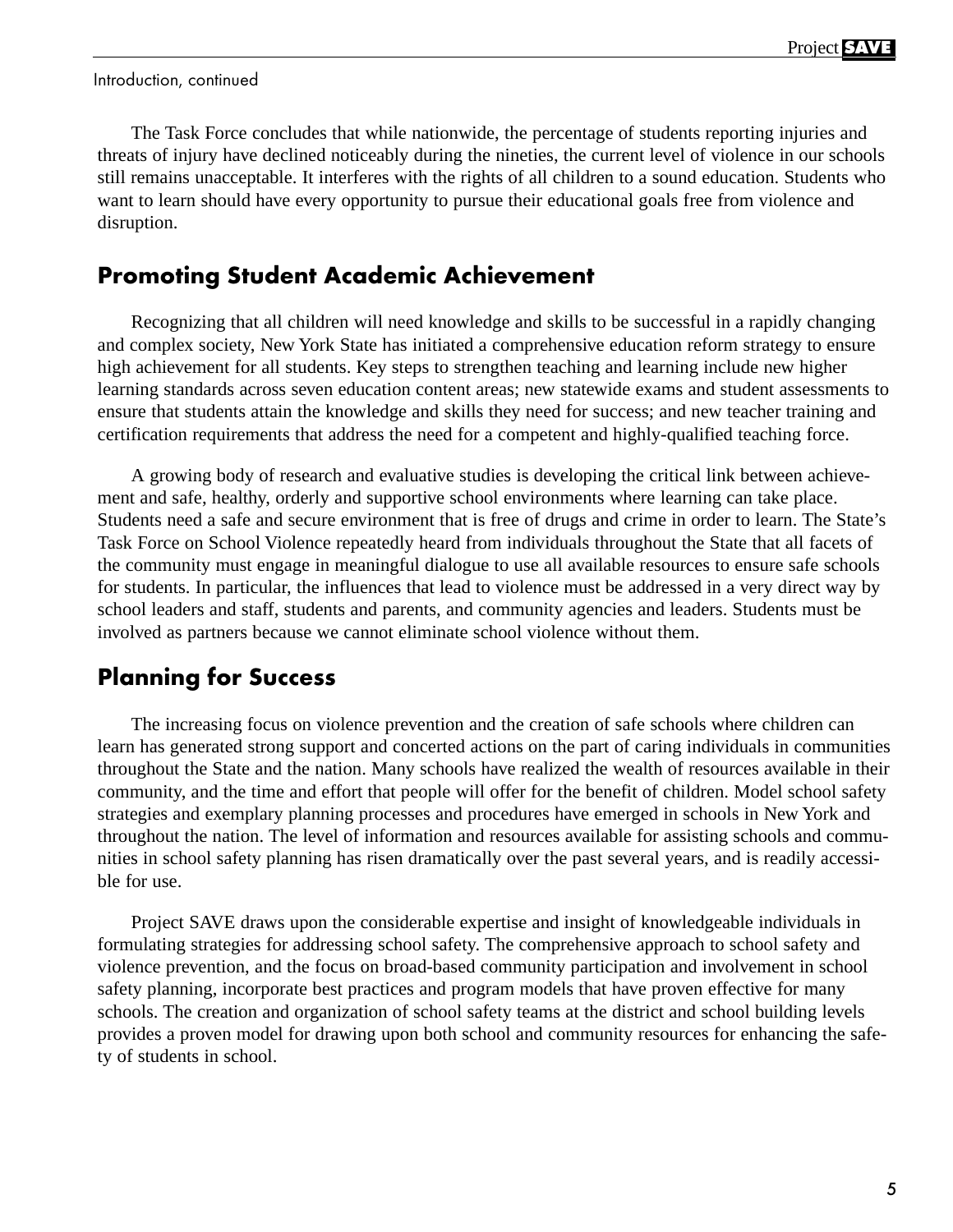Introduction, continued

The Task Force concludes that while nationwide, the percentage of students reporting injuries and threats of injury have declined noticeably during the nineties, the current level of violence in our schools still remains unacceptable. It interferes with the rights of all children to a sound education. Students who want to learn should have every opportunity to pursue their educational goals free from violence and disruption.

## Promoting Student Academic Achievement

Recognizing that all children will need knowledge and skills to be successful in a rapidly changing and complex society, New York State has initiated a comprehensive education reform strategy to ensure high achievement for all students. Key steps to strengthen teaching and learning include new higher learning standards across seven education content areas; new statewide exams and student assessments to ensure that students attain the knowledge and skills they need for success; and new teacher training and certification requirements that address the need for a competent and highly-qualified teaching force.

A growing body of research and evaluative studies is developing the critical link between achievement and safe, healthy, orderly and supportive school environments where learning can take place. Students need a safe and secure environment that is free of drugs and crime in order to learn. The State's Task Force on School Violence repeatedly heard from individuals throughout the State that all facets of the community must engage in meaningful dialogue to use all available resources to ensure safe schools for students. In particular, the influences that lead to violence must be addressed in a very direct way by school leaders and staff, students and parents, and community agencies and leaders. Students must be involved as partners because we cannot eliminate school violence without them.

## Planning for Success

The increasing focus on violence prevention and the creation of safe schools where children can learn has generated strong support and concerted actions on the part of caring individuals in communities throughout the State and the nation. Many schools have realized the wealth of resources available in their community, and the time and effort that people will offer for the benefit of children. Model school safety strategies and exemplary planning processes and procedures have emerged in schools in New York and throughout the nation. The level of information and resources available for assisting schools and communities in school safety planning has risen dramatically over the past several years, and is readily accessible for use.

Project SAVE draws upon the considerable expertise and insight of knowledgeable individuals in formulating strategies for addressing school safety. The comprehensive approach to school safety and violence prevention, and the focus on broad-based community participation and involvement in school safety planning, incorporate best practices and program models that have proven effective for many schools. The creation and organization of school safety teams at the district and school building levels provides a proven model for drawing upon both school and community resources for enhancing the safety of students in school.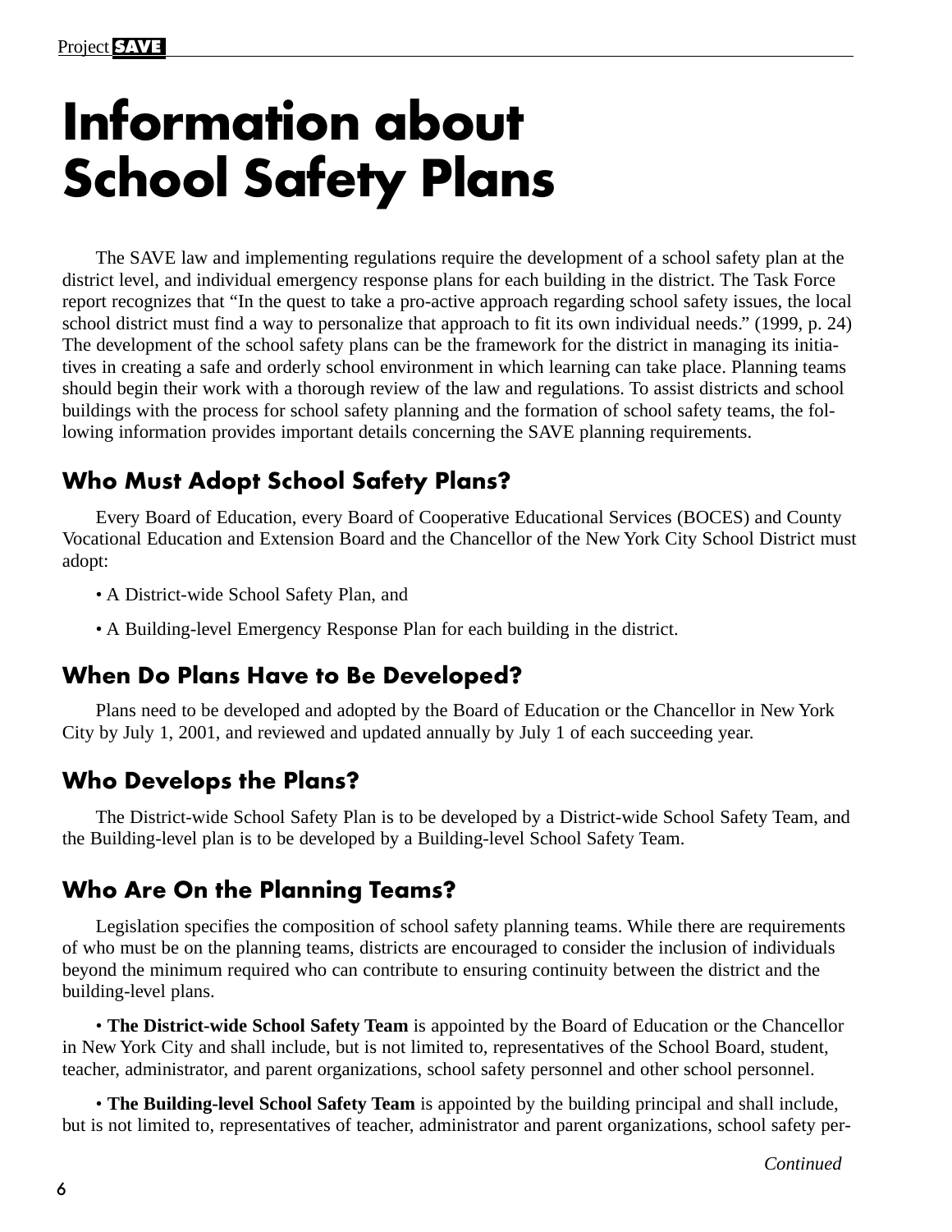# Information about School Safety Plans

The SAVE law and implementing regulations require the development of a school safety plan at the district level, and individual emergency response plans for each building in the district. The Task Force report recognizes that "In the quest to take a pro-active approach regarding school safety issues, the local school district must find a way to personalize that approach to fit its own individual needs." (1999, p. 24) The development of the school safety plans can be the framework for the district in managing its initiatives in creating a safe and orderly school environment in which learning can take place. Planning teams should begin their work with a thorough review of the law and regulations. To assist districts and school buildings with the process for school safety planning and the formation of school safety teams, the following information provides important details concerning the SAVE planning requirements.

## Who Must Adopt School Safety Plans?

Every Board of Education, every Board of Cooperative Educational Services (BOCES) and County Vocational Education and Extension Board and the Chancellor of the New York City School District must adopt:

- A District-wide School Safety Plan, and
- A Building-level Emergency Response Plan for each building in the district.

## When Do Plans Have to Be Developed?

Plans need to be developed and adopted by the Board of Education or the Chancellor in New York City by July 1, 2001, and reviewed and updated annually by July 1 of each succeeding year.

## Who Develops the Plans?

The District-wide School Safety Plan is to be developed by a District-wide School Safety Team, and the Building-level plan is to be developed by a Building-level School Safety Team.

## Who Are On the Planning Teams?

Legislation specifies the composition of school safety planning teams. While there are requirements of who must be on the planning teams, districts are encouraged to consider the inclusion of individuals beyond the minimum required who can contribute to ensuring continuity between the district and the building-level plans.

- **The District-wide School Safety Team** is appointed by the Board of Education or the Chancellor in New York City and shall include, but is not limited to, representatives of the School Board, student, teacher, administrator, and parent organizations, school safety personnel and other school personnel.

- **The Building-level School Safety Team** is appointed by the building principal and shall include, but is not limited to, representatives of teacher, administrator and parent organizations, school safety per-

*Continued*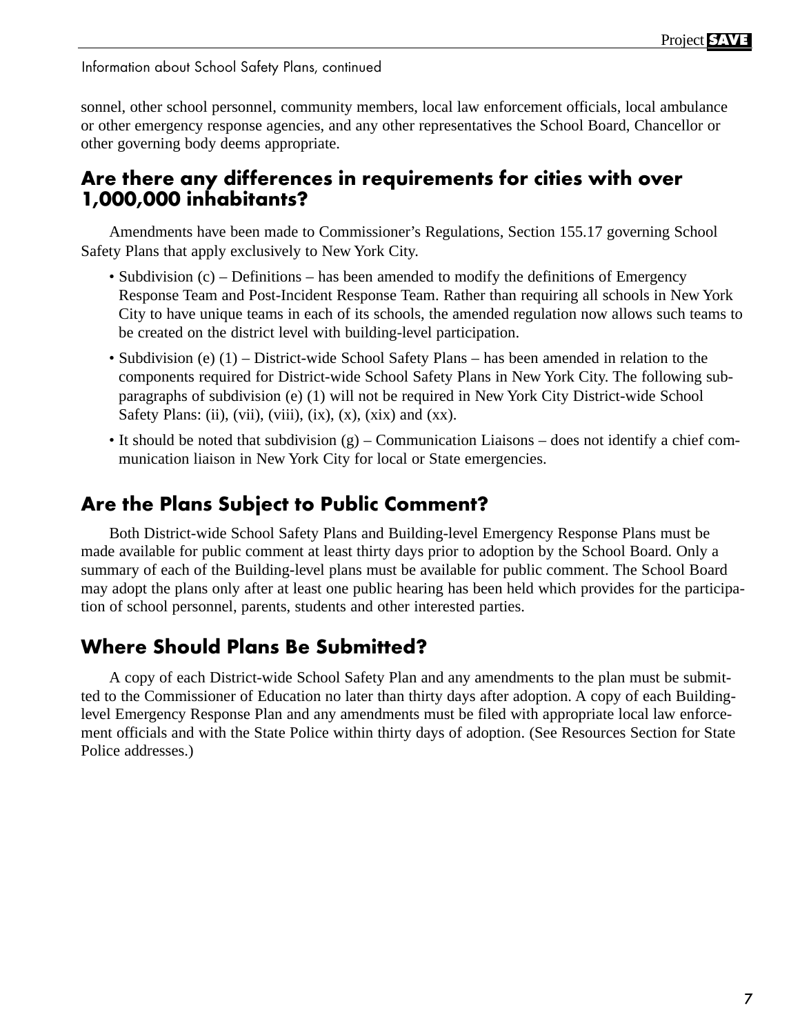sonnel, other school personnel, community members, local law enforcement officials, local ambulance or other emergency response agencies, and any other representatives the School Board, Chancellor or other governing body deems appropriate.

## Are there any differences in requirements for cities with over 1,000,000 inhabitants?

Amendments have been made to Commissioner's Regulations, Section 155.17 governing School Safety Plans that apply exclusively to New York City.

- Subdivision (c) – Definitions – has been amended to modify the definitions of Emergency Response Team and Post-Incident Response Team. Rather than requiring all schools in New York City to have unique teams in each of its schools, the amended regulation now allows such teams to be created on the district level with building-level participation.
- Subdivision (e) (1) – District-wide School Safety Plans – has been amended in relation to the components required for District-wide School Safety Plans in New York City. The following subparagraphs of subdivision (e) (1) will not be required in New York City District-wide School Safety Plans: (ii), (vii), (viii), (ix), (x), (xix) and (xx).
- It should be noted that subdivision (g) – Communication Liaisons – does not identify a chief communication liaison in New York City for local or State emergencies.

## Are the Plans Subject to Public Comment?

Both District-wide School Safety Plans and Building-level Emergency Response Plans must be made available for public comment at least thirty days prior to adoption by the School Board. Only a summary of each of the Building-level plans must be available for public comment. The School Board may adopt the plans only after at least one public hearing has been held which provides for the participation of school personnel, parents, students and other interested parties.

## Where Should Plans Be Submitted?

A copy of each District-wide School Safety Plan and any amendments to the plan must be submitted to the Commissioner of Education no later than thirty days after adoption. A copy of each Building-level Emergency Response Plan and any amendments must be filed with appropriate local law enforcement officials and with the State Police within thirty days of adoption. (See Resources Section for State Police addresses.)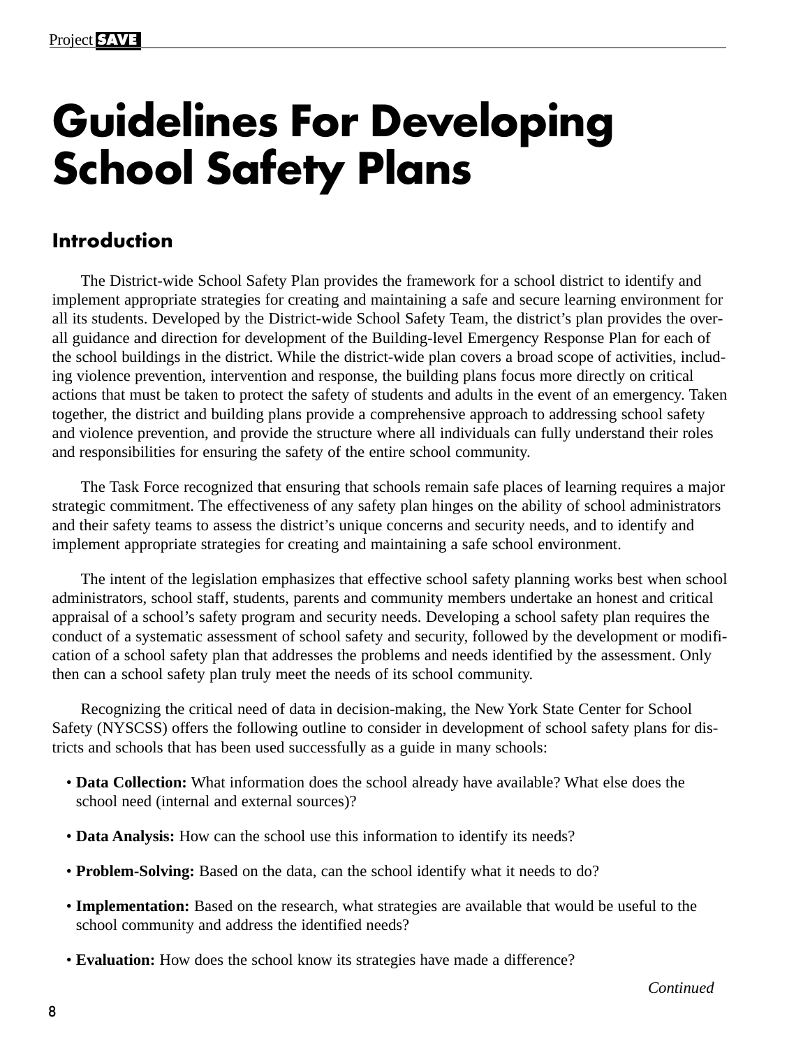# Guidelines For Developing School Safety Plans

## Introduction

The District-wide School Safety Plan provides the framework for a school district to identify and implement appropriate strategies for creating and maintaining a safe and secure learning environment for all its students. Developed by the District-wide School Safety Team, the district's plan provides the overall guidance and direction for development of the Building-level Emergency Response Plan for each of the school buildings in the district. While the district-wide plan covers a broad scope of activities, including violence prevention, intervention and response, the building plans focus more directly on critical actions that must be taken to protect the safety of students and adults in the event of an emergency. Taken together, the district and building plans provide a comprehensive approach to addressing school safety and violence prevention, and provide the structure where all individuals can fully understand their roles and responsibilities for ensuring the safety of the entire school community.

The Task Force recognized that ensuring that schools remain safe places of learning requires a major strategic commitment. The effectiveness of any safety plan hinges on the ability of school administrators and their safety teams to assess the district's unique concerns and security needs, and to identify and implement appropriate strategies for creating and maintaining a safe school environment.

The intent of the legislation emphasizes that effective school safety planning works best when school administrators, school staff, students, parents and community members undertake an honest and critical appraisal of a school's safety program and security needs. Developing a school safety plan requires the conduct of a systematic assessment of school safety and security, followed by the development or modification of a school safety plan that addresses the problems and needs identified by the assessment. Only then can a school safety plan truly meet the needs of its school community.

Recognizing the critical need of data in decision-making, the New York State Center for School Safety (NYSCSS) offers the following outline to consider in development of school safety plans for districts and schools that has been used successfully as a guide in many schools:

- **Data Collection:** What information does the school already have available? What else does the school need (internal and external sources)?
- **Data Analysis:** How can the school use this information to identify its needs?
- **Problem-Solving:** Based on the data, can the school identify what it needs to do?
- **Implementation:** Based on the research, what strategies are available that would be useful to the school community and address the identified needs?
- **Evaluation:** How does the school know its strategies have made a difference?

*Continued*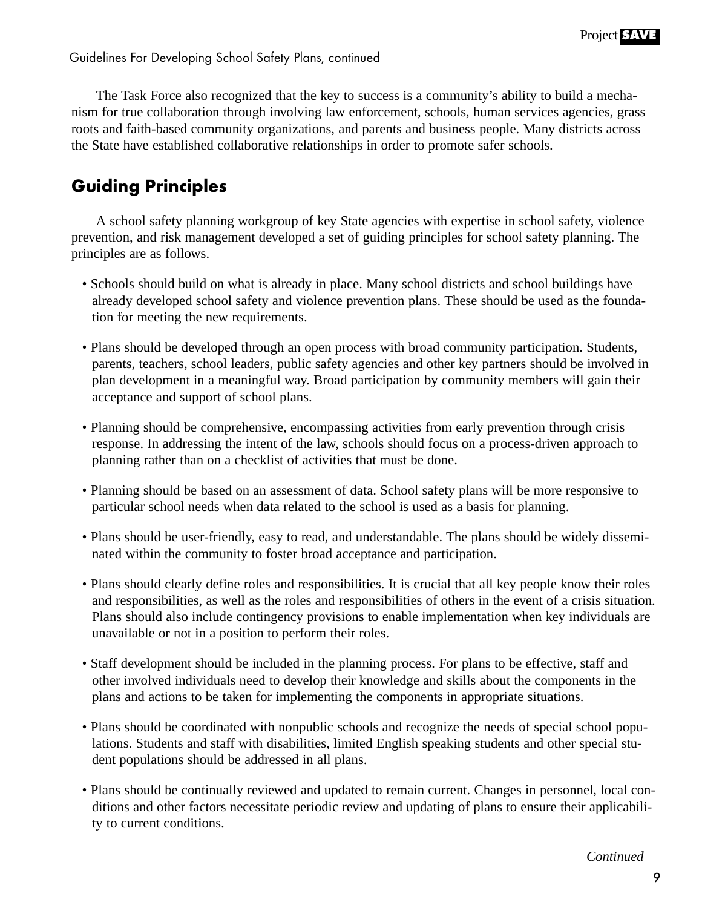The Task Force also recognized that the key to success is a community's ability to build a mechanism for true collaboration through involving law enforcement, schools, human services agencies, grass roots and faith-based community organizations, and parents and business people. Many districts across the State have established collaborative relationships in order to promote safer schools.

## Guiding Principles

A school safety planning workgroup of key State agencies with expertise in school safety, violence prevention, and risk management developed a set of guiding principles for school safety planning. The principles are as follows.

- Schools should build on what is already in place. Many school districts and school buildings have already developed school safety and violence prevention plans. These should be used as the foundation for meeting the new requirements.

- Plans should be developed through an open process with broad community participation. Students, parents, teachers, school leaders, public safety agencies and other key partners should be involved in plan development in a meaningful way. Broad participation by community members will gain their acceptance and support of school plans.

- Planning should be comprehensive, encompassing activities from early prevention through crisis response. In addressing the intent of the law, schools should focus on a process-driven approach to planning rather than on a checklist of activities that must be done.

- Planning should be based on an assessment of data. School safety plans will be more responsive to particular school needs when data related to the school is used as a basis for planning.

- Plans should be user-friendly, easy to read, and understandable. The plans should be widely disseminated within the community to foster broad acceptance and participation.

- Plans should clearly define roles and responsibilities. It is crucial that all key people know their roles and responsibilities, as well as the roles and responsibilities of others in the event of a crisis situation. Plans should also include contingency provisions to enable implementation when key individuals are unavailable or not in a position to perform their roles.

- Staff development should be included in the planning process. For plans to be effective, staff and other involved individuals need to develop their knowledge and skills about the components in the plans and actions to be taken for implementing the components in appropriate situations.

- Plans should be coordinated with nonpublic schools and recognize the needs of special school populations. Students and staff with disabilities, limited English speaking students and other special student populations should be addressed in all plans.

- Plans should be continually reviewed and updated to remain current. Changes in personnel, local conditions and other factors necessitate periodic review and updating of plans to ensure their applicability to current conditions.

*Continued*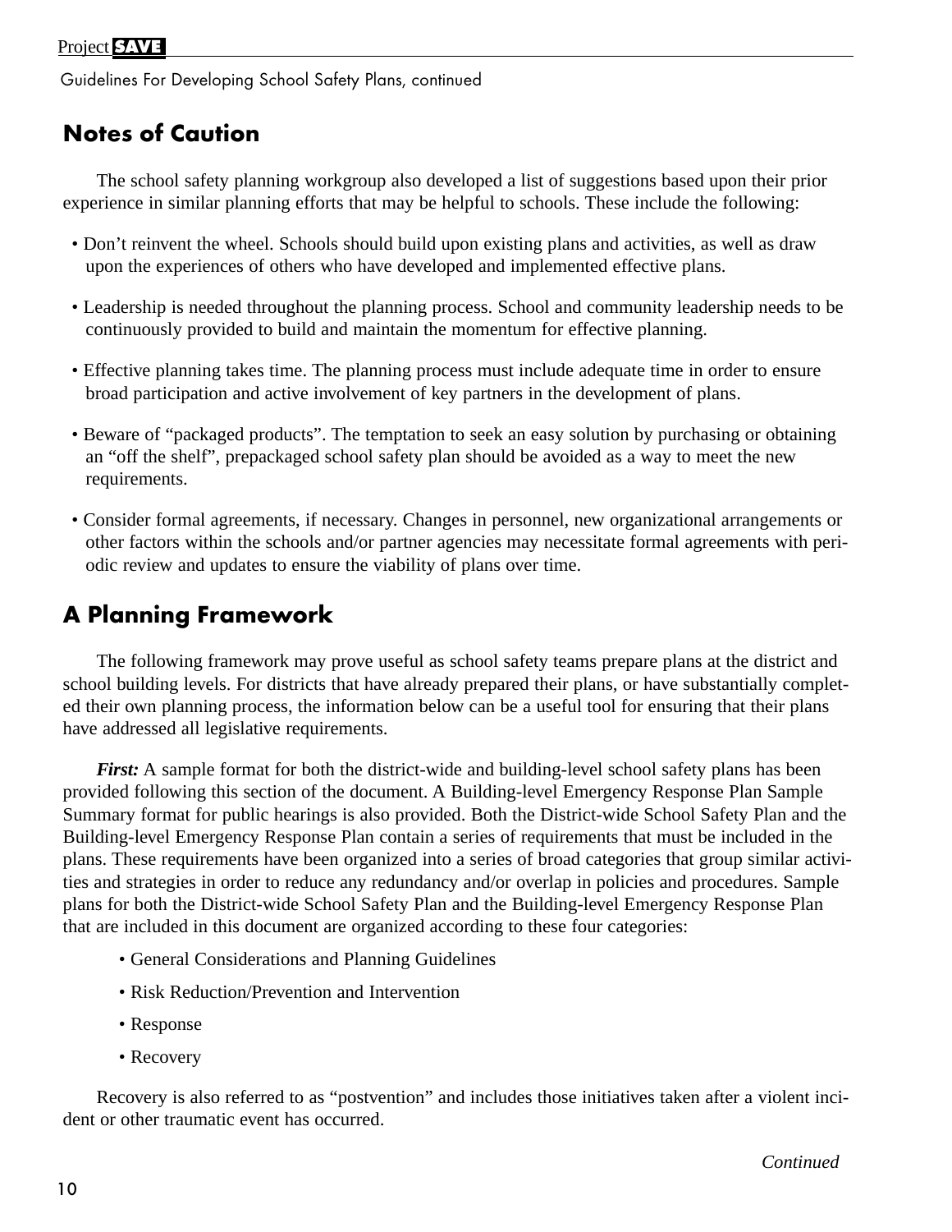## Notes of Caution

The school safety planning workgroup also developed a list of suggestions based upon their prior experience in similar planning efforts that may be helpful to schools. These include the following:

- Don't reinvent the wheel. Schools should build upon existing plans and activities, as well as draw upon the experiences of others who have developed and implemented effective plans.
- Leadership is needed throughout the planning process. School and community leadership needs to be continuously provided to build and maintain the momentum for effective planning.
- Effective planning takes time. The planning process must include adequate time in order to ensure broad participation and active involvement of key partners in the development of plans.
- Beware of "packaged products". The temptation to seek an easy solution by purchasing or obtaining an "off the shelf", prepackaged school safety plan should be avoided as a way to meet the new requirements.
- Consider formal agreements, if necessary. Changes in personnel, new organizational arrangements or other factors within the schools and/or partner agencies may necessitate formal agreements with periodic review and updates to ensure the viability of plans over time.

## A Planning Framework

The following framework may prove useful as school safety teams prepare plans at the district and school building levels. For districts that have already prepared their plans, or have substantially completed their own planning process, the information below can be a useful tool for ensuring that their plans have addressed all legislative requirements.

***First:*** A sample format for both the district-wide and building-level school safety plans has been provided following this section of the document. A Building-level Emergency Response Plan Sample Summary format for public hearings is also provided. Both the District-wide School Safety Plan and the Building-level Emergency Response Plan contain a series of requirements that must be included in the plans. These requirements have been organized into a series of broad categories that group similar activities and strategies in order to reduce any redundancy and/or overlap in policies and procedures. Sample plans for both the District-wide School Safety Plan and the Building-level Emergency Response Plan that are included in this document are organized according to these four categories:

- General Considerations and Planning Guidelines
- Risk Reduction/Prevention and Intervention
- Response
- Recovery

Recovery is also referred to as "postvention" and includes those initiatives taken after a violent incident or other traumatic event has occurred.

*Continued*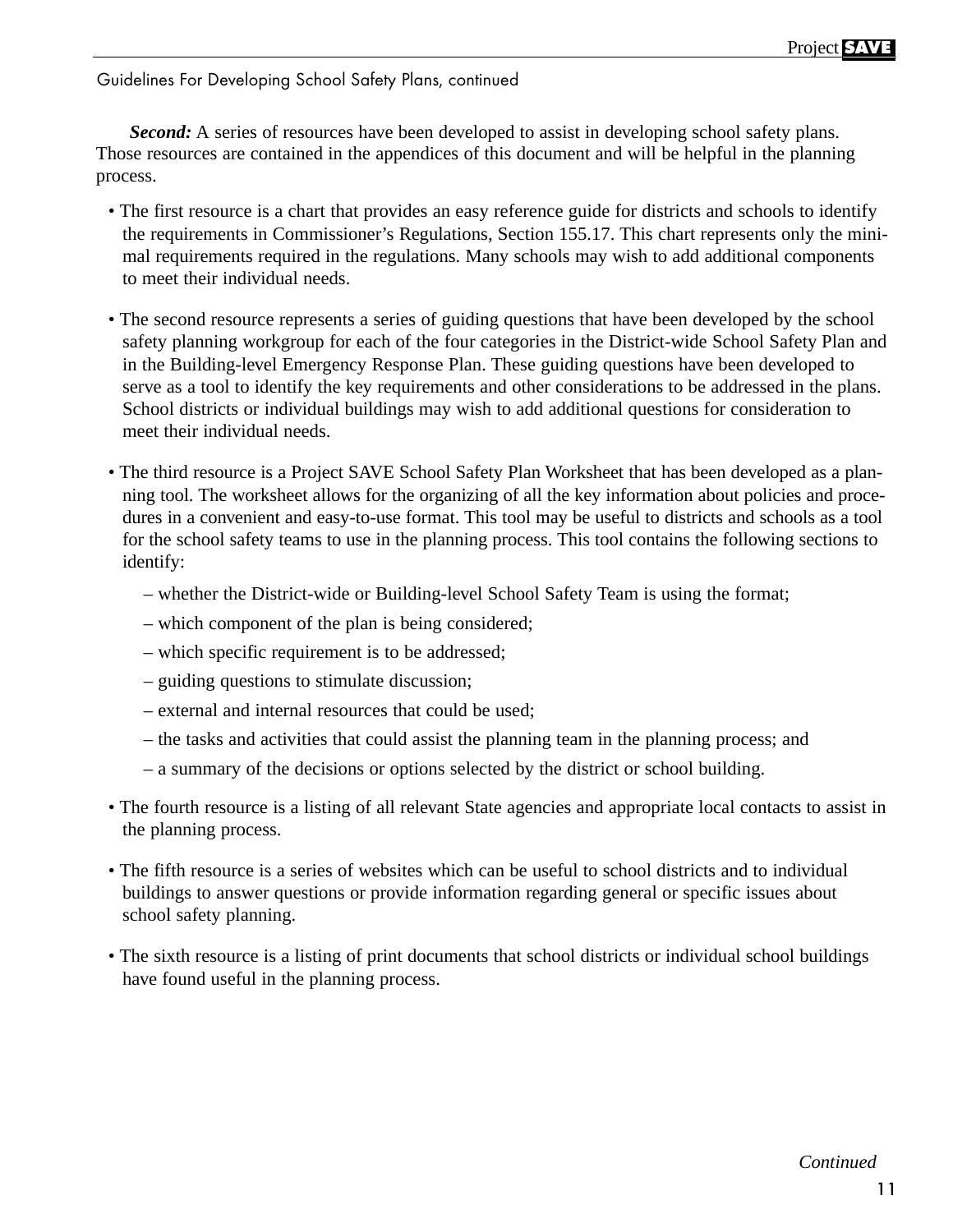Guidelines For Developing School Safety Plans, continued

***Second:*** A series of resources have been developed to assist in developing school safety plans. Those resources are contained in the appendices of this document and will be helpful in the planning process.

- The first resource is a chart that provides an easy reference guide for districts and schools to identify the requirements in Commissioner's Regulations, Section 155.17. This chart represents only the minimal requirements required in the regulations. Many schools may wish to add additional components to meet their individual needs.

- The second resource represents a series of guiding questions that have been developed by the school safety planning workgroup for each of the four categories in the District-wide School Safety Plan and in the Building-level Emergency Response Plan. These guiding questions have been developed to serve as a tool to identify the key requirements and other considerations to be addressed in the plans. School districts or individual buildings may wish to add additional questions for consideration to meet their individual needs.

- The third resource is a Project SAVE School Safety Plan Worksheet that has been developed as a planning tool. The worksheet allows for the organizing of all the key information about policies and procedures in a convenient and easy-to-use format. This tool may be useful to districts and schools as a tool for the school safety teams to use in the planning process. This tool contains the following sections to identify:
  - whether the District-wide or Building-level School Safety Team is using the format;
  - which component of the plan is being considered;
  - which specific requirement is to be addressed;
  - guiding questions to stimulate discussion;
  - external and internal resources that could be used;
  - the tasks and activities that could assist the planning team in the planning process; and
  - a summary of the decisions or options selected by the district or school building.

- The fourth resource is a listing of all relevant State agencies and appropriate local contacts to assist in the planning process.

- The fifth resource is a series of websites which can be useful to school districts and to individual buildings to answer questions or provide information regarding general or specific issues about school safety planning.

- The sixth resource is a listing of print documents that school districts or individual school buildings have found useful in the planning process.

*Continued*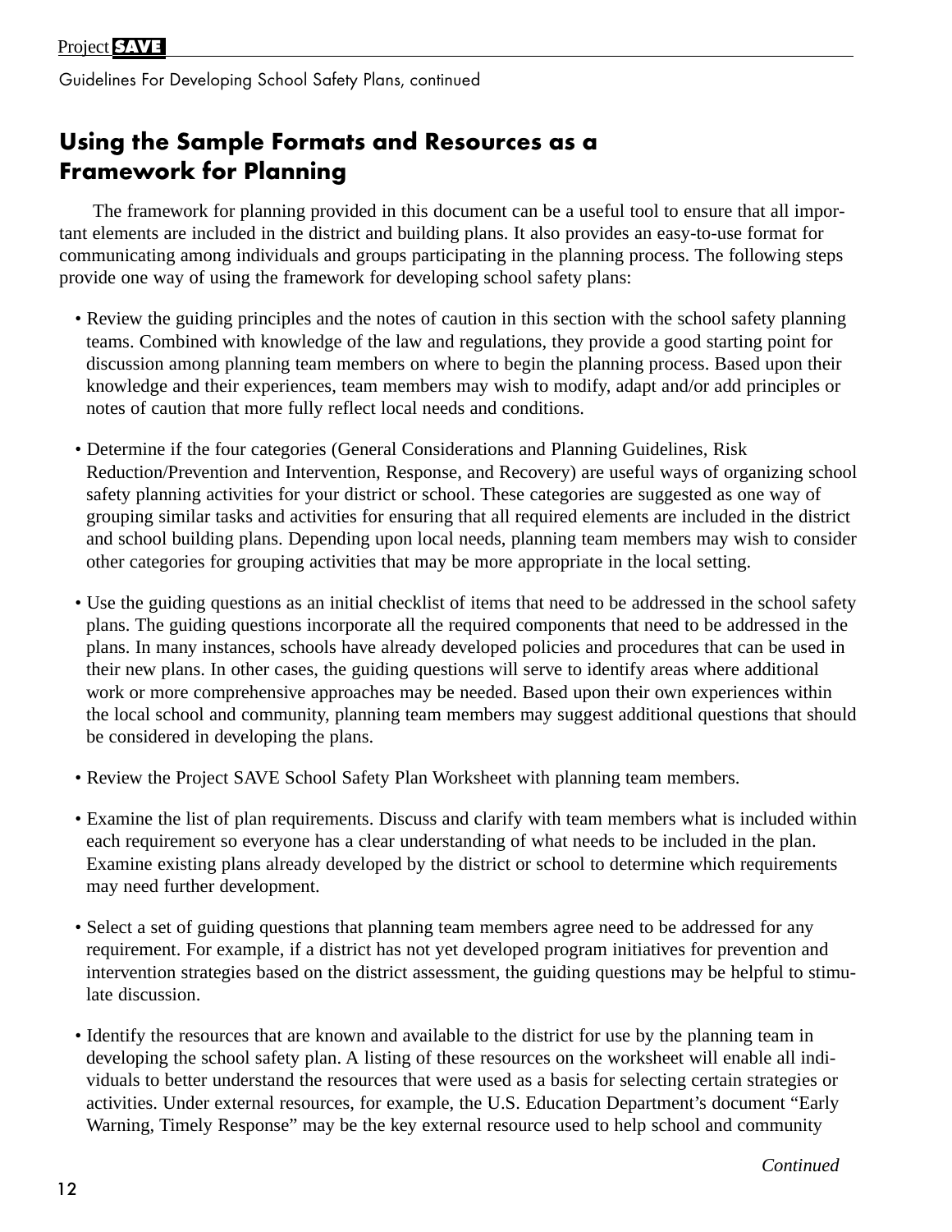## Using the Sample Formats and Resources as a Framework for Planning

The framework for planning provided in this document can be a useful tool to ensure that all important elements are included in the district and building plans. It also provides an easy-to-use format for communicating among individuals and groups participating in the planning process. The following steps provide one way of using the framework for developing school safety plans:

- Review the guiding principles and the notes of caution in this section with the school safety planning teams. Combined with knowledge of the law and regulations, they provide a good starting point for discussion among planning team members on where to begin the planning process. Based upon their knowledge and their experiences, team members may wish to modify, adapt and/or add principles or notes of caution that more fully reflect local needs and conditions.

- Determine if the four categories (General Considerations and Planning Guidelines, Risk Reduction/Prevention and Intervention, Response, and Recovery) are useful ways of organizing school safety planning activities for your district or school. These categories are suggested as one way of grouping similar tasks and activities for ensuring that all required elements are included in the district and school building plans. Depending upon local needs, planning team members may wish to consider other categories for grouping activities that may be more appropriate in the local setting.

- Use the guiding questions as an initial checklist of items that need to be addressed in the school safety plans. The guiding questions incorporate all the required components that need to be addressed in the plans. In many instances, schools have already developed policies and procedures that can be used in their new plans. In other cases, the guiding questions will serve to identify areas where additional work or more comprehensive approaches may be needed. Based upon their own experiences within the local school and community, planning team members may suggest additional questions that should be considered in developing the plans.

- Review the Project SAVE School Safety Plan Worksheet with planning team members.

- Examine the list of plan requirements. Discuss and clarify with team members what is included within each requirement so everyone has a clear understanding of what needs to be included in the plan. Examine existing plans already developed by the district or school to determine which requirements may need further development.

- Select a set of guiding questions that planning team members agree need to be addressed for any requirement. For example, if a district has not yet developed program initiatives for prevention and intervention strategies based on the district assessment, the guiding questions may be helpful to stimulate discussion.

- Identify the resources that are known and available to the district for use by the planning team in developing the school safety plan. A listing of these resources on the worksheet will enable all individuals to better understand the resources that were used as a basis for selecting certain strategies or activities. Under external resources, for example, the U.S. Education Department's document "Early Warning, Timely Response" may be the key external resource used to help school and community

*Continued*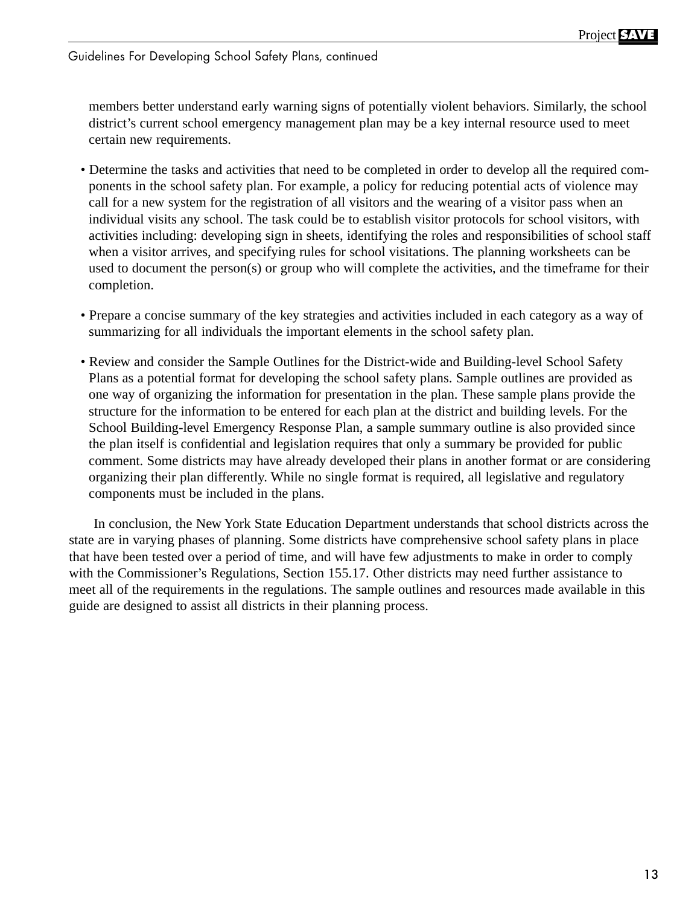members better understand early warning signs of potentially violent behaviors. Similarly, the school district's current school emergency management plan may be a key internal resource used to meet certain new requirements.

- Determine the tasks and activities that need to be completed in order to develop all the required components in the school safety plan. For example, a policy for reducing potential acts of violence may call for a new system for the registration of all visitors and the wearing of a visitor pass when an individual visits any school. The task could be to establish visitor protocols for school visitors, with activities including: developing sign in sheets, identifying the roles and responsibilities of school staff when a visitor arrives, and specifying rules for school visitations. The planning worksheets can be used to document the person(s) or group who will complete the activities, and the timeframe for their completion.

- Prepare a concise summary of the key strategies and activities included in each category as a way of summarizing for all individuals the important elements in the school safety plan.

- Review and consider the Sample Outlines for the District-wide and Building-level School Safety Plans as a potential format for developing the school safety plans. Sample outlines are provided as one way of organizing the information for presentation in the plan. These sample plans provide the structure for the information to be entered for each plan at the district and building levels. For the School Building-level Emergency Response Plan, a sample summary outline is also provided since the plan itself is confidential and legislation requires that only a summary be provided for public comment. Some districts may have already developed their plans in another format or are considering organizing their plan differently. While no single format is required, all legislative and regulatory components must be included in the plans.

In conclusion, the New York State Education Department understands that school districts across the state are in varying phases of planning. Some districts have comprehensive school safety plans in place that have been tested over a period of time, and will have few adjustments to make in order to comply with the Commissioner's Regulations, Section 155.17. Other districts may need further assistance to meet all of the requirements in the regulations. The sample outlines and resources made available in this guide are designed to assist all districts in their planning process.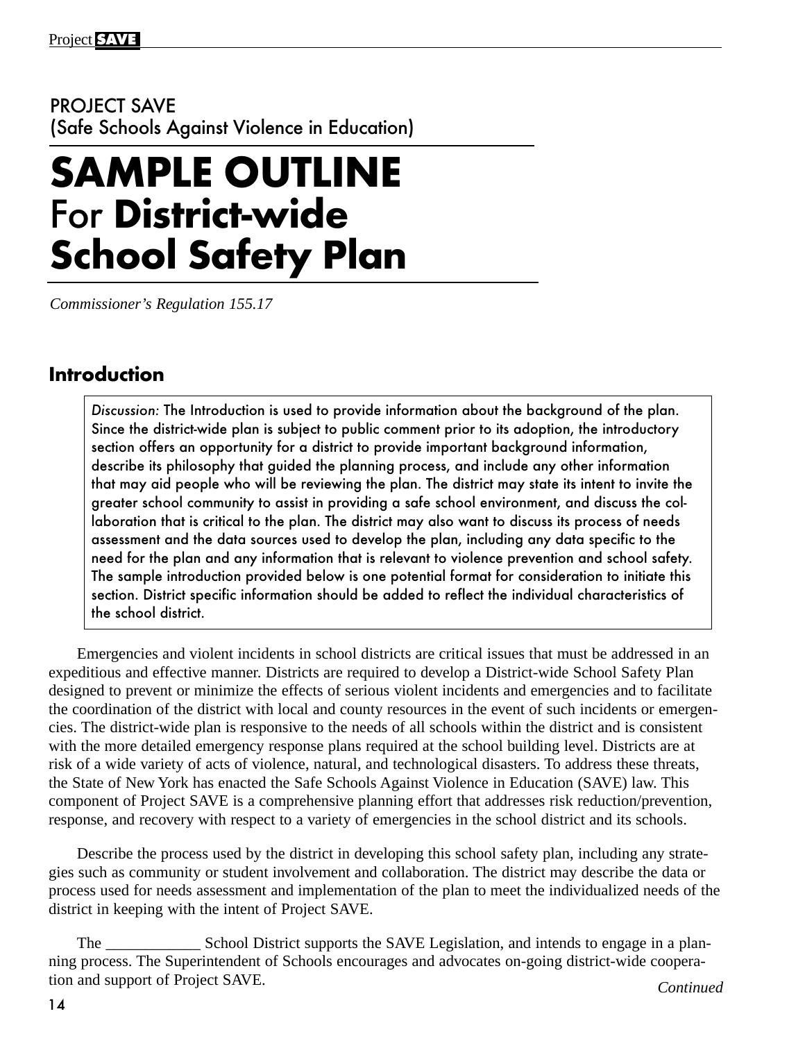PROJECT SAVE
(Safe Schools Against Violence in Education)

# SAMPLE OUTLINE For District-wide School Safety Plan

*Commissioner's Regulation 155.17*

## Introduction

> *Discussion:* The Introduction is used to provide information about the background of the plan. Since the district-wide plan is subject to public comment prior to its adoption, the introductory section offers an opportunity for a district to provide important background information, describe its philosophy that guided the planning process, and include any other information that may aid people who will be reviewing the plan. The district may state its intent to invite the greater school community to assist in providing a safe school environment, and discuss the collaboration that is critical to the plan. The district may also want to discuss its process of needs assessment and the data sources used to develop the plan, including any data specific to the need for the plan and any information that is relevant to violence prevention and school safety. The sample introduction provided below is one potential format for consideration to initiate this section. District specific information should be added to reflect the individual characteristics of the school district.

Emergencies and violent incidents in school districts are critical issues that must be addressed in an expeditious and effective manner. Districts are required to develop a District-wide School Safety Plan designed to prevent or minimize the effects of serious violent incidents and emergencies and to facilitate the coordination of the district with local and county resources in the event of such incidents or emergencies. The district-wide plan is responsive to the needs of all schools within the district and is consistent with the more detailed emergency response plans required at the school building level. Districts are at risk of a wide variety of acts of violence, natural, and technological disasters. To address these threats, the State of New York has enacted the Safe Schools Against Violence in Education (SAVE) law. This component of Project SAVE is a comprehensive planning effort that addresses risk reduction/prevention, response, and recovery with respect to a variety of emergencies in the school district and its schools.

Describe the process used by the district in developing this school safety plan, including any strategies such as community or student involvement and collaboration. The district may describe the data or process used for needs assessment and implementation of the plan to meet the individualized needs of the district in keeping with the intent of Project SAVE.

The ____________ School District supports the SAVE Legislation, and intends to engage in a planning process. The Superintendent of Schools encourages and advocates on-going district-wide cooperation and support of Project SAVE.

*Continued*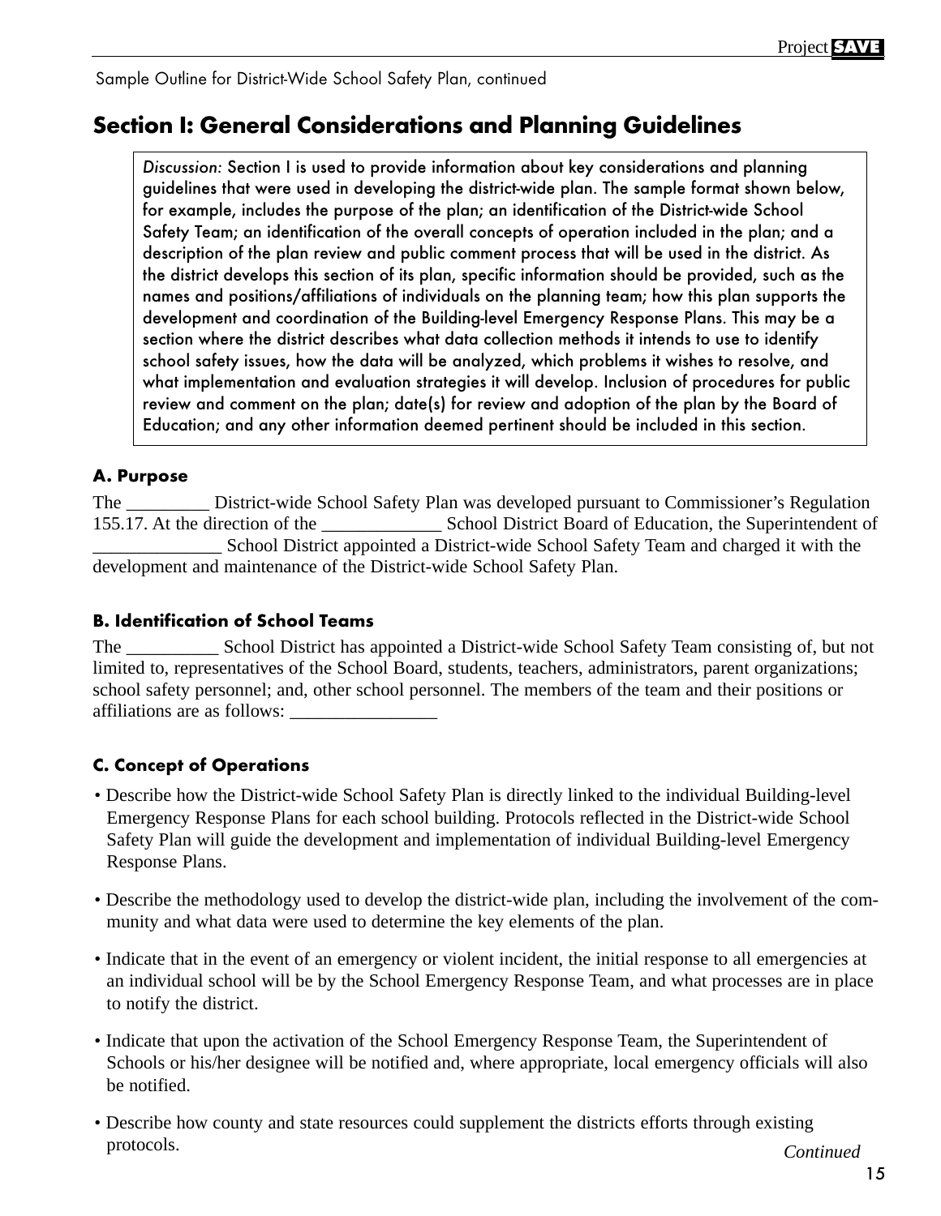Sample Outline for District-Wide School Safety Plan, continued

## Section I: General Considerations and Planning Guidelines

> *Discussion:* Section I is used to provide information about key considerations and planning guidelines that were used in developing the district-wide plan. The sample format shown below, for example, includes the purpose of the plan; an identification of the District-wide School Safety Team; an identification of the overall concepts of operation included in the plan; and a description of the plan review and public comment process that will be used in the district. As the district develops this section of its plan, specific information should be provided, such as the names and positions/affiliations of individuals on the planning team; how this plan supports the development and coordination of the Building-level Emergency Response Plans. This may be a section where the district describes what data collection methods it intends to use to identify school safety issues, how the data will be analyzed, which problems it wishes to resolve, and what implementation and evaluation strategies it will develop. Inclusion of procedures for public review and comment on the plan; date(s) for review and adoption of the plan by the Board of Education; and any other information deemed pertinent should be included in this section.

### A. Purpose

The _________ District-wide School Safety Plan was developed pursuant to Commissioner's Regulation 155.17. At the direction of the _____________ School District Board of Education, the Superintendent of ______________ School District appointed a District-wide School Safety Team and charged it with the development and maintenance of the District-wide School Safety Plan.

### B. Identification of School Teams

The __________ School District has appointed a District-wide School Safety Team consisting of, but not limited to, representatives of the School Board, students, teachers, administrators, parent organizations; school safety personnel; and, other school personnel. The members of the team and their positions or affiliations are as follows: ________________

### C. Concept of Operations

- Describe how the District-wide School Safety Plan is directly linked to the individual Building-level Emergency Response Plans for each school building. Protocols reflected in the District-wide School Safety Plan will guide the development and implementation of individual Building-level Emergency Response Plans.
- Describe the methodology used to develop the district-wide plan, including the involvement of the community and what data were used to determine the key elements of the plan.
- Indicate that in the event of an emergency or violent incident, the initial response to all emergencies at an individual school will be by the School Emergency Response Team, and what processes are in place to notify the district.
- Indicate that upon the activation of the School Emergency Response Team, the Superintendent of Schools or his/her designee will be notified and, where appropriate, local emergency officials will also be notified.
- Describe how county and state resources could supplement the districts efforts through existing protocols.

*Continued*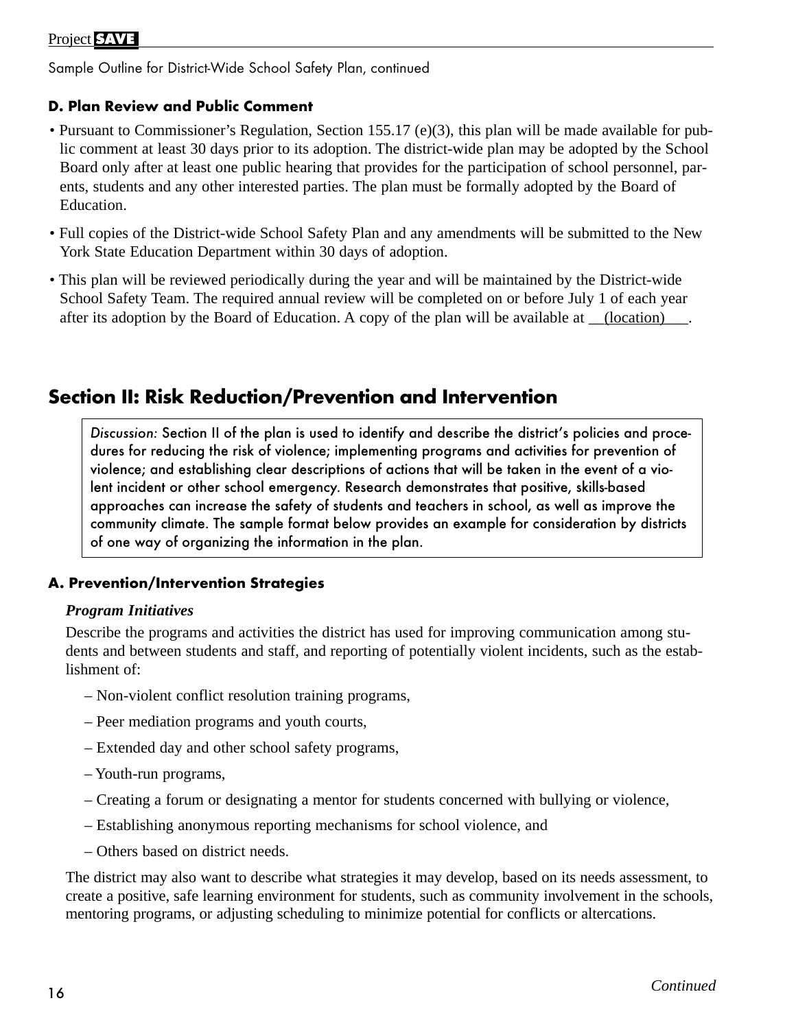Sample Outline for District-Wide School Safety Plan, continued

### D. Plan Review and Public Comment

- Pursuant to Commissioner's Regulation, Section 155.17 (e)(3), this plan will be made available for public comment at least 30 days prior to its adoption. The district-wide plan may be adopted by the School Board only after at least one public hearing that provides for the participation of school personnel, parents, students and any other interested parties. The plan must be formally adopted by the Board of Education.
- Full copies of the District-wide School Safety Plan and any amendments will be submitted to the New York State Education Department within 30 days of adoption.
- This plan will be reviewed periodically during the year and will be maintained by the District-wide School Safety Team. The required annual review will be completed on or before July 1 of each year after its adoption by the Board of Education. A copy of the plan will be available at __(location)___.

## Section II: Risk Reduction/Prevention and Intervention

> *Discussion:* Section II of the plan is used to identify and describe the district's policies and procedures for reducing the risk of violence; implementing programs and activities for prevention of violence; and establishing clear descriptions of actions that will be taken in the event of a violent incident or other school emergency. Research demonstrates that positive, skills-based approaches can increase the safety of students and teachers in school, as well as improve the community climate. The sample format below provides an example for consideration by districts of one way of organizing the information in the plan.

### A. Prevention/Intervention Strategies

***Program Initiatives***

Describe the programs and activities the district has used for improving communication among students and between students and staff, and reporting of potentially violent incidents, such as the establishment of:

- Non-violent conflict resolution training programs,
- Peer mediation programs and youth courts,
- Extended day and other school safety programs,
- Youth-run programs,
- Creating a forum or designating a mentor for students concerned with bullying or violence,
- Establishing anonymous reporting mechanisms for school violence, and
- Others based on district needs.

The district may also want to describe what strategies it may develop, based on its needs assessment, to create a positive, safe learning environment for students, such as community involvement in the schools, mentoring programs, or adjusting scheduling to minimize potential for conflicts or altercations.

*Continued*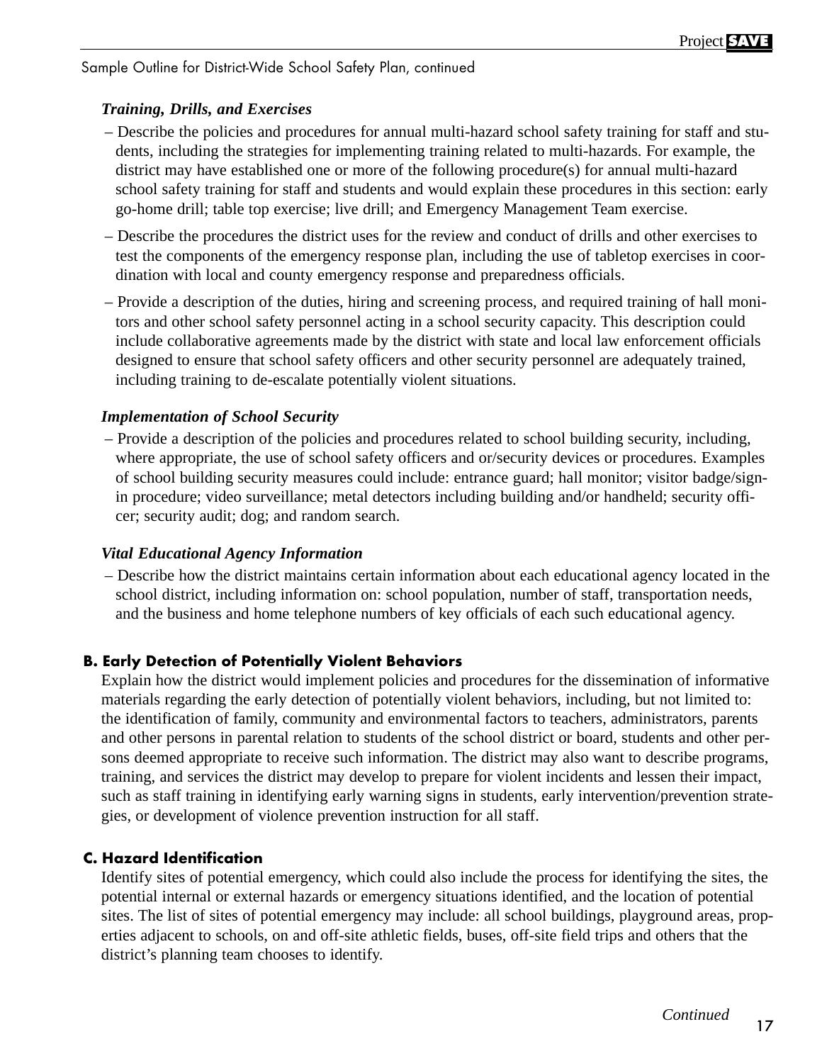Sample Outline for District-Wide School Safety Plan, continued

***Training, Drills, and Exercises***

- Describe the policies and procedures for annual multi-hazard school safety training for staff and students, including the strategies for implementing training related to multi-hazards. For example, the district may have established one or more of the following procedure(s) for annual multi-hazard school safety training for staff and students and would explain these procedures in this section: early go-home drill; table top exercise; live drill; and Emergency Management Team exercise.
- Describe the procedures the district uses for the review and conduct of drills and other exercises to test the components of the emergency response plan, including the use of tabletop exercises in coordination with local and county emergency response and preparedness officials.
- Provide a description of the duties, hiring and screening process, and required training of hall monitors and other school safety personnel acting in a school security capacity. This description could include collaborative agreements made by the district with state and local law enforcement officials designed to ensure that school safety officers and other security personnel are adequately trained, including training to de-escalate potentially violent situations.

***Implementation of School Security***

- Provide a description of the policies and procedures related to school building security, including, where appropriate, the use of school safety officers and or/security devices or procedures. Examples of school building security measures could include: entrance guard; hall monitor; visitor badge/sign-in procedure; video surveillance; metal detectors including building and/or handheld; security officer; security audit; dog; and random search.

***Vital Educational Agency Information***

- Describe how the district maintains certain information about each educational agency located in the school district, including information on: school population, number of staff, transportation needs, and the business and home telephone numbers of key officials of each such educational agency.

**B. Early Detection of Potentially Violent Behaviors**

Explain how the district would implement policies and procedures for the dissemination of informative materials regarding the early detection of potentially violent behaviors, including, but not limited to: the identification of family, community and environmental factors to teachers, administrators, parents and other persons in parental relation to students of the school district or board, students and other persons deemed appropriate to receive such information. The district may also want to describe programs, training, and services the district may develop to prepare for violent incidents and lessen their impact, such as staff training in identifying early warning signs in students, early intervention/prevention strategies, or development of violence prevention instruction for all staff.

**C. Hazard Identification**

Identify sites of potential emergency, which could also include the process for identifying the sites, the potential internal or external hazards or emergency situations identified, and the location of potential sites. The list of sites of potential emergency may include: all school buildings, playground areas, properties adjacent to schools, on and off-site athletic fields, buses, off-site field trips and others that the district's planning team chooses to identify.

*Continued*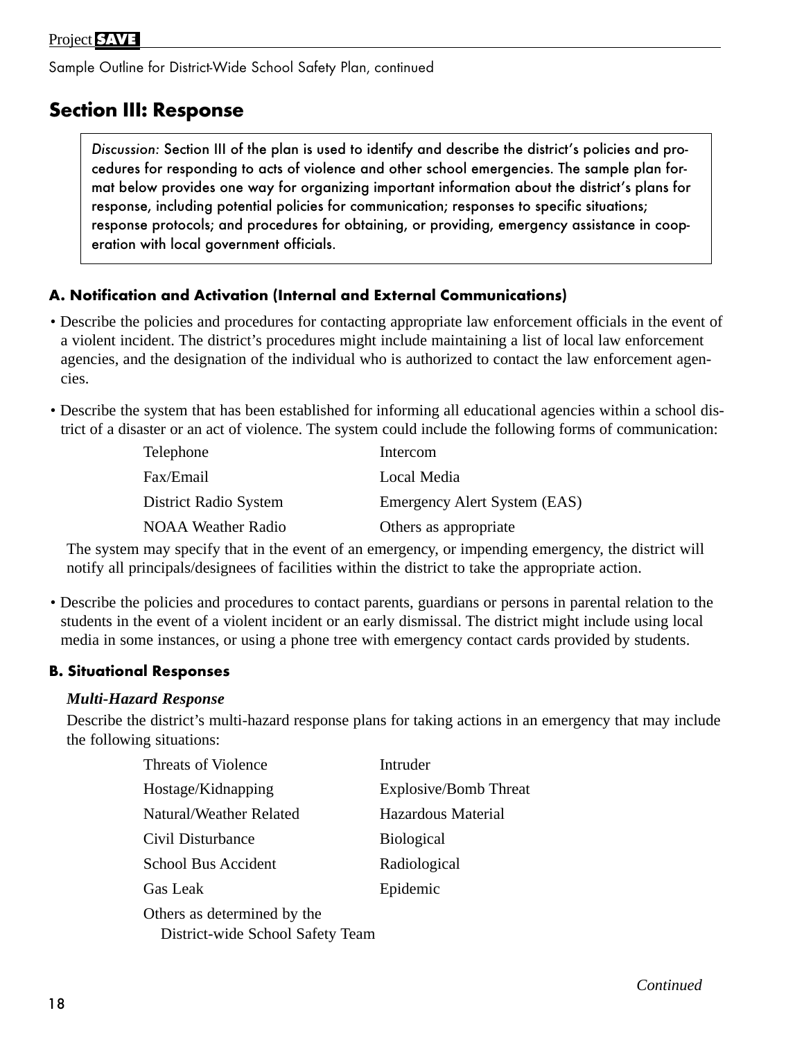Sample Outline for District-Wide School Safety Plan, continued

## Section III: Response

*Discussion:* Section III of the plan is used to identify and describe the district's policies and procedures for responding to acts of violence and other school emergencies. The sample plan format below provides one way for organizing important information about the district's plans for response, including potential policies for communication; responses to specific situations; response protocols; and procedures for obtaining, or providing, emergency assistance in cooperation with local government officials.

### A. Notification and Activation (Internal and External Communications)

- Describe the policies and procedures for contacting appropriate law enforcement officials in the event of a violent incident. The district's procedures might include maintaining a list of local law enforcement agencies, and the designation of the individual who is authorized to contact the law enforcement agencies.

- Describe the system that has been established for informing all educational agencies within a school district of a disaster or an act of violence. The system could include the following forms of communication:

| | |
|---|---|
| Telephone | Intercom |
| Fax/Email | Local Media |
| District Radio System | Emergency Alert System (EAS) |
| NOAA Weather Radio | Others as appropriate |

  The system may specify that in the event of an emergency, or impending emergency, the district will notify all principals/designees of facilities within the district to take the appropriate action.

- Describe the policies and procedures to contact parents, guardians or persons in parental relation to the students in the event of a violent incident or an early dismissal. The district might include using local media in some instances, or using a phone tree with emergency contact cards provided by students.

### B. Situational Responses

***Multi-Hazard Response***

Describe the district's multi-hazard response plans for taking actions in an emergency that may include the following situations:

| | |
|---|---|
| Threats of Violence | Intruder |
| Hostage/Kidnapping | Explosive/Bomb Threat |
| Natural/Weather Related | Hazardous Material |
| Civil Disturbance | Biological |
| School Bus Accident | Radiological |
| Gas Leak | Epidemic |
| Others as determined by the District-wide School Safety Team | |

*Continued*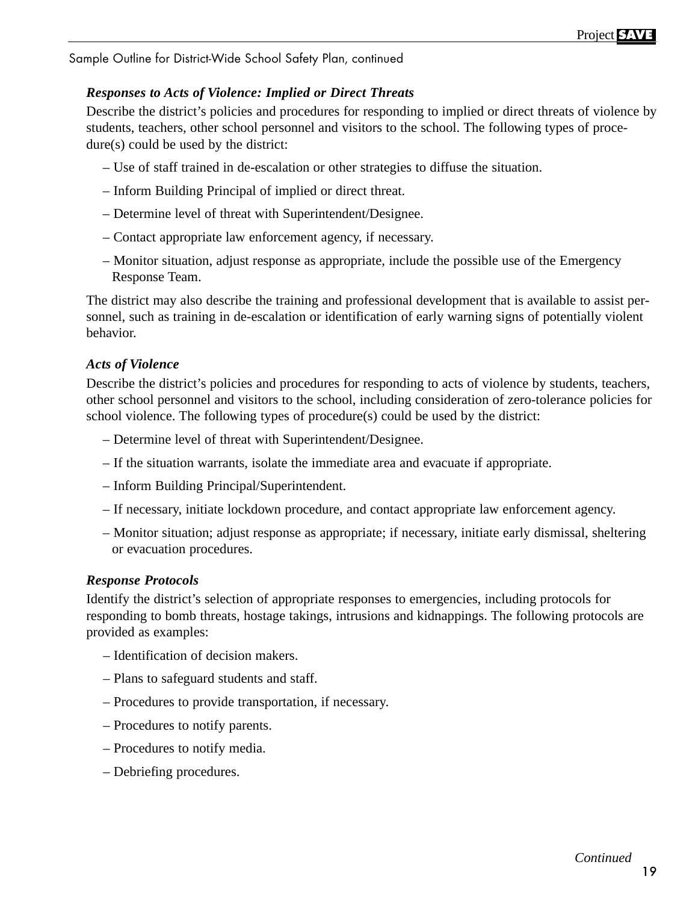Sample Outline for District-Wide School Safety Plan, continued

### *Responses to Acts of Violence: Implied or Direct Threats*

Describe the district's policies and procedures for responding to implied or direct threats of violence by students, teachers, other school personnel and visitors to the school. The following types of procedure(s) could be used by the district:

– Use of staff trained in de-escalation or other strategies to diffuse the situation.

– Inform Building Principal of implied or direct threat.

– Determine level of threat with Superintendent/Designee.

– Contact appropriate law enforcement agency, if necessary.

– Monitor situation, adjust response as appropriate, include the possible use of the Emergency Response Team.

The district may also describe the training and professional development that is available to assist personnel, such as training in de-escalation or identification of early warning signs of potentially violent behavior.

### *Acts of Violence*

Describe the district's policies and procedures for responding to acts of violence by students, teachers, other school personnel and visitors to the school, including consideration of zero-tolerance policies for school violence. The following types of procedure(s) could be used by the district:

– Determine level of threat with Superintendent/Designee.

– If the situation warrants, isolate the immediate area and evacuate if appropriate.

– Inform Building Principal/Superintendent.

– If necessary, initiate lockdown procedure, and contact appropriate law enforcement agency.

– Monitor situation; adjust response as appropriate; if necessary, initiate early dismissal, sheltering or evacuation procedures.

### *Response Protocols*

Identify the district's selection of appropriate responses to emergencies, including protocols for responding to bomb threats, hostage takings, intrusions and kidnappings. The following protocols are provided as examples:

– Identification of decision makers.

– Plans to safeguard students and staff.

– Procedures to provide transportation, if necessary.

– Procedures to notify parents.

– Procedures to notify media.

– Debriefing procedures.

*Continued*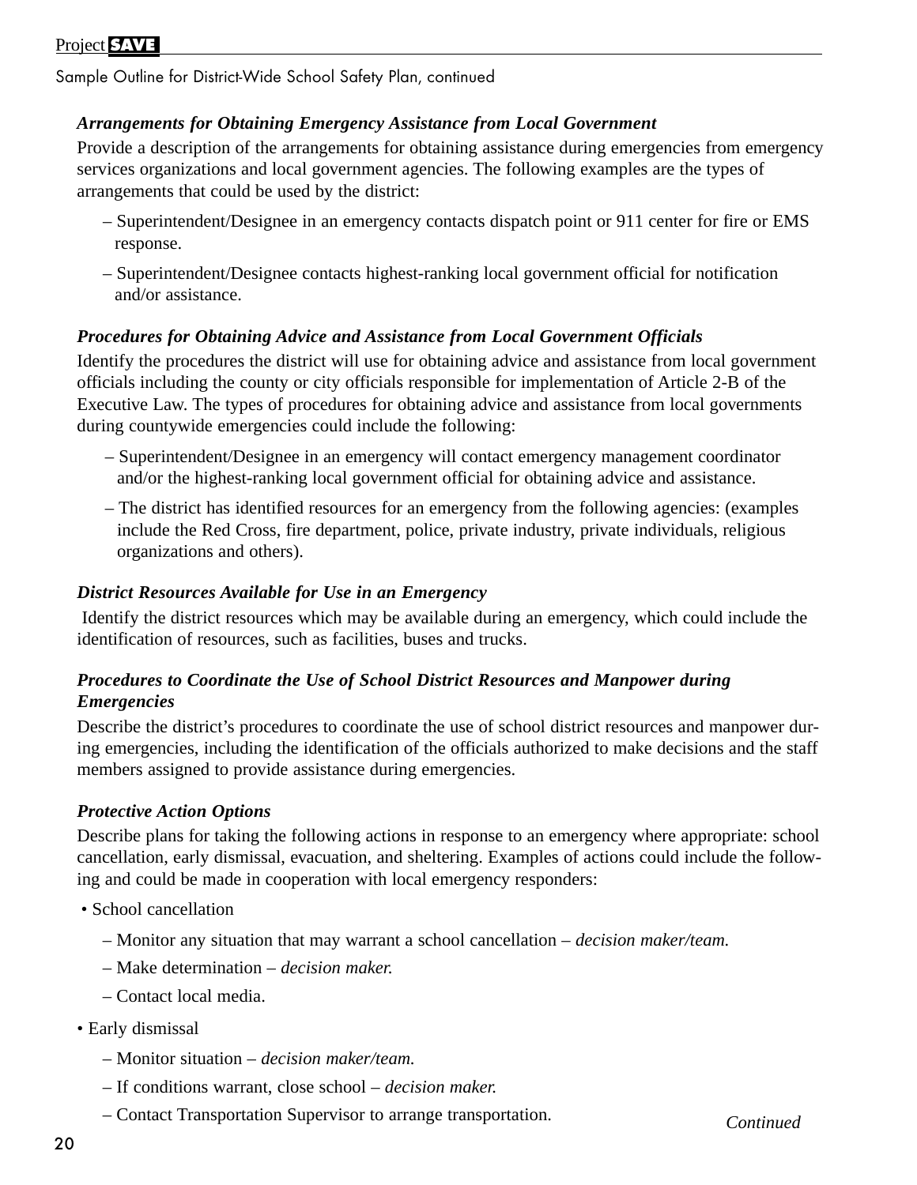### *Arrangements for Obtaining Emergency Assistance from Local Government*

Provide a description of the arrangements for obtaining assistance during emergencies from emergency services organizations and local government agencies. The following examples are the types of arrangements that could be used by the district:

- Superintendent/Designee in an emergency contacts dispatch point or 911 center for fire or EMS response.
- Superintendent/Designee contacts highest-ranking local government official for notification and/or assistance.

### *Procedures for Obtaining Advice and Assistance from Local Government Officials*

Identify the procedures the district will use for obtaining advice and assistance from local government officials including the county or city officials responsible for implementation of Article 2-B of the Executive Law. The types of procedures for obtaining advice and assistance from local governments during countywide emergencies could include the following:

- Superintendent/Designee in an emergency will contact emergency management coordinator and/or the highest-ranking local government official for obtaining advice and assistance.
- The district has identified resources for an emergency from the following agencies: (examples include the Red Cross, fire department, police, private industry, private individuals, religious organizations and others).

### *District Resources Available for Use in an Emergency*

Identify the district resources which may be available during an emergency, which could include the identification of resources, such as facilities, buses and trucks.

### *Procedures to Coordinate the Use of School District Resources and Manpower during Emergencies*

Describe the district's procedures to coordinate the use of school district resources and manpower during emergencies, including the identification of the officials authorized to make decisions and the staff members assigned to provide assistance during emergencies.

### *Protective Action Options*

Describe plans for taking the following actions in response to an emergency where appropriate: school cancellation, early dismissal, evacuation, and sheltering. Examples of actions could include the following and could be made in cooperation with local emergency responders:

- School cancellation
  - Monitor any situation that may warrant a school cancellation – *decision maker/team.*
  - Make determination – *decision maker.*
  - Contact local media.
- Early dismissal
  - Monitor situation – *decision maker/team.*
  - If conditions warrant, close school – *decision maker.*
  - Contact Transportation Supervisor to arrange transportation.

*Continued*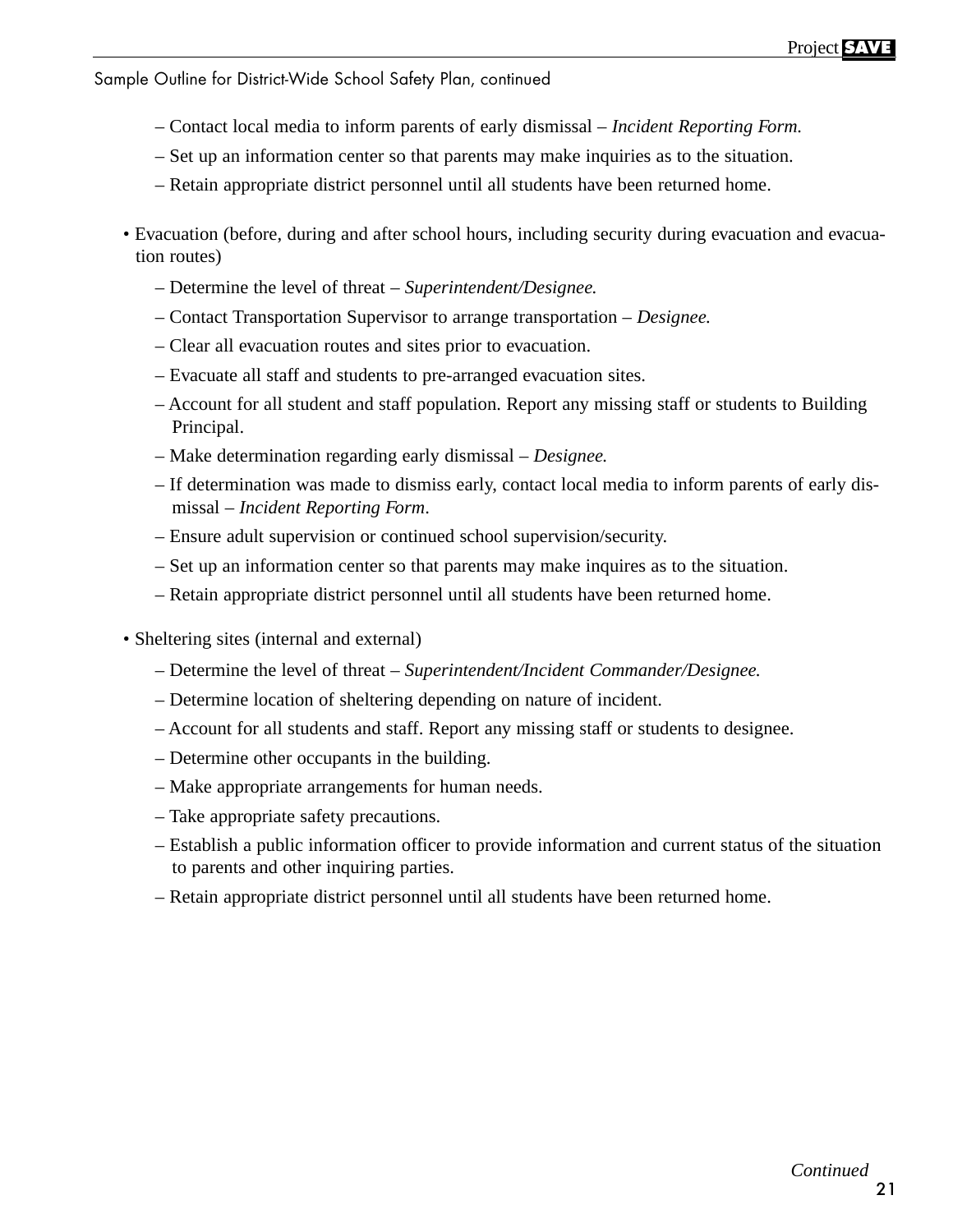Sample Outline for District-Wide School Safety Plan, continued

- – Contact local media to inform parents of early dismissal – *Incident Reporting Form.*
- – Set up an information center so that parents may make inquiries as to the situation.
- – Retain appropriate district personnel until all students have been returned home.

• Evacuation (before, during and after school hours, including security during evacuation and evacuation routes)

- – Determine the level of threat – *Superintendent/Designee.*
- – Contact Transportation Supervisor to arrange transportation – *Designee.*
- – Clear all evacuation routes and sites prior to evacuation.
- – Evacuate all staff and students to pre-arranged evacuation sites.
- – Account for all student and staff population. Report any missing staff or students to Building Principal.
- – Make determination regarding early dismissal – *Designee.*
- – If determination was made to dismiss early, contact local media to inform parents of early dismissal – *Incident Reporting Form*.
- – Ensure adult supervision or continued school supervision/security.
- – Set up an information center so that parents may make inquires as to the situation.
- – Retain appropriate district personnel until all students have been returned home.

• Sheltering sites (internal and external)

- – Determine the level of threat – *Superintendent/Incident Commander/Designee.*
- – Determine location of sheltering depending on nature of incident.
- – Account for all students and staff. Report any missing staff or students to designee.
- – Determine other occupants in the building.
- – Make appropriate arrangements for human needs.
- – Take appropriate safety precautions.
- – Establish a public information officer to provide information and current status of the situation to parents and other inquiring parties.
- – Retain appropriate district personnel until all students have been returned home.

*Continued*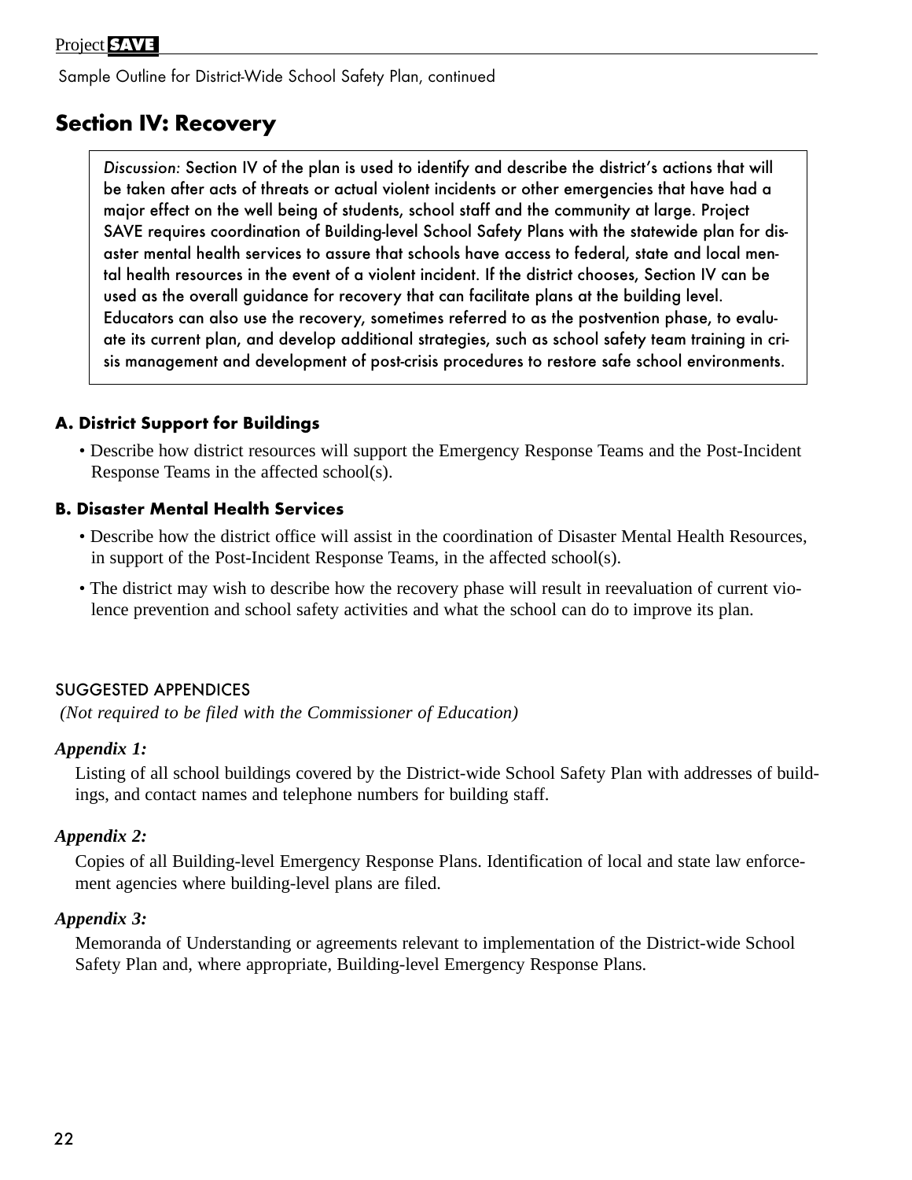Sample Outline for District-Wide School Safety Plan, continued

## Section IV: Recovery

*Discussion:* Section IV of the plan is used to identify and describe the district's actions that will be taken after acts of threats or actual violent incidents or other emergencies that have had a major effect on the well being of students, school staff and the community at large. Project SAVE requires coordination of Building-level School Safety Plans with the statewide plan for disaster mental health services to assure that schools have access to federal, state and local mental health resources in the event of a violent incident. If the district chooses, Section IV can be used as the overall guidance for recovery that can facilitate plans at the building level. Educators can also use the recovery, sometimes referred to as the postvention phase, to evaluate its current plan, and develop additional strategies, such as school safety team training in crisis management and development of post-crisis procedures to restore safe school environments.

### A. District Support for Buildings

- Describe how district resources will support the Emergency Response Teams and the Post-Incident Response Teams in the affected school(s).

### B. Disaster Mental Health Services

- Describe how the district office will assist in the coordination of Disaster Mental Health Resources, in support of the Post-Incident Response Teams, in the affected school(s).
- The district may wish to describe how the recovery phase will result in reevaluation of current violence prevention and school safety activities and what the school can do to improve its plan.

### SUGGESTED APPENDICES

*(Not required to be filed with the Commissioner of Education)*

***Appendix 1:***

Listing of all school buildings covered by the District-wide School Safety Plan with addresses of buildings, and contact names and telephone numbers for building staff.

***Appendix 2:***

Copies of all Building-level Emergency Response Plans. Identification of local and state law enforcement agencies where building-level plans are filed.

***Appendix 3:***

Memoranda of Understanding or agreements relevant to implementation of the District-wide School Safety Plan and, where appropriate, Building-level Emergency Response Plans.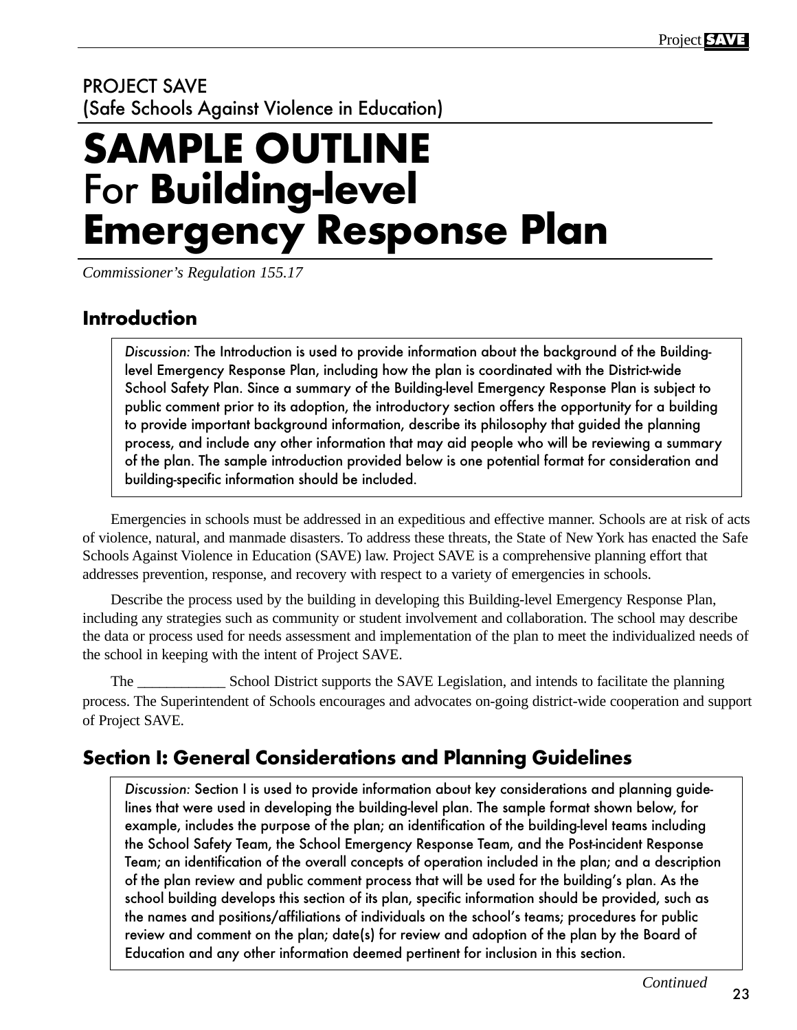PROJECT SAVE
(Safe Schools Against Violence in Education)

# SAMPLE OUTLINE For Building-level Emergency Response Plan

*Commissioner's Regulation 155.17*

## Introduction

> *Discussion:* The Introduction is used to provide information about the background of the Building-level Emergency Response Plan, including how the plan is coordinated with the District-wide School Safety Plan. Since a summary of the Building-level Emergency Response Plan is subject to public comment prior to its adoption, the introductory section offers the opportunity for a building to provide important background information, describe its philosophy that guided the planning process, and include any other information that may aid people who will be reviewing a summary of the plan. The sample introduction provided below is one potential format for consideration and building-specific information should be included.

Emergencies in schools must be addressed in an expeditious and effective manner. Schools are at risk of acts of violence, natural, and manmade disasters. To address these threats, the State of New York has enacted the Safe Schools Against Violence in Education (SAVE) law. Project SAVE is a comprehensive planning effort that addresses prevention, response, and recovery with respect to a variety of emergencies in schools.

Describe the process used by the building in developing this Building-level Emergency Response Plan, including any strategies such as community or student involvement and collaboration. The school may describe the data or process used for needs assessment and implementation of the plan to meet the individualized needs of the school in keeping with the intent of Project SAVE.

The ____________ School District supports the SAVE Legislation, and intends to facilitate the planning process. The Superintendent of Schools encourages and advocates on-going district-wide cooperation and support of Project SAVE.

## Section I: General Considerations and Planning Guidelines

> *Discussion:* Section I is used to provide information about key considerations and planning guidelines that were used in developing the building-level plan. The sample format shown below, for example, includes the purpose of the plan; an identification of the building-level teams including the School Safety Team, the School Emergency Response Team, and the Post-incident Response Team; an identification of the overall concepts of operation included in the plan; and a description of the plan review and public comment process that will be used for the building's plan. As the school building develops this section of its plan, specific information should be provided, such as the names and positions/affiliations of individuals on the school's teams; procedures for public review and comment on the plan; date(s) for review and adoption of the plan by the Board of Education and any other information deemed pertinent for inclusion in this section.

*Continued*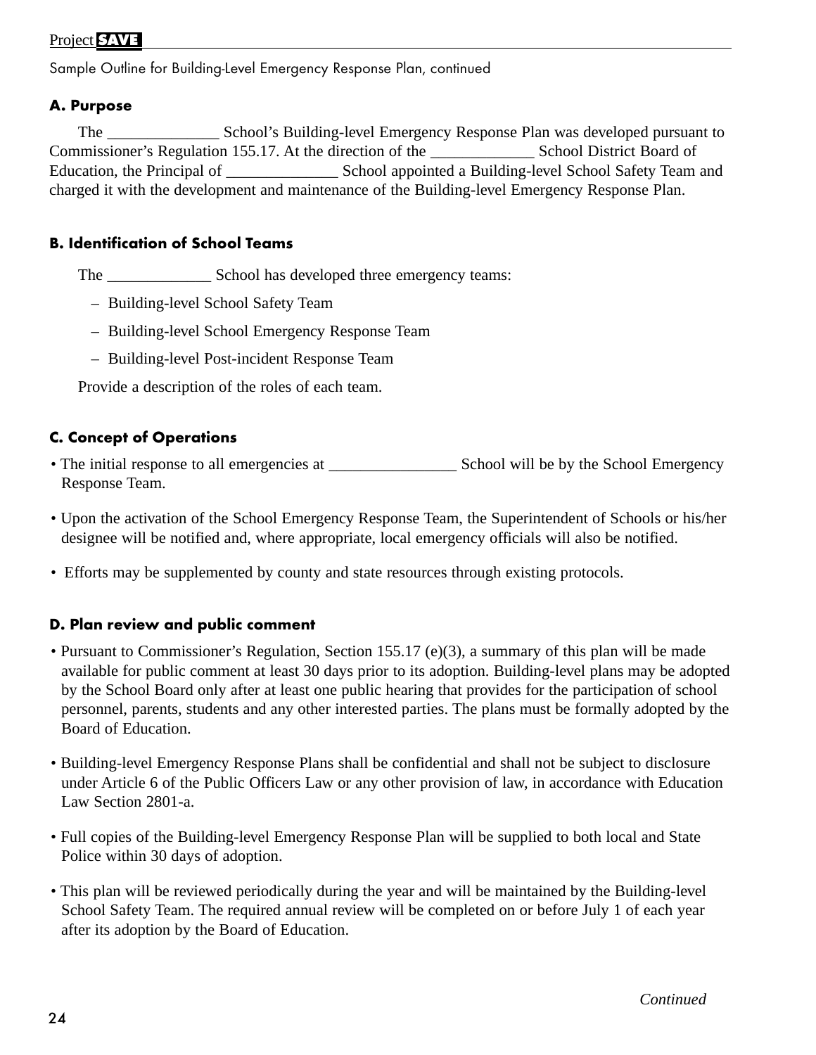Sample Outline for Building-Level Emergency Response Plan, continued

### A. Purpose

The ______________ School's Building-level Emergency Response Plan was developed pursuant to Commissioner's Regulation 155.17. At the direction of the _____________ School District Board of Education, the Principal of ______________ School appointed a Building-level School Safety Team and charged it with the development and maintenance of the Building-level Emergency Response Plan.

### B. Identification of School Teams

The _____________ School has developed three emergency teams:

- Building-level School Safety Team
- Building-level School Emergency Response Team
- Building-level Post-incident Response Team

Provide a description of the roles of each team.

### C. Concept of Operations

- The initial response to all emergencies at ________________ School will be by the School Emergency Response Team.
- Upon the activation of the School Emergency Response Team, the Superintendent of Schools or his/her designee will be notified and, where appropriate, local emergency officials will also be notified.
- Efforts may be supplemented by county and state resources through existing protocols.

### D. Plan review and public comment

- Pursuant to Commissioner's Regulation, Section 155.17 (e)(3), a summary of this plan will be made available for public comment at least 30 days prior to its adoption. Building-level plans may be adopted by the School Board only after at least one public hearing that provides for the participation of school personnel, parents, students and any other interested parties. The plans must be formally adopted by the Board of Education.
- Building-level Emergency Response Plans shall be confidential and shall not be subject to disclosure under Article 6 of the Public Officers Law or any other provision of law, in accordance with Education Law Section 2801-a.
- Full copies of the Building-level Emergency Response Plan will be supplied to both local and State Police within 30 days of adoption.
- This plan will be reviewed periodically during the year and will be maintained by the Building-level School Safety Team. The required annual review will be completed on or before July 1 of each year after its adoption by the Board of Education.

*Continued*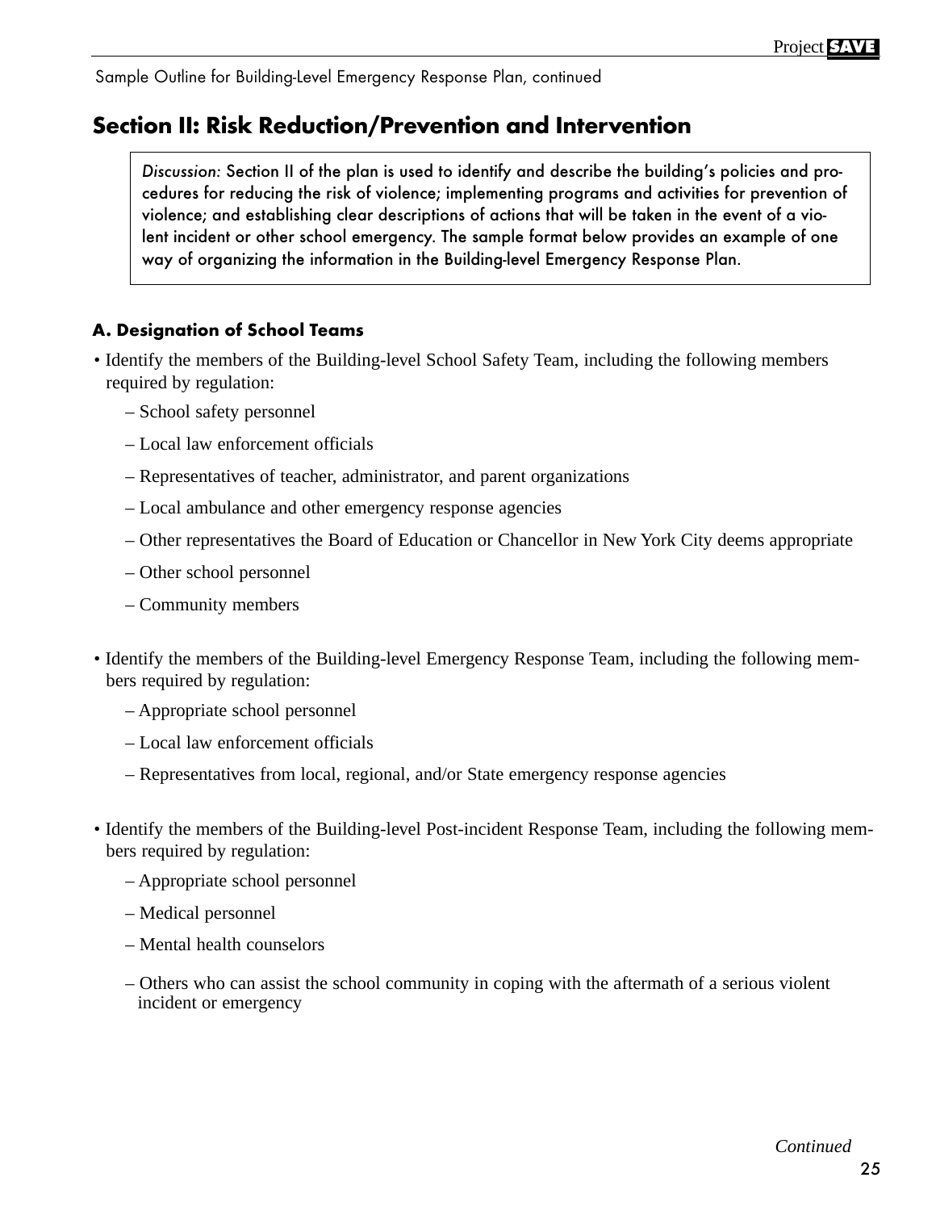Sample Outline for Building-Level Emergency Response Plan, continued

## Section II: Risk Reduction/Prevention and Intervention

> *Discussion:* Section II of the plan is used to identify and describe the building's policies and procedures for reducing the risk of violence; implementing programs and activities for prevention of violence; and establishing clear descriptions of actions that will be taken in the event of a violent incident or other school emergency. The sample format below provides an example of one way of organizing the information in the Building-level Emergency Response Plan.

### A. Designation of School Teams

- Identify the members of the Building-level School Safety Team, including the following members required by regulation:
  - School safety personnel
  - Local law enforcement officials
  - Representatives of teacher, administrator, and parent organizations
  - Local ambulance and other emergency response agencies
  - Other representatives the Board of Education or Chancellor in New York City deems appropriate
  - Other school personnel
  - Community members
- Identify the members of the Building-level Emergency Response Team, including the following members required by regulation:
  - Appropriate school personnel
  - Local law enforcement officials
  - Representatives from local, regional, and/or State emergency response agencies
- Identify the members of the Building-level Post-incident Response Team, including the following members required by regulation:
  - Appropriate school personnel
  - Medical personnel
  - Mental health counselors
  - Others who can assist the school community in coping with the aftermath of a serious violent incident or emergency

*Continued*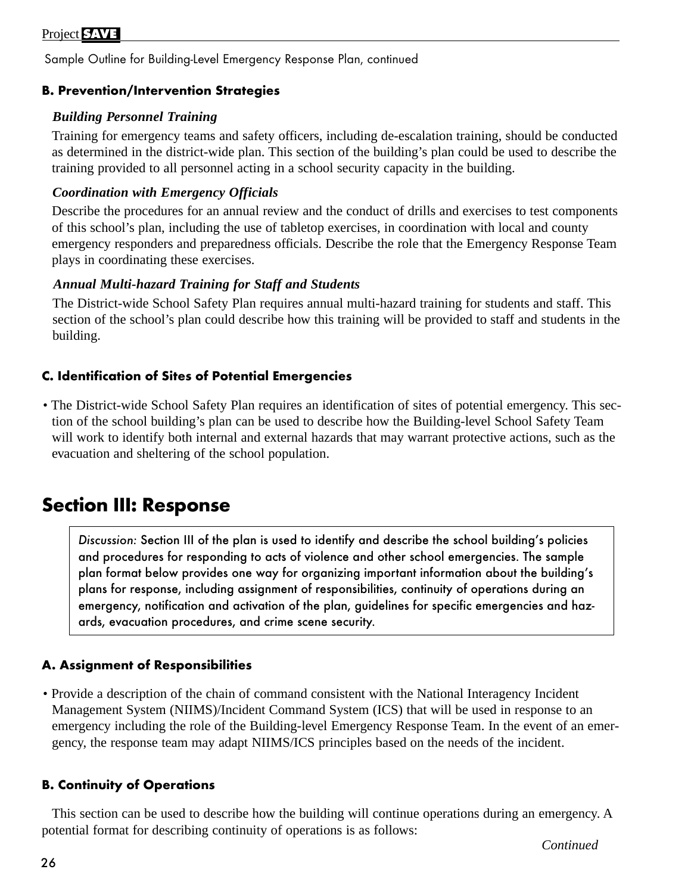Sample Outline for Building-Level Emergency Response Plan, continued

### B. Prevention/Intervention Strategies

***Building Personnel Training***

Training for emergency teams and safety officers, including de-escalation training, should be conducted as determined in the district-wide plan. This section of the building's plan could be used to describe the training provided to all personnel acting in a school security capacity in the building.

***Coordination with Emergency Officials***

Describe the procedures for an annual review and the conduct of drills and exercises to test components of this school's plan, including the use of tabletop exercises, in coordination with local and county emergency responders and preparedness officials. Describe the role that the Emergency Response Team plays in coordinating these exercises.

***Annual Multi-hazard Training for Staff and Students***

The District-wide School Safety Plan requires annual multi-hazard training for students and staff. This section of the school's plan could describe how this training will be provided to staff and students in the building.

### C. Identification of Sites of Potential Emergencies

- The District-wide School Safety Plan requires an identification of sites of potential emergency. This section of the school building's plan can be used to describe how the Building-level School Safety Team will work to identify both internal and external hazards that may warrant protective actions, such as the evacuation and sheltering of the school population.

## Section III: Response

> *Discussion:* Section III of the plan is used to identify and describe the school building's policies and procedures for responding to acts of violence and other school emergencies. The sample plan format below provides one way for organizing important information about the building's plans for response, including assignment of responsibilities, continuity of operations during an emergency, notification and activation of the plan, guidelines for specific emergencies and hazards, evacuation procedures, and crime scene security.

### A. Assignment of Responsibilities

- Provide a description of the chain of command consistent with the National Interagency Incident Management System (NIIMS)/Incident Command System (ICS) that will be used in response to an emergency including the role of the Building-level Emergency Response Team. In the event of an emergency, the response team may adapt NIIMS/ICS principles based on the needs of the incident.

### B. Continuity of Operations

This section can be used to describe how the building will continue operations during an emergency. A potential format for describing continuity of operations is as follows:

*Continued*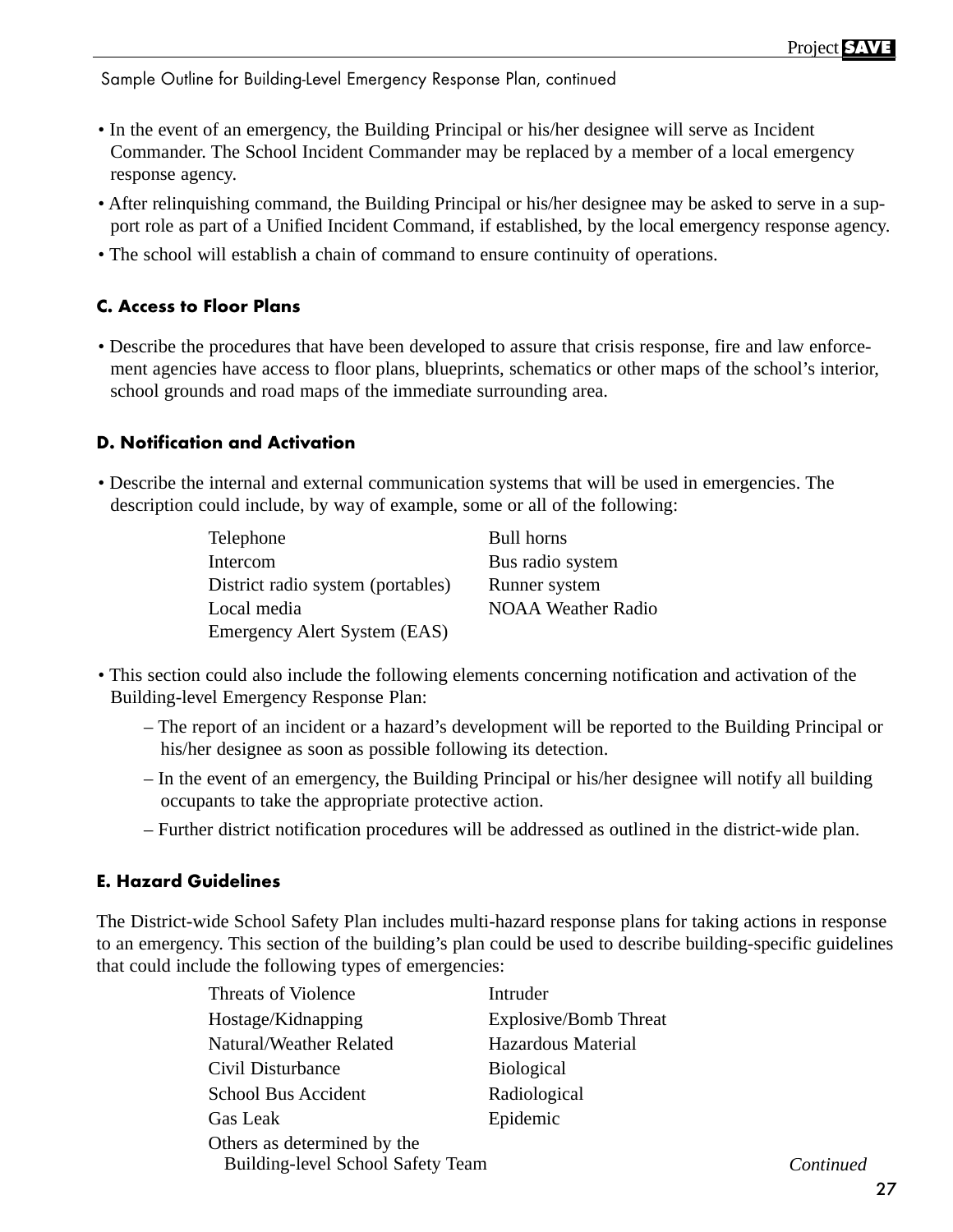Sample Outline for Building-Level Emergency Response Plan, continued

- In the event of an emergency, the Building Principal or his/her designee will serve as Incident Commander. The School Incident Commander may be replaced by a member of a local emergency response agency.
- After relinquishing command, the Building Principal or his/her designee may be asked to serve in a support role as part of a Unified Incident Command, if established, by the local emergency response agency.
- The school will establish a chain of command to ensure continuity of operations.

### C. Access to Floor Plans

- Describe the procedures that have been developed to assure that crisis response, fire and law enforcement agencies have access to floor plans, blueprints, schematics or other maps of the school's interior, school grounds and road maps of the immediate surrounding area.

### D. Notification and Activation

- Describe the internal and external communication systems that will be used in emergencies. The description could include, by way of example, some or all of the following:

| | |
|---|---|
| Telephone | Bull horns |
| Intercom | Bus radio system |
| District radio system (portables) | Runner system |
| Local media | NOAA Weather Radio |
| Emergency Alert System (EAS) | |

- This section could also include the following elements concerning notification and activation of the Building-level Emergency Response Plan:
  - The report of an incident or a hazard's development will be reported to the Building Principal or his/her designee as soon as possible following its detection.
  - In the event of an emergency, the Building Principal or his/her designee will notify all building occupants to take the appropriate protective action.
  - Further district notification procedures will be addressed as outlined in the district-wide plan.

### E. Hazard Guidelines

The District-wide School Safety Plan includes multi-hazard response plans for taking actions in response to an emergency. This section of the building's plan could be used to describe building-specific guidelines that could include the following types of emergencies:

| | |
|---|---|
| Threats of Violence | Intruder |
| Hostage/Kidnapping | Explosive/Bomb Threat |
| Natural/Weather Related | Hazardous Material |
| Civil Disturbance | Biological |
| School Bus Accident | Radiological |
| Gas Leak | Epidemic |
| Others as determined by the Building-level School Safety Team | |

*Continued*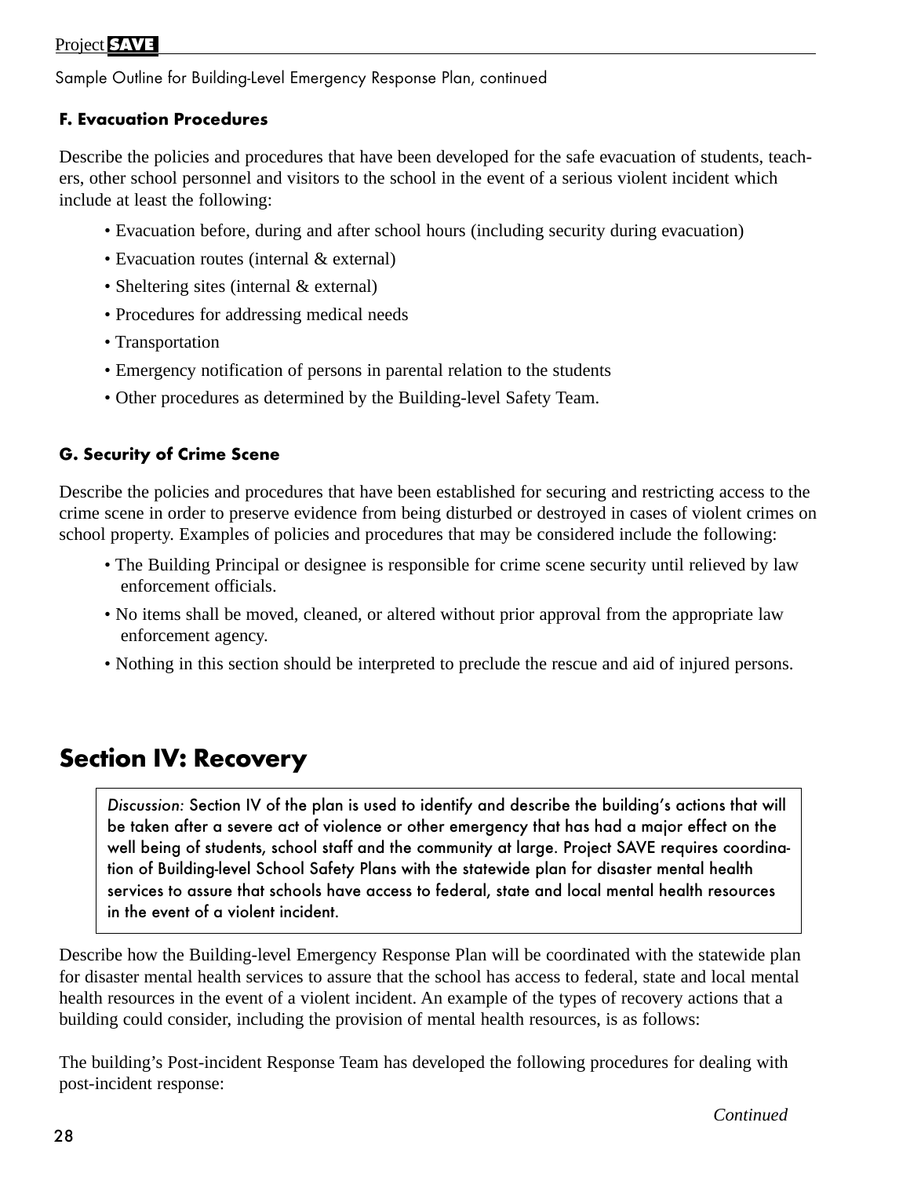### F. Evacuation Procedures

Describe the policies and procedures that have been developed for the safe evacuation of students, teachers, other school personnel and visitors to the school in the event of a serious violent incident which include at least the following:

- Evacuation before, during and after school hours (including security during evacuation)
- Evacuation routes (internal & external)
- Sheltering sites (internal & external)
- Procedures for addressing medical needs
- Transportation
- Emergency notification of persons in parental relation to the students
- Other procedures as determined by the Building-level Safety Team.

### G. Security of Crime Scene

Describe the policies and procedures that have been established for securing and restricting access to the crime scene in order to preserve evidence from being disturbed or destroyed in cases of violent crimes on school property. Examples of policies and procedures that may be considered include the following:

- The Building Principal or designee is responsible for crime scene security until relieved by law enforcement officials.
- No items shall be moved, cleaned, or altered without prior approval from the appropriate law enforcement agency.
- Nothing in this section should be interpreted to preclude the rescue and aid of injured persons.

## Section IV: Recovery

> *Discussion:* Section IV of the plan is used to identify and describe the building's actions that will be taken after a severe act of violence or other emergency that has had a major effect on the well being of students, school staff and the community at large. Project SAVE requires coordination of Building-level School Safety Plans with the statewide plan for disaster mental health services to assure that schools have access to federal, state and local mental health resources in the event of a violent incident.

Describe how the Building-level Emergency Response Plan will be coordinated with the statewide plan for disaster mental health services to assure that the school has access to federal, state and local mental health resources in the event of a violent incident. An example of the types of recovery actions that a building could consider, including the provision of mental health resources, is as follows:

The building's Post-incident Response Team has developed the following procedures for dealing with post-incident response:

*Continued*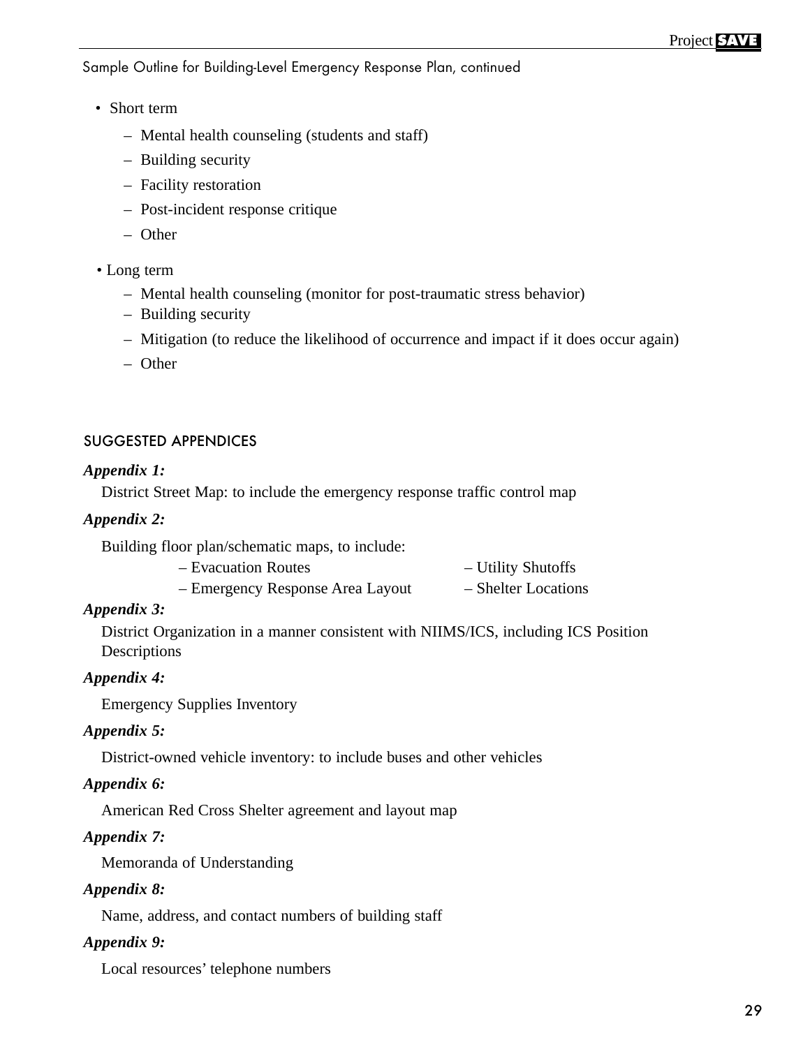Sample Outline for Building-Level Emergency Response Plan, continued

- Short term
  - Mental health counseling (students and staff)
  - Building security
  - Facility restoration
  - Post-incident response critique
  - Other
- Long term
  - Mental health counseling (monitor for post-traumatic stress behavior)
  - Building security
  - Mitigation (to reduce the likelihood of occurrence and impact if it does occur again)
  - Other

## SUGGESTED APPENDICES

***Appendix 1:***

District Street Map: to include the emergency response traffic control map

***Appendix 2:***

Building floor plan/schematic maps, to include:

- Evacuation Routes
- Utility Shutoffs
- Emergency Response Area Layout
- Shelter Locations

***Appendix 3:***

District Organization in a manner consistent with NIIMS/ICS, including ICS Position Descriptions

***Appendix 4:***

Emergency Supplies Inventory

***Appendix 5:***

District-owned vehicle inventory: to include buses and other vehicles

***Appendix 6:***

American Red Cross Shelter agreement and layout map

***Appendix 7:***

Memoranda of Understanding

***Appendix 8:***

Name, address, and contact numbers of building staff

***Appendix 9:***

Local resources' telephone numbers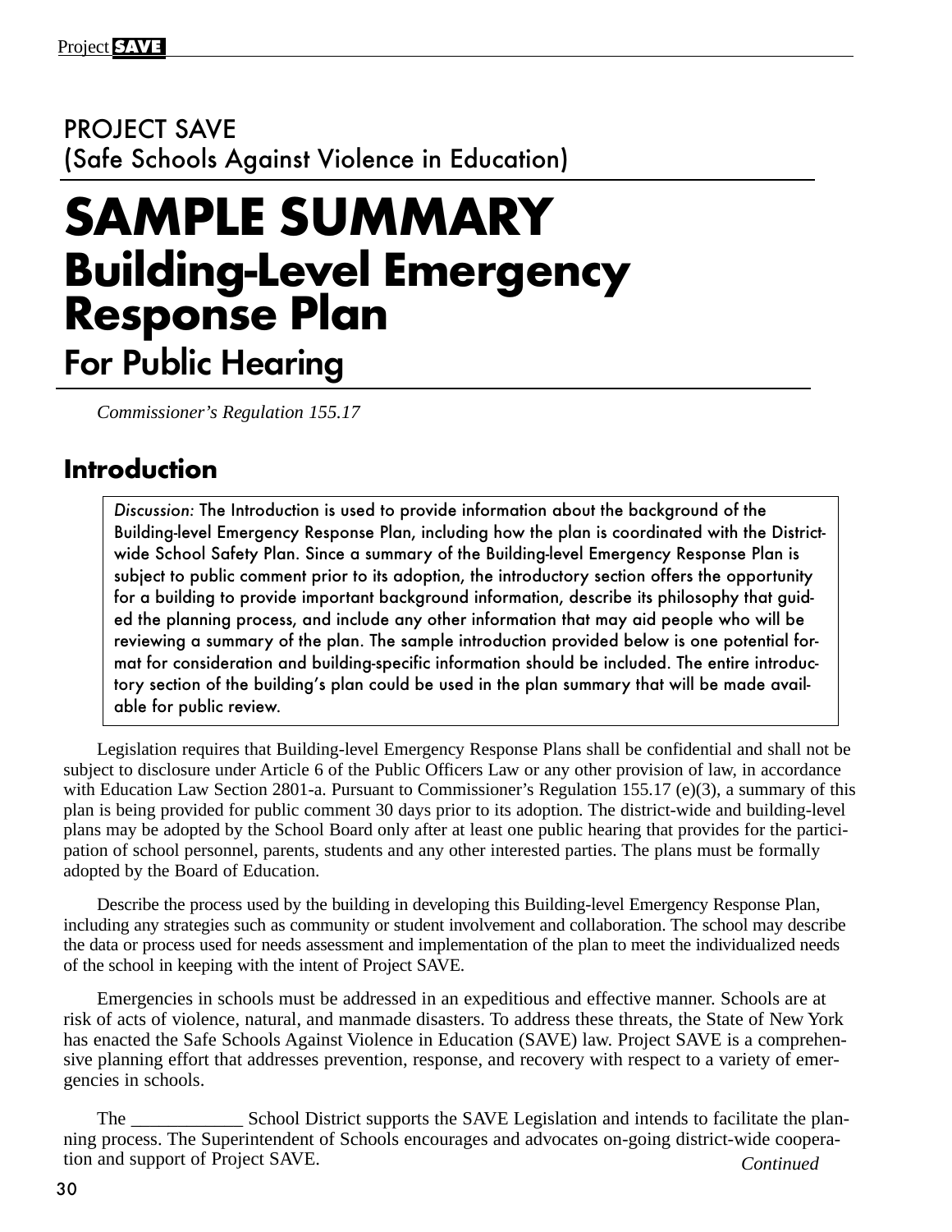# PROJECT SAVE
(Safe Schools Against Violence in Education)

# SAMPLE SUMMARY
## Building-Level Emergency Response Plan
### For Public Hearing

*Commissioner's Regulation 155.17*

## Introduction

> *Discussion:* The Introduction is used to provide information about the background of the Building-level Emergency Response Plan, including how the plan is coordinated with the District-wide School Safety Plan. Since a summary of the Building-level Emergency Response Plan is subject to public comment prior to its adoption, the introductory section offers the opportunity for a building to provide important background information, describe its philosophy that guided the planning process, and include any other information that may aid people who will be reviewing a summary of the plan. The sample introduction provided below is one potential format for consideration and building-specific information should be included. The entire introductory section of the building's plan could be used in the plan summary that will be made available for public review.

Legislation requires that Building-level Emergency Response Plans shall be confidential and shall not be subject to disclosure under Article 6 of the Public Officers Law or any other provision of law, in accordance with Education Law Section 2801-a. Pursuant to Commissioner's Regulation 155.17 (e)(3), a summary of this plan is being provided for public comment 30 days prior to its adoption. The district-wide and building-level plans may be adopted by the School Board only after at least one public hearing that provides for the participation of school personnel, parents, students and any other interested parties. The plans must be formally adopted by the Board of Education.

Describe the process used by the building in developing this Building-level Emergency Response Plan, including any strategies such as community or student involvement and collaboration. The school may describe the data or process used for needs assessment and implementation of the plan to meet the individualized needs of the school in keeping with the intent of Project SAVE.

Emergencies in schools must be addressed in an expeditious and effective manner. Schools are at risk of acts of violence, natural, and manmade disasters. To address these threats, the State of New York has enacted the Safe Schools Against Violence in Education (SAVE) law. Project SAVE is a comprehensive planning effort that addresses prevention, response, and recovery with respect to a variety of emergencies in schools.

The ____________ School District supports the SAVE Legislation and intends to facilitate the planning process. The Superintendent of Schools encourages and advocates on-going district-wide cooperation and support of Project SAVE.

*Continued*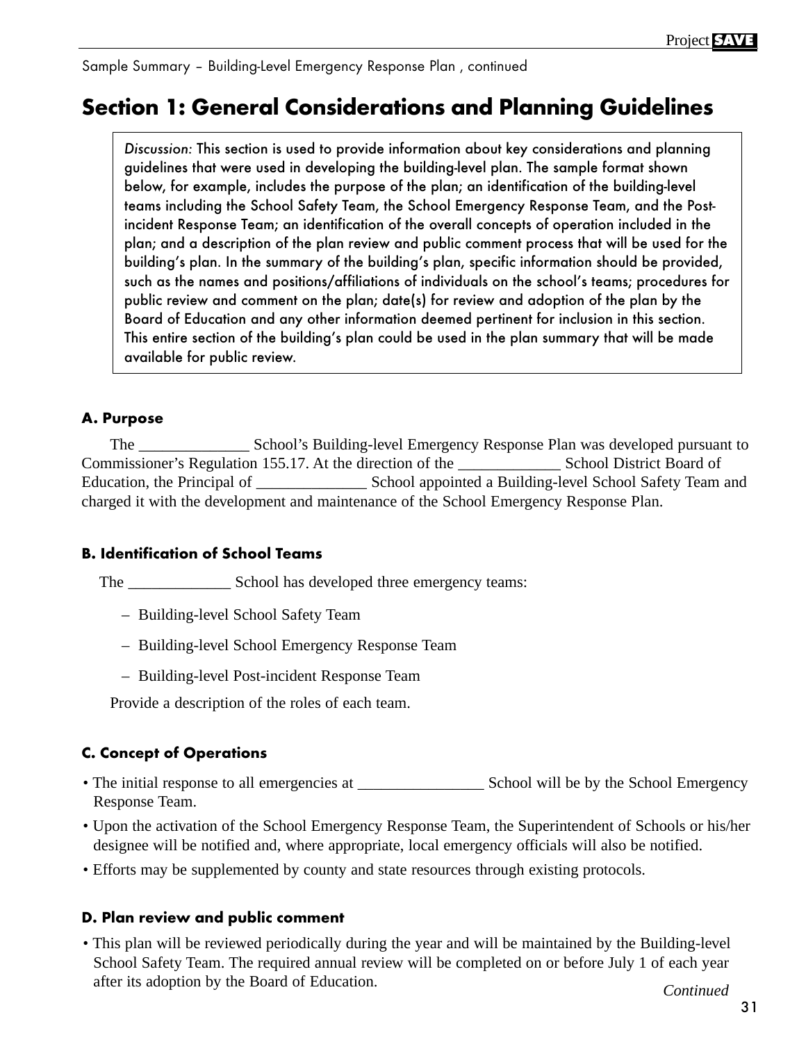Sample Summary – Building-Level Emergency Response Plan , continued

# Section 1: General Considerations and Planning Guidelines

> *Discussion:* This section is used to provide information about key considerations and planning guidelines that were used in developing the building-level plan. The sample format shown below, for example, includes the purpose of the plan; an identification of the building-level teams including the School Safety Team, the School Emergency Response Team, and the Post-incident Response Team; an identification of the overall concepts of operation included in the plan; and a description of the plan review and public comment process that will be used for the building's plan. In the summary of the building's plan, specific information should be provided, such as the names and positions/affiliations of individuals on the school's teams; procedures for public review and comment on the plan; date(s) for review and adoption of the plan by the Board of Education and any other information deemed pertinent for inclusion in this section. This entire section of the building's plan could be used in the plan summary that will be made available for public review.

### A. Purpose

The ______________ School's Building-level Emergency Response Plan was developed pursuant to Commissioner's Regulation 155.17. At the direction of the _____________ School District Board of Education, the Principal of ______________ School appointed a Building-level School Safety Team and charged it with the development and maintenance of the School Emergency Response Plan.

### B. Identification of School Teams

The _____________ School has developed three emergency teams:

- Building-level School Safety Team
- Building-level School Emergency Response Team
- Building-level Post-incident Response Team

Provide a description of the roles of each team.

### C. Concept of Operations

- The initial response to all emergencies at ________________ School will be by the School Emergency Response Team.
- Upon the activation of the School Emergency Response Team, the Superintendent of Schools or his/her designee will be notified and, where appropriate, local emergency officials will also be notified.
- Efforts may be supplemented by county and state resources through existing protocols.

### D. Plan review and public comment

- This plan will be reviewed periodically during the year and will be maintained by the Building-level School Safety Team. The required annual review will be completed on or before July 1 of each year after its adoption by the Board of Education.

*Continued*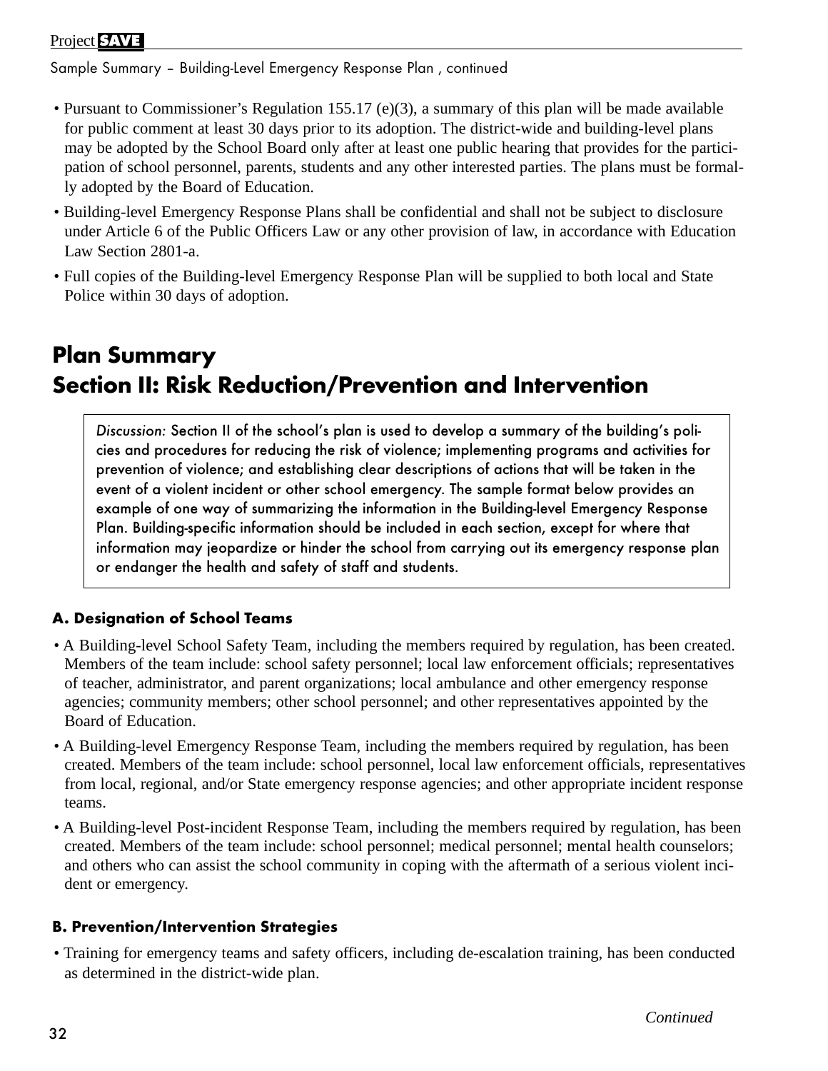Sample Summary – Building-Level Emergency Response Plan , continued

- Pursuant to Commissioner's Regulation 155.17 (e)(3), a summary of this plan will be made available for public comment at least 30 days prior to its adoption. The district-wide and building-level plans may be adopted by the School Board only after at least one public hearing that provides for the participation of school personnel, parents, students and any other interested parties. The plans must be formally adopted by the Board of Education.
- Building-level Emergency Response Plans shall be confidential and shall not be subject to disclosure under Article 6 of the Public Officers Law or any other provision of law, in accordance with Education Law Section 2801-a.
- Full copies of the Building-level Emergency Response Plan will be supplied to both local and State Police within 30 days of adoption.

## Plan Summary
## Section II: Risk Reduction/Prevention and Intervention

> *Discussion:* Section II of the school's plan is used to develop a summary of the building's policies and procedures for reducing the risk of violence; implementing programs and activities for prevention of violence; and establishing clear descriptions of actions that will be taken in the event of a violent incident or other school emergency. The sample format below provides an example of one way of summarizing the information in the Building-level Emergency Response Plan. Building-specific information should be included in each section, except for where that information may jeopardize or hinder the school from carrying out its emergency response plan or endanger the health and safety of staff and students.

### A. Designation of School Teams

- A Building-level School Safety Team, including the members required by regulation, has been created. Members of the team include: school safety personnel; local law enforcement officials; representatives of teacher, administrator, and parent organizations; local ambulance and other emergency response agencies; community members; other school personnel; and other representatives appointed by the Board of Education.
- A Building-level Emergency Response Team, including the members required by regulation, has been created. Members of the team include: school personnel, local law enforcement officials, representatives from local, regional, and/or State emergency response agencies; and other appropriate incident response teams.
- A Building-level Post-incident Response Team, including the members required by regulation, has been created. Members of the team include: school personnel; medical personnel; mental health counselors; and others who can assist the school community in coping with the aftermath of a serious violent incident or emergency.

### B. Prevention/Intervention Strategies

- Training for emergency teams and safety officers, including de-escalation training, has been conducted as determined in the district-wide plan.

*Continued*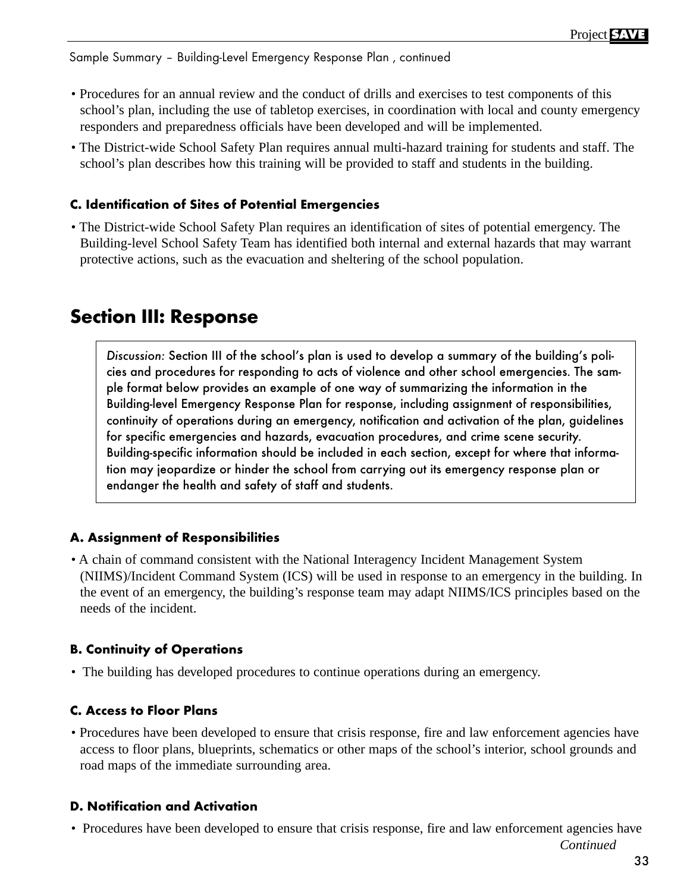Sample Summary – Building-Level Emergency Response Plan , continued

- Procedures for an annual review and the conduct of drills and exercises to test components of this school's plan, including the use of tabletop exercises, in coordination with local and county emergency responders and preparedness officials have been developed and will be implemented.
- The District-wide School Safety Plan requires annual multi-hazard training for students and staff. The school's plan describes how this training will be provided to staff and students in the building.

### C. Identification of Sites of Potential Emergencies

- The District-wide School Safety Plan requires an identification of sites of potential emergency. The Building-level School Safety Team has identified both internal and external hazards that may warrant protective actions, such as the evacuation and sheltering of the school population.

## Section III: Response

*Discussion:* Section III of the school's plan is used to develop a summary of the building's policies and procedures for responding to acts of violence and other school emergencies. The sample format below provides an example of one way of summarizing the information in the Building-level Emergency Response Plan for response, including assignment of responsibilities, continuity of operations during an emergency, notification and activation of the plan, guidelines for specific emergencies and hazards, evacuation procedures, and crime scene security. Building-specific information should be included in each section, except for where that information may jeopardize or hinder the school from carrying out its emergency response plan or endanger the health and safety of staff and students.

### A. Assignment of Responsibilities

- A chain of command consistent with the National Interagency Incident Management System (NIIMS)/Incident Command System (ICS) will be used in response to an emergency in the building. In the event of an emergency, the building's response team may adapt NIIMS/ICS principles based on the needs of the incident.

### B. Continuity of Operations

- The building has developed procedures to continue operations during an emergency.

### C. Access to Floor Plans

- Procedures have been developed to ensure that crisis response, fire and law enforcement agencies have access to floor plans, blueprints, schematics or other maps of the school's interior, school grounds and road maps of the immediate surrounding area.

### D. Notification and Activation

- Procedures have been developed to ensure that crisis response, fire and law enforcement agencies have

*Continued*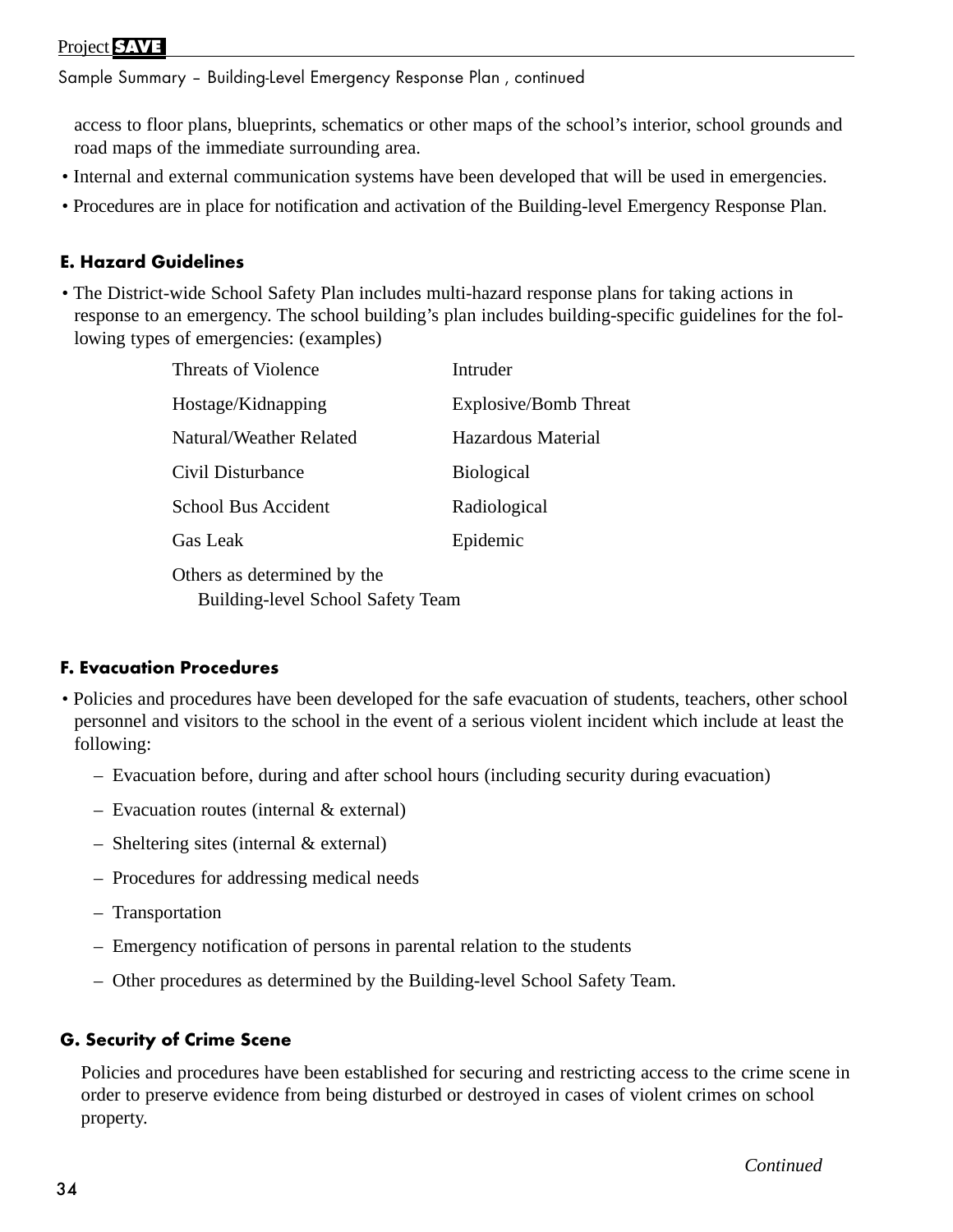access to floor plans, blueprints, schematics or other maps of the school's interior, school grounds and road maps of the immediate surrounding area.

- Internal and external communication systems have been developed that will be used in emergencies.
- Procedures are in place for notification and activation of the Building-level Emergency Response Plan.

### E. Hazard Guidelines

- The District-wide School Safety Plan includes multi-hazard response plans for taking actions in response to an emergency. The school building's plan includes building-specific guidelines for the following types of emergencies: (examples)

| | |
|---|---|
| Threats of Violence | Intruder |
| Hostage/Kidnapping | Explosive/Bomb Threat |
| Natural/Weather Related | Hazardous Material |
| Civil Disturbance | Biological |
| School Bus Accident | Radiological |
| Gas Leak | Epidemic |
| Others as determined by the Building-level School Safety Team | |

### F. Evacuation Procedures

- Policies and procedures have been developed for the safe evacuation of students, teachers, other school personnel and visitors to the school in the event of a serious violent incident which include at least the following:
  - Evacuation before, during and after school hours (including security during evacuation)
  - Evacuation routes (internal & external)
  - Sheltering sites (internal & external)
  - Procedures for addressing medical needs
  - Transportation
  - Emergency notification of persons in parental relation to the students
  - Other procedures as determined by the Building-level School Safety Team.

### G. Security of Crime Scene

Policies and procedures have been established for securing and restricting access to the crime scene in order to preserve evidence from being disturbed or destroyed in cases of violent crimes on school property.

*Continued*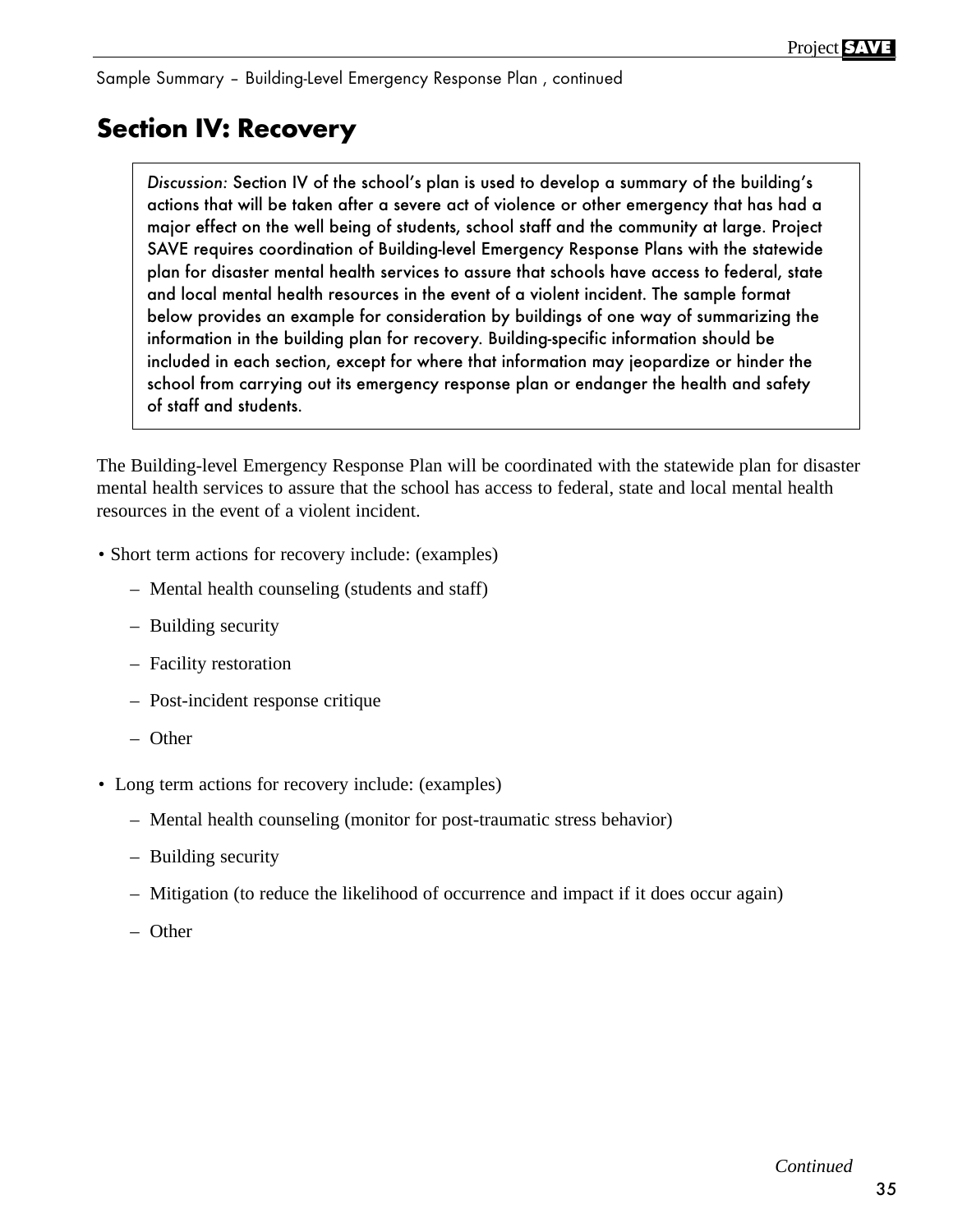Sample Summary – Building-Level Emergency Response Plan , continued

## Section IV: Recovery

> *Discussion:* Section IV of the school's plan is used to develop a summary of the building's actions that will be taken after a severe act of violence or other emergency that has had a major effect on the well being of students, school staff and the community at large. Project SAVE requires coordination of Building-level Emergency Response Plans with the statewide plan for disaster mental health services to assure that schools have access to federal, state and local mental health resources in the event of a violent incident. The sample format below provides an example for consideration by buildings of one way of summarizing the information in the building plan for recovery. Building-specific information should be included in each section, except for where that information may jeopardize or hinder the school from carrying out its emergency response plan or endanger the health and safety of staff and students.

The Building-level Emergency Response Plan will be coordinated with the statewide plan for disaster mental health services to assure that the school has access to federal, state and local mental health resources in the event of a violent incident.

- Short term actions for recovery include: (examples)
  - Mental health counseling (students and staff)
  - Building security
  - Facility restoration
  - Post-incident response critique
  - Other
- Long term actions for recovery include: (examples)
  - Mental health counseling (monitor for post-traumatic stress behavior)
  - Building security
  - Mitigation (to reduce the likelihood of occurrence and impact if it does occur again)
  - Other

*Continued*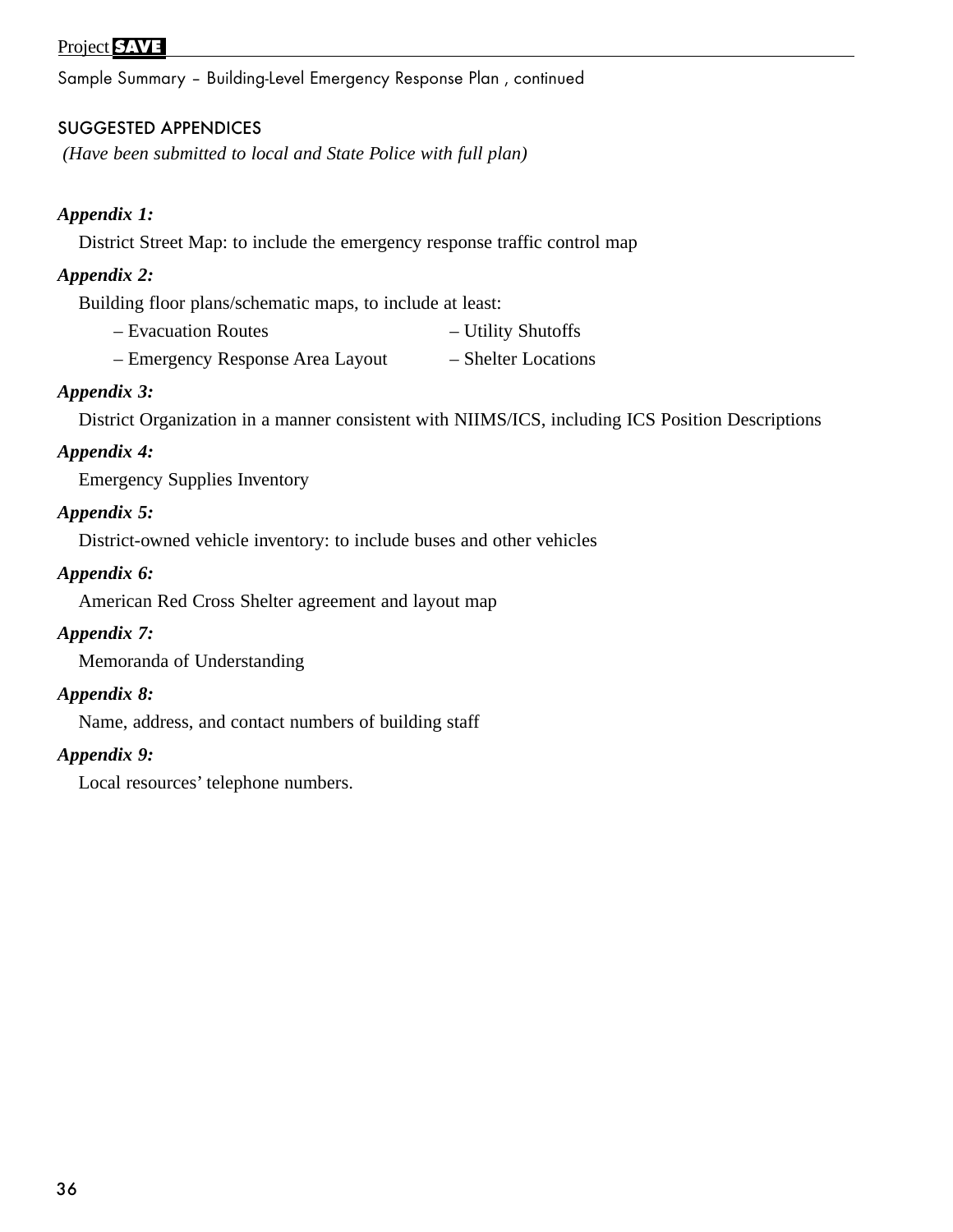Sample Summary – Building-Level Emergency Response Plan , continued

## SUGGESTED APPENDICES

*(Have been submitted to local and State Police with full plan)*

***Appendix 1:***

District Street Map: to include the emergency response traffic control map

***Appendix 2:***

Building floor plans/schematic maps, to include at least:

- Evacuation Routes
- Utility Shutoffs
- Emergency Response Area Layout
- Shelter Locations

***Appendix 3:***

District Organization in a manner consistent with NIIMS/ICS, including ICS Position Descriptions

***Appendix 4:***

Emergency Supplies Inventory

***Appendix 5:***

District-owned vehicle inventory: to include buses and other vehicles

***Appendix 6:***

American Red Cross Shelter agreement and layout map

***Appendix 7:***

Memoranda of Understanding

***Appendix 8:***

Name, address, and contact numbers of building staff

***Appendix 9:***

Local resources' telephone numbers.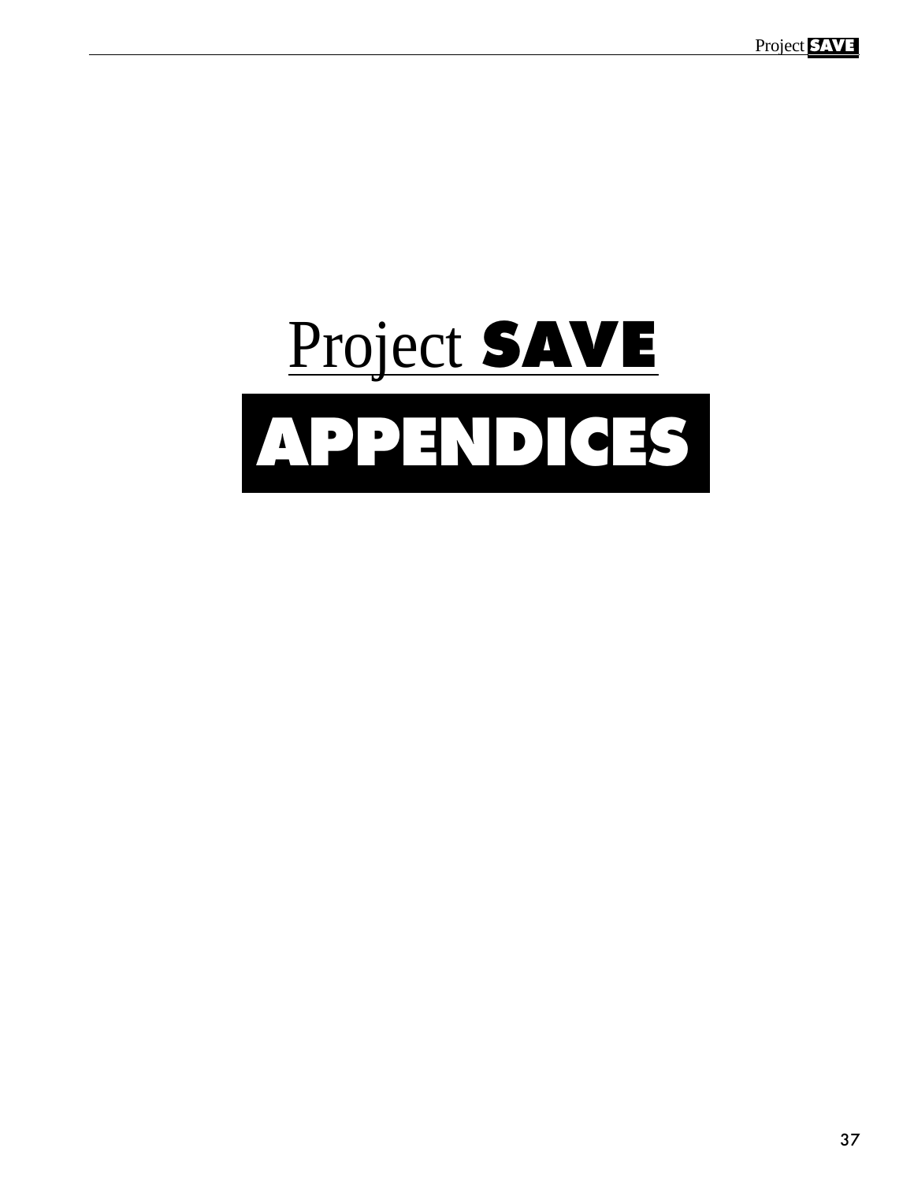# Project SAVE

# APPENDICES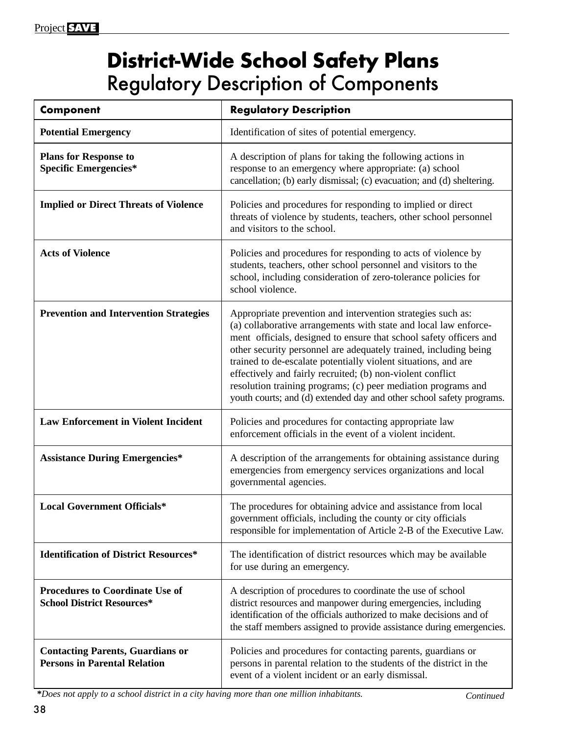# District-Wide School Safety Plans

## Regulatory Description of Components

| Component | Regulatory Description |
|---|---|
| **Potential Emergency** | Identification of sites of potential emergency. |
| **Plans for Response to Specific Emergencies*** | A description of plans for taking the following actions in response to an emergency where appropriate: (a) school cancellation; (b) early dismissal; (c) evacuation; and (d) sheltering. |
| **Implied or Direct Threats of Violence** | Policies and procedures for responding to implied or direct threats of violence by students, teachers, other school personnel and visitors to the school. |
| **Acts of Violence** | Policies and procedures for responding to acts of violence by students, teachers, other school personnel and visitors to the school, including consideration of zero-tolerance policies for school violence. |
| **Prevention and Intervention Strategies** | Appropriate prevention and intervention strategies such as: (a) collaborative arrangements with state and local law enforcement officials, designed to ensure that school safety officers and other security personnel are adequately trained, including being trained to de-escalate potentially violent situations, and are effectively and fairly recruited; (b) non-violent conflict resolution training programs; (c) peer mediation programs and youth courts; and (d) extended day and other school safety programs. |
| **Law Enforcement in Violent Incident** | Policies and procedures for contacting appropriate law enforcement officials in the event of a violent incident. |
| **Assistance During Emergencies*** | A description of the arrangements for obtaining assistance during emergencies from emergency services organizations and local governmental agencies. |
| **Local Government Officials*** | The procedures for obtaining advice and assistance from local government officials, including the county or city officials responsible for implementation of Article 2-B of the Executive Law. |
| **Identification of District Resources*** | The identification of district resources which may be available for use during an emergency. |
| **Procedures to Coordinate Use of School District Resources*** | A description of procedures to coordinate the use of school district resources and manpower during emergencies, including identification of the officials authorized to make decisions and of the staff members assigned to provide assistance during emergencies. |
| **Contacting Parents, Guardians or Persons in Parental Relation** | Policies and procedures for contacting parents, guardians or persons in parental relation to the students of the district in the event of a violent incident or an early dismissal. |

****Does not apply to a school district in a city having more than one million inhabitants.***

*Continued*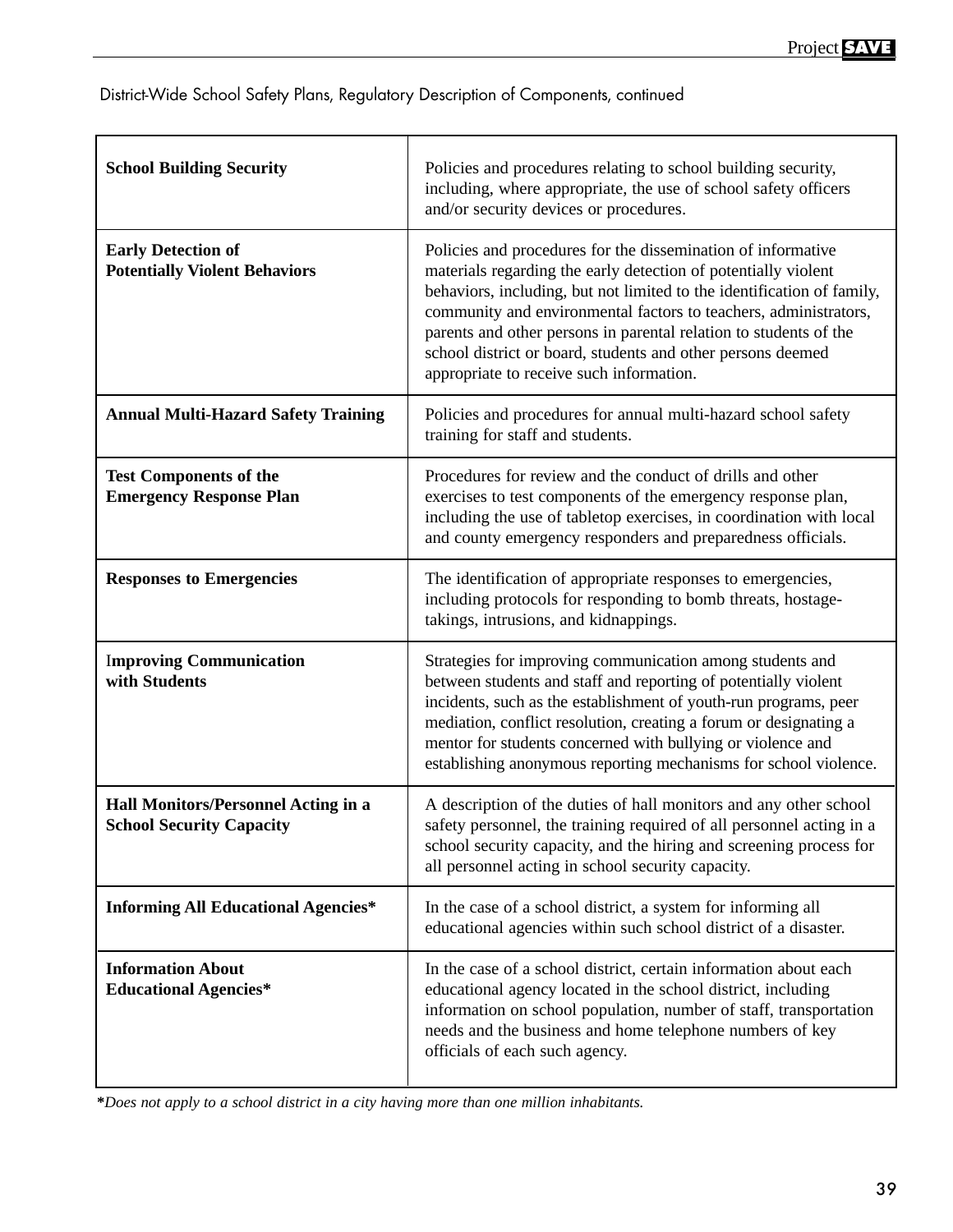District-Wide School Safety Plans, Regulatory Description of Components, continued

| | |
|---|---|
| **School Building Security** | Policies and procedures relating to school building security, including, where appropriate, the use of school safety officers and/or security devices or procedures. |
| **Early Detection of Potentially Violent Behaviors** | Policies and procedures for the dissemination of informative materials regarding the early detection of potentially violent behaviors, including, but not limited to the identification of family, community and environmental factors to teachers, administrators, parents and other persons in parental relation to students of the school district or board, students and other persons deemed appropriate to receive such information. |
| **Annual Multi-Hazard Safety Training** | Policies and procedures for annual multi-hazard school safety training for staff and students. |
| **Test Components of the Emergency Response Plan** | Procedures for review and the conduct of drills and other exercises to test components of the emergency response plan, including the use of tabletop exercises, in coordination with local and county emergency responders and preparedness officials. |
| **Responses to Emergencies** | The identification of appropriate responses to emergencies, including protocols for responding to bomb threats, hostage-takings, intrusions, and kidnappings. |
| **Improving Communication with Students** | Strategies for improving communication among students and between students and staff and reporting of potentially violent incidents, such as the establishment of youth-run programs, peer mediation, conflict resolution, creating a forum or designating a mentor for students concerned with bullying or violence and establishing anonymous reporting mechanisms for school violence. |
| **Hall Monitors/Personnel Acting in a School Security Capacity** | A description of the duties of hall monitors and any other school safety personnel, the training required of all personnel acting in a school security capacity, and the hiring and screening process for all personnel acting in school security capacity. |
| **Informing All Educational Agencies*** | In the case of a school district, a system for informing all educational agencies within such school district of a disaster. |
| **Information About Educational Agencies*** | In the case of a school district, certain information about each educational agency located in the school district, including information on school population, number of staff, transportation needs and the business and home telephone numbers of key officials of each such agency. |

***Does not apply to a school district in a city having more than one million inhabitants.***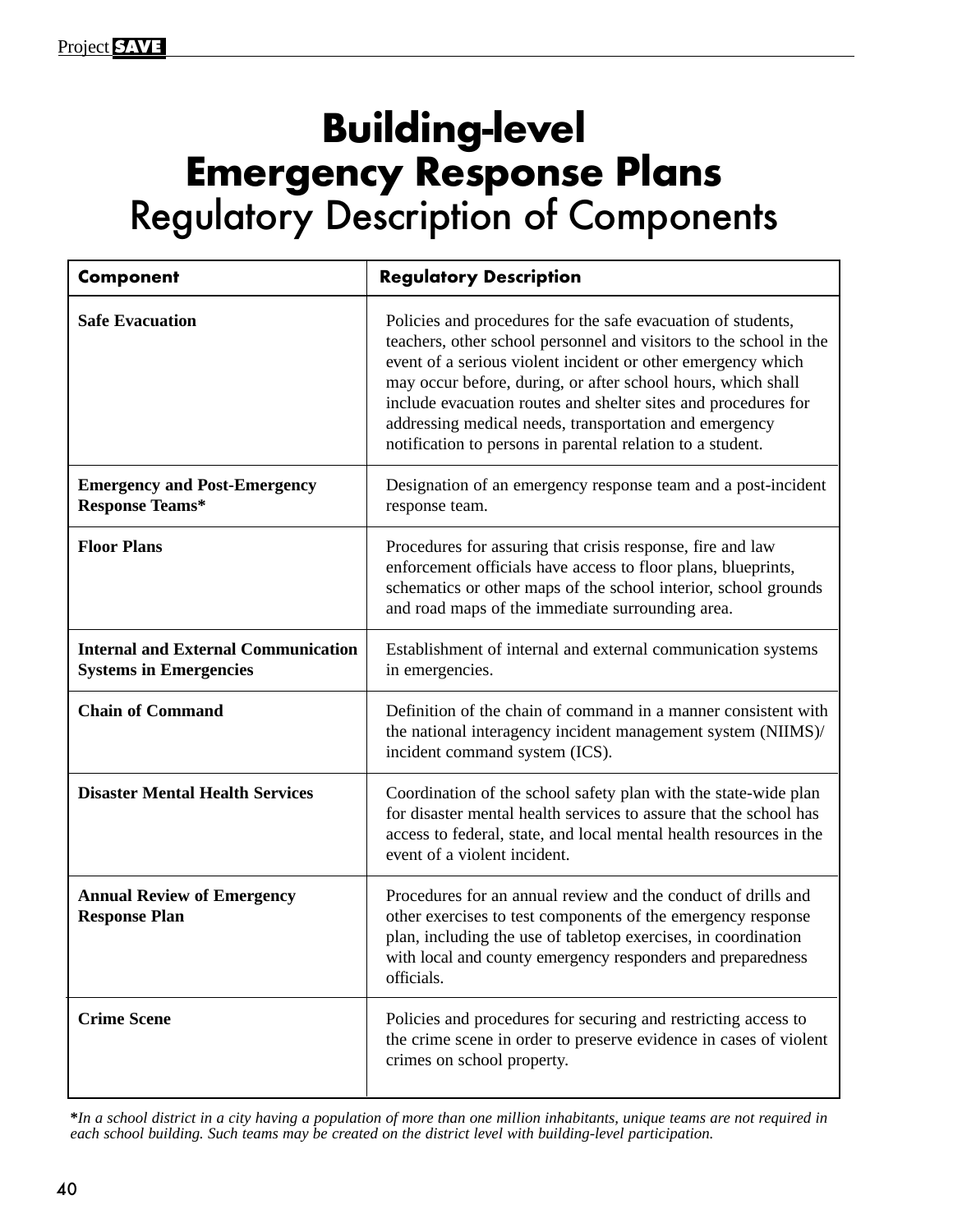# Building-level Emergency Response Plans

## Regulatory Description of Components

| Component | Regulatory Description |
|---|---|
| **Safe Evacuation** | Policies and procedures for the safe evacuation of students, teachers, other school personnel and visitors to the school in the event of a serious violent incident or other emergency which may occur before, during, or after school hours, which shall include evacuation routes and shelter sites and procedures for addressing medical needs, transportation and emergency notification to persons in parental relation to a student. |
| **Emergency and Post-Emergency Response Teams*** | Designation of an emergency response team and a post-incident response team. |
| **Floor Plans** | Procedures for assuring that crisis response, fire and law enforcement officials have access to floor plans, blueprints, schematics or other maps of the school interior, school grounds and road maps of the immediate surrounding area. |
| **Internal and External Communication Systems in Emergencies** | Establishment of internal and external communication systems in emergencies. |
| **Chain of Command** | Definition of the chain of command in a manner consistent with the national interagency incident management system (NIIMS)/ incident command system (ICS). |
| **Disaster Mental Health Services** | Coordination of the school safety plan with the state-wide plan for disaster mental health services to assure that the school has access to federal, state, and local mental health resources in the event of a violent incident. |
| **Annual Review of Emergency Response Plan** | Procedures for an annual review and the conduct of drills and other exercises to test components of the emergency response plan, including the use of tabletop exercises, in coordination with local and county emergency responders and preparedness officials. |
| **Crime Scene** | Policies and procedures for securing and restricting access to the crime scene in order to preserve evidence in cases of violent crimes on school property. |

***In a school district in a city having a population of more than one million inhabitants, unique teams are not required in each school building. Such teams may be created on the district level with building-level participation.***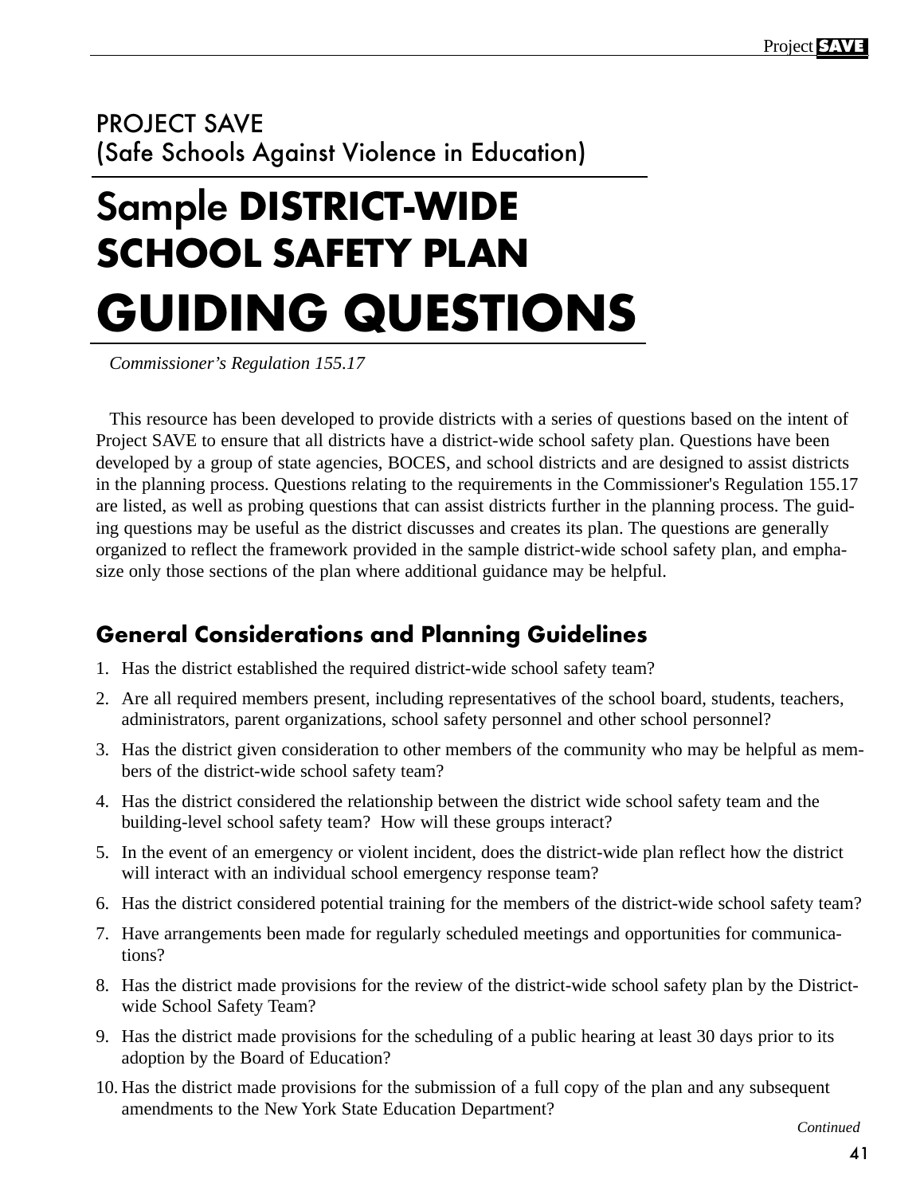PROJECT SAVE
(Safe Schools Against Violence in Education)

# Sample DISTRICT-WIDE SCHOOL SAFETY PLAN GUIDING QUESTIONS

*Commissioner's Regulation 155.17*

This resource has been developed to provide districts with a series of questions based on the intent of Project SAVE to ensure that all districts have a district-wide school safety plan. Questions have been developed by a group of state agencies, BOCES, and school districts and are designed to assist districts in the planning process. Questions relating to the requirements in the Commissioner's Regulation 155.17 are listed, as well as probing questions that can assist districts further in the planning process. The guiding questions may be useful as the district discusses and creates its plan. The questions are generally organized to reflect the framework provided in the sample district-wide school safety plan, and emphasize only those sections of the plan where additional guidance may be helpful.

## General Considerations and Planning Guidelines

1. Has the district established the required district-wide school safety team?
2. Are all required members present, including representatives of the school board, students, teachers, administrators, parent organizations, school safety personnel and other school personnel?
3. Has the district given consideration to other members of the community who may be helpful as members of the district-wide school safety team?
4. Has the district considered the relationship between the district wide school safety team and the building-level school safety team? How will these groups interact?
5. In the event of an emergency or violent incident, does the district-wide plan reflect how the district will interact with an individual school emergency response team?
6. Has the district considered potential training for the members of the district-wide school safety team?
7. Have arrangements been made for regularly scheduled meetings and opportunities for communications?
8. Has the district made provisions for the review of the district-wide school safety plan by the District-wide School Safety Team?
9. Has the district made provisions for the scheduling of a public hearing at least 30 days prior to its adoption by the Board of Education?
10. Has the district made provisions for the submission of a full copy of the plan and any subsequent amendments to the New York State Education Department?

*Continued*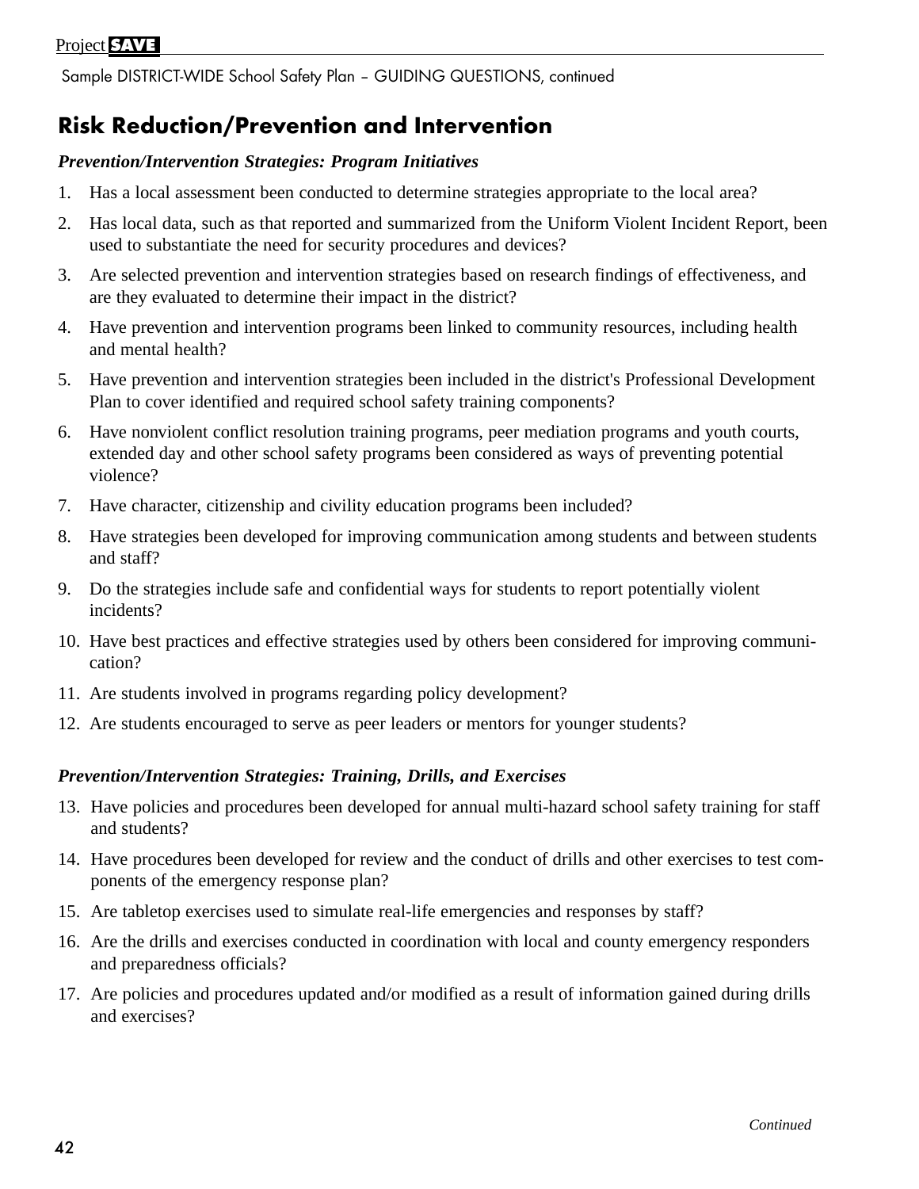Sample DISTRICT-WIDE School Safety Plan – GUIDING QUESTIONS, continued

## Risk Reduction/Prevention and Intervention

***Prevention/Intervention Strategies: Program Initiatives***

1. Has a local assessment been conducted to determine strategies appropriate to the local area?
2. Has local data, such as that reported and summarized from the Uniform Violent Incident Report, been used to substantiate the need for security procedures and devices?
3. Are selected prevention and intervention strategies based on research findings of effectiveness, and are they evaluated to determine their impact in the district?
4. Have prevention and intervention programs been linked to community resources, including health and mental health?
5. Have prevention and intervention strategies been included in the district's Professional Development Plan to cover identified and required school safety training components?
6. Have nonviolent conflict resolution training programs, peer mediation programs and youth courts, extended day and other school safety programs been considered as ways of preventing potential violence?
7. Have character, citizenship and civility education programs been included?
8. Have strategies been developed for improving communication among students and between students and staff?
9. Do the strategies include safe and confidential ways for students to report potentially violent incidents?
10. Have best practices and effective strategies used by others been considered for improving communication?
11. Are students involved in programs regarding policy development?
12. Are students encouraged to serve as peer leaders or mentors for younger students?

***Prevention/Intervention Strategies: Training, Drills, and Exercises***

13. Have policies and procedures been developed for annual multi-hazard school safety training for staff and students?
14. Have procedures been developed for review and the conduct of drills and other exercises to test components of the emergency response plan?
15. Are tabletop exercises used to simulate real-life emergencies and responses by staff?
16. Are the drills and exercises conducted in coordination with local and county emergency responders and preparedness officials?
17. Are policies and procedures updated and/or modified as a result of information gained during drills and exercises?

*Continued*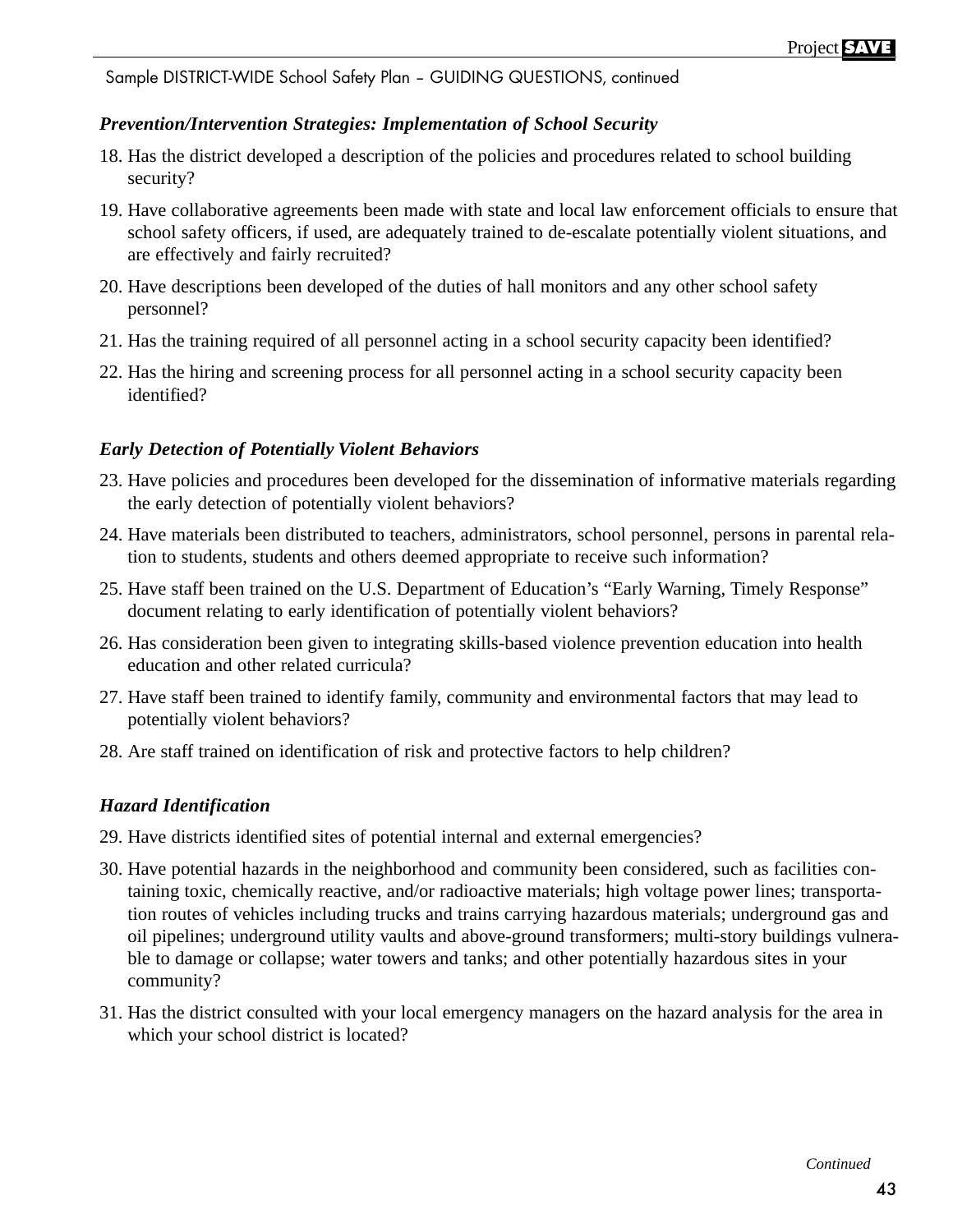Sample DISTRICT-WIDE School Safety Plan – GUIDING QUESTIONS, continued

### *Prevention/Intervention Strategies: Implementation of School Security*

18. Has the district developed a description of the policies and procedures related to school building security?
19. Have collaborative agreements been made with state and local law enforcement officials to ensure that school safety officers, if used, are adequately trained to de-escalate potentially violent situations, and are effectively and fairly recruited?
20. Have descriptions been developed of the duties of hall monitors and any other school safety personnel?
21. Has the training required of all personnel acting in a school security capacity been identified?
22. Has the hiring and screening process for all personnel acting in a school security capacity been identified?

### *Early Detection of Potentially Violent Behaviors*

23. Have policies and procedures been developed for the dissemination of informative materials regarding the early detection of potentially violent behaviors?
24. Have materials been distributed to teachers, administrators, school personnel, persons in parental relation to students, students and others deemed appropriate to receive such information?
25. Have staff been trained on the U.S. Department of Education's "Early Warning, Timely Response" document relating to early identification of potentially violent behaviors?
26. Has consideration been given to integrating skills-based violence prevention education into health education and other related curricula?
27. Have staff been trained to identify family, community and environmental factors that may lead to potentially violent behaviors?
28. Are staff trained on identification of risk and protective factors to help children?

### *Hazard Identification*

29. Have districts identified sites of potential internal and external emergencies?
30. Have potential hazards in the neighborhood and community been considered, such as facilities containing toxic, chemically reactive, and/or radioactive materials; high voltage power lines; transportation routes of vehicles including trucks and trains carrying hazardous materials; underground gas and oil pipelines; underground utility vaults and above-ground transformers; multi-story buildings vulnerable to damage or collapse; water towers and tanks; and other potentially hazardous sites in your community?
31. Has the district consulted with your local emergency managers on the hazard analysis for the area in which your school district is located?

*Continued*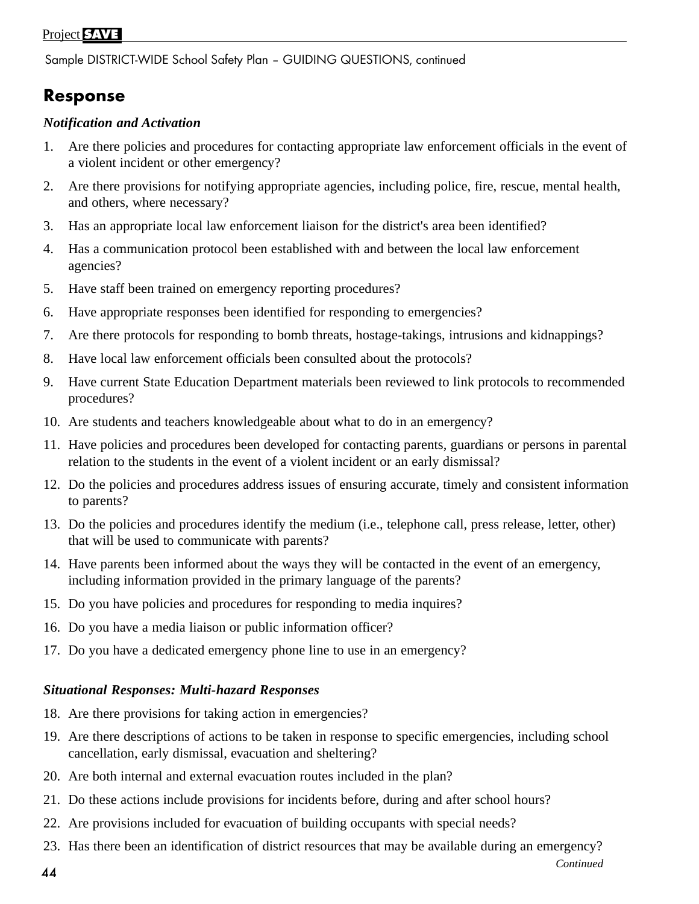## Response

***Notification and Activation***

1. Are there policies and procedures for contacting appropriate law enforcement officials in the event of a violent incident or other emergency?
2. Are there provisions for notifying appropriate agencies, including police, fire, rescue, mental health, and others, where necessary?
3. Has an appropriate local law enforcement liaison for the district's area been identified?
4. Has a communication protocol been established with and between the local law enforcement agencies?
5. Have staff been trained on emergency reporting procedures?
6. Have appropriate responses been identified for responding to emergencies?
7. Are there protocols for responding to bomb threats, hostage-takings, intrusions and kidnappings?
8. Have local law enforcement officials been consulted about the protocols?
9. Have current State Education Department materials been reviewed to link protocols to recommended procedures?
10. Are students and teachers knowledgeable about what to do in an emergency?
11. Have policies and procedures been developed for contacting parents, guardians or persons in parental relation to the students in the event of a violent incident or an early dismissal?
12. Do the policies and procedures address issues of ensuring accurate, timely and consistent information to parents?
13. Do the policies and procedures identify the medium (i.e., telephone call, press release, letter, other) that will be used to communicate with parents?
14. Have parents been informed about the ways they will be contacted in the event of an emergency, including information provided in the primary language of the parents?
15. Do you have policies and procedures for responding to media inquires?
16. Do you have a media liaison or public information officer?
17. Do you have a dedicated emergency phone line to use in an emergency?

***Situational Responses: Multi-hazard Responses***

18. Are there provisions for taking action in emergencies?
19. Are there descriptions of actions to be taken in response to specific emergencies, including school cancellation, early dismissal, evacuation and sheltering?
20. Are both internal and external evacuation routes included in the plan?
21. Do these actions include provisions for incidents before, during and after school hours?
22. Are provisions included for evacuation of building occupants with special needs?
23. Has there been an identification of district resources that may be available during an emergency?

*Continued*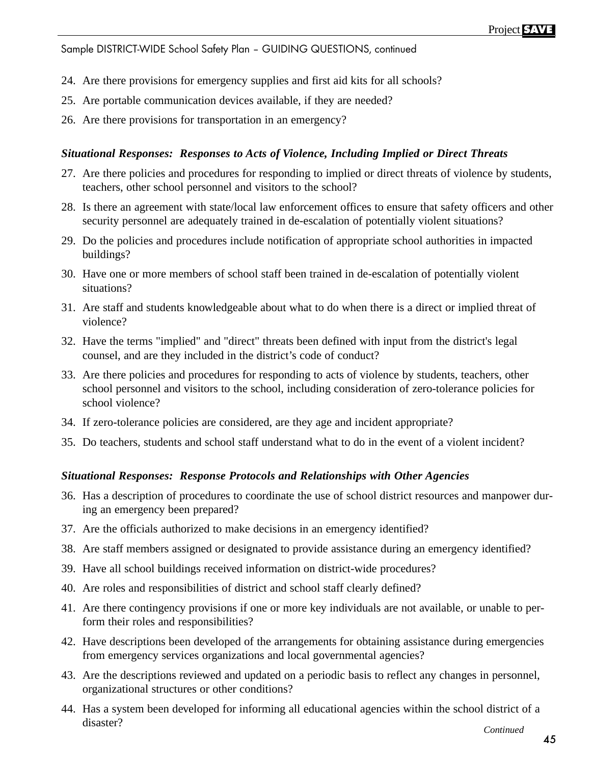Sample DISTRICT-WIDE School Safety Plan – GUIDING QUESTIONS, continued

24. Are there provisions for emergency supplies and first aid kits for all schools?
25. Are portable communication devices available, if they are needed?
26. Are there provisions for transportation in an emergency?

***Situational Responses: Responses to Acts of Violence, Including Implied or Direct Threats***

27. Are there policies and procedures for responding to implied or direct threats of violence by students, teachers, other school personnel and visitors to the school?
28. Is there an agreement with state/local law enforcement offices to ensure that safety officers and other security personnel are adequately trained in de-escalation of potentially violent situations?
29. Do the policies and procedures include notification of appropriate school authorities in impacted buildings?
30. Have one or more members of school staff been trained in de-escalation of potentially violent situations?
31. Are staff and students knowledgeable about what to do when there is a direct or implied threat of violence?
32. Have the terms "implied" and "direct" threats been defined with input from the district's legal counsel, and are they included in the district's code of conduct?
33. Are there policies and procedures for responding to acts of violence by students, teachers, other school personnel and visitors to the school, including consideration of zero-tolerance policies for school violence?
34. If zero-tolerance policies are considered, are they age and incident appropriate?
35. Do teachers, students and school staff understand what to do in the event of a violent incident?

***Situational Responses: Response Protocols and Relationships with Other Agencies***

36. Has a description of procedures to coordinate the use of school district resources and manpower during an emergency been prepared?
37. Are the officials authorized to make decisions in an emergency identified?
38. Are staff members assigned or designated to provide assistance during an emergency identified?
39. Have all school buildings received information on district-wide procedures?
40. Are roles and responsibilities of district and school staff clearly defined?
41. Are there contingency provisions if one or more key individuals are not available, or unable to perform their roles and responsibilities?
42. Have descriptions been developed of the arrangements for obtaining assistance during emergencies from emergency services organizations and local governmental agencies?
43. Are the descriptions reviewed and updated on a periodic basis to reflect any changes in personnel, organizational structures or other conditions?
44. Has a system been developed for informing all educational agencies within the school district of a disaster?

*Continued*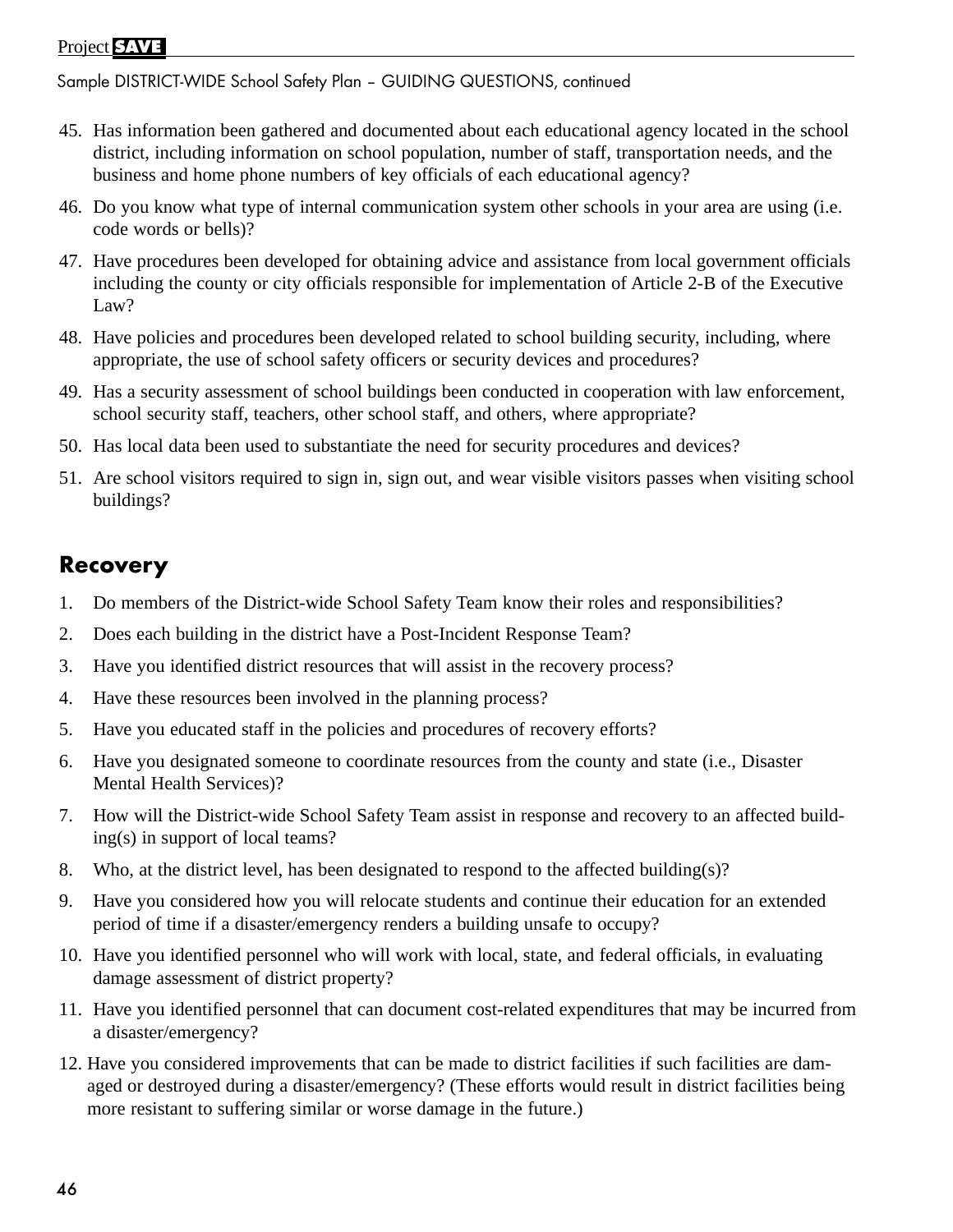45. Has information been gathered and documented about each educational agency located in the school district, including information on school population, number of staff, transportation needs, and the business and home phone numbers of key officials of each educational agency?
46. Do you know what type of internal communication system other schools in your area are using (i.e. code words or bells)?
47. Have procedures been developed for obtaining advice and assistance from local government officials including the county or city officials responsible for implementation of Article 2-B of the Executive Law?
48. Have policies and procedures been developed related to school building security, including, where appropriate, the use of school safety officers or security devices and procedures?
49. Has a security assessment of school buildings been conducted in cooperation with law enforcement, school security staff, teachers, other school staff, and others, where appropriate?
50. Has local data been used to substantiate the need for security procedures and devices?
51. Are school visitors required to sign in, sign out, and wear visible visitors passes when visiting school buildings?

## Recovery

1. Do members of the District-wide School Safety Team know their roles and responsibilities?
2. Does each building in the district have a Post-Incident Response Team?
3. Have you identified district resources that will assist in the recovery process?
4. Have these resources been involved in the planning process?
5. Have you educated staff in the policies and procedures of recovery efforts?
6. Have you designated someone to coordinate resources from the county and state (i.e., Disaster Mental Health Services)?
7. How will the District-wide School Safety Team assist in response and recovery to an affected building(s) in support of local teams?
8. Who, at the district level, has been designated to respond to the affected building(s)?
9. Have you considered how you will relocate students and continue their education for an extended period of time if a disaster/emergency renders a building unsafe to occupy?
10. Have you identified personnel who will work with local, state, and federal officials, in evaluating damage assessment of district property?
11. Have you identified personnel that can document cost-related expenditures that may be incurred from a disaster/emergency?
12. Have you considered improvements that can be made to district facilities if such facilities are damaged or destroyed during a disaster/emergency? (These efforts would result in district facilities being more resistant to suffering similar or worse damage in the future.)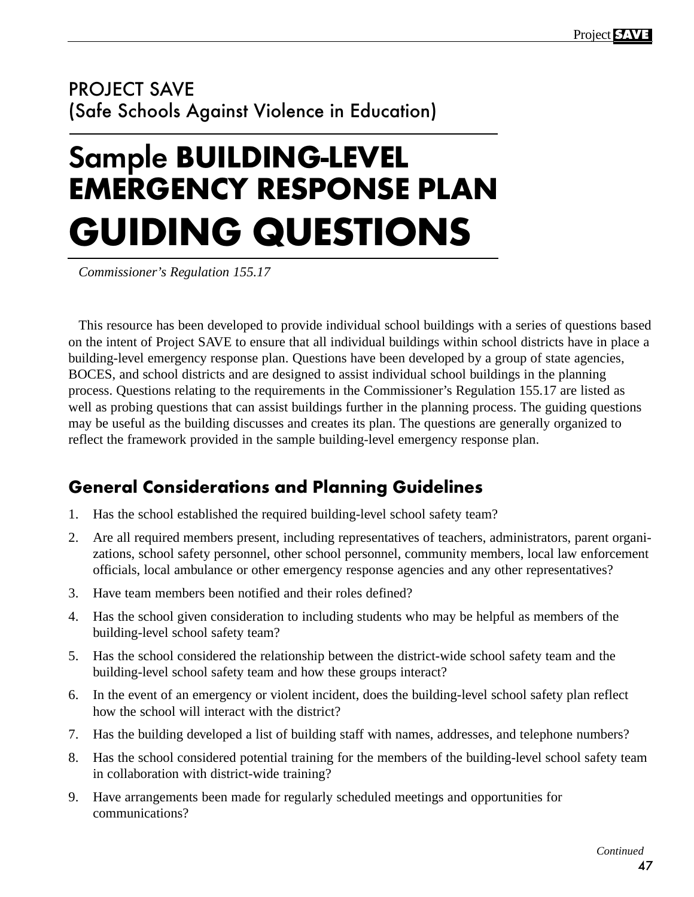PROJECT SAVE
(Safe Schools Against Violence in Education)

# Sample BUILDING-LEVEL EMERGENCY RESPONSE PLAN GUIDING QUESTIONS

*Commissioner's Regulation 155.17*

This resource has been developed to provide individual school buildings with a series of questions based on the intent of Project SAVE to ensure that all individual buildings within school districts have in place a building-level emergency response plan. Questions have been developed by a group of state agencies, BOCES, and school districts and are designed to assist individual school buildings in the planning process. Questions relating to the requirements in the Commissioner's Regulation 155.17 are listed as well as probing questions that can assist buildings further in the planning process. The guiding questions may be useful as the building discusses and creates its plan. The questions are generally organized to reflect the framework provided in the sample building-level emergency response plan.

## General Considerations and Planning Guidelines

1. Has the school established the required building-level school safety team?
2. Are all required members present, including representatives of teachers, administrators, parent organizations, school safety personnel, other school personnel, community members, local law enforcement officials, local ambulance or other emergency response agencies and any other representatives?
3. Have team members been notified and their roles defined?
4. Has the school given consideration to including students who may be helpful as members of the building-level school safety team?
5. Has the school considered the relationship between the district-wide school safety team and the building-level school safety team and how these groups interact?
6. In the event of an emergency or violent incident, does the building-level school safety plan reflect how the school will interact with the district?
7. Has the building developed a list of building staff with names, addresses, and telephone numbers?
8. Has the school considered potential training for the members of the building-level school safety team in collaboration with district-wide training?
9. Have arrangements been made for regularly scheduled meetings and opportunities for communications?

*Continued*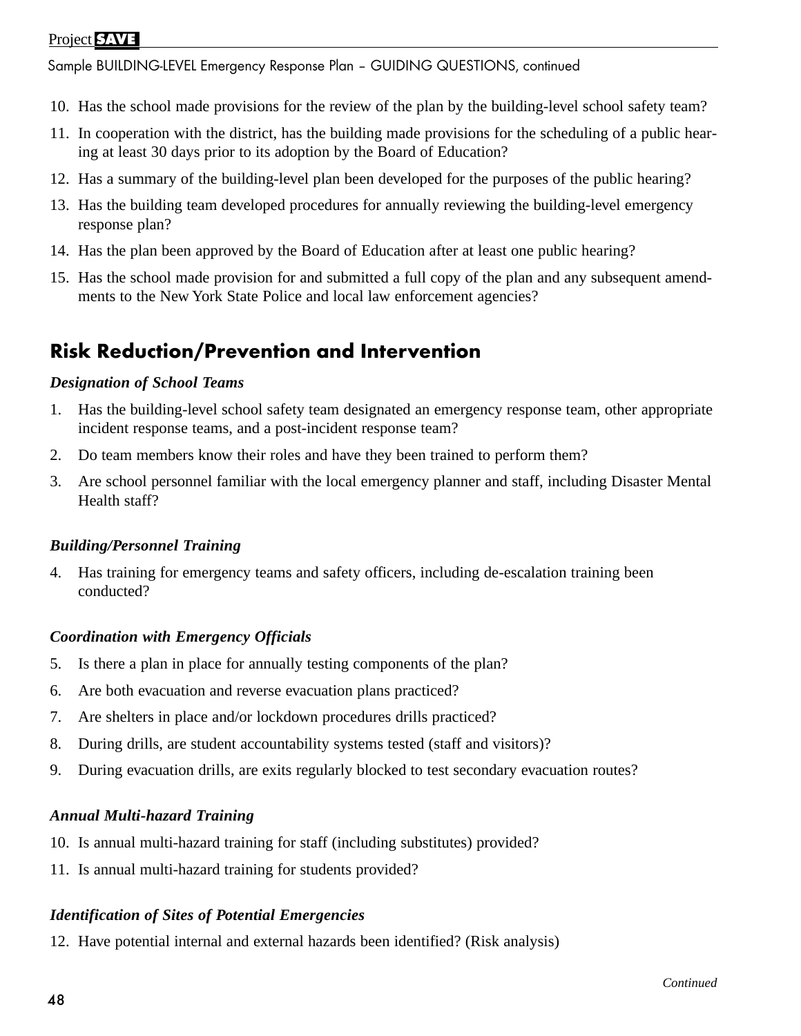10. Has the school made provisions for the review of the plan by the building-level school safety team?
11. In cooperation with the district, has the building made provisions for the scheduling of a public hearing at least 30 days prior to its adoption by the Board of Education?
12. Has a summary of the building-level plan been developed for the purposes of the public hearing?
13. Has the building team developed procedures for annually reviewing the building-level emergency response plan?
14. Has the plan been approved by the Board of Education after at least one public hearing?
15. Has the school made provision for and submitted a full copy of the plan and any subsequent amendments to the New York State Police and local law enforcement agencies?

## Risk Reduction/Prevention and Intervention

***Designation of School Teams***

1. Has the building-level school safety team designated an emergency response team, other appropriate incident response teams, and a post-incident response team?
2. Do team members know their roles and have they been trained to perform them?
3. Are school personnel familiar with the local emergency planner and staff, including Disaster Mental Health staff?

***Building/Personnel Training***

4. Has training for emergency teams and safety officers, including de-escalation training been conducted?

***Coordination with Emergency Officials***

5. Is there a plan in place for annually testing components of the plan?
6. Are both evacuation and reverse evacuation plans practiced?
7. Are shelters in place and/or lockdown procedures drills practiced?
8. During drills, are student accountability systems tested (staff and visitors)?
9. During evacuation drills, are exits regularly blocked to test secondary evacuation routes?

***Annual Multi-hazard Training***

10. Is annual multi-hazard training for staff (including substitutes) provided?
11. Is annual multi-hazard training for students provided?

***Identification of Sites of Potential Emergencies***

12. Have potential internal and external hazards been identified? (Risk analysis)

*Continued*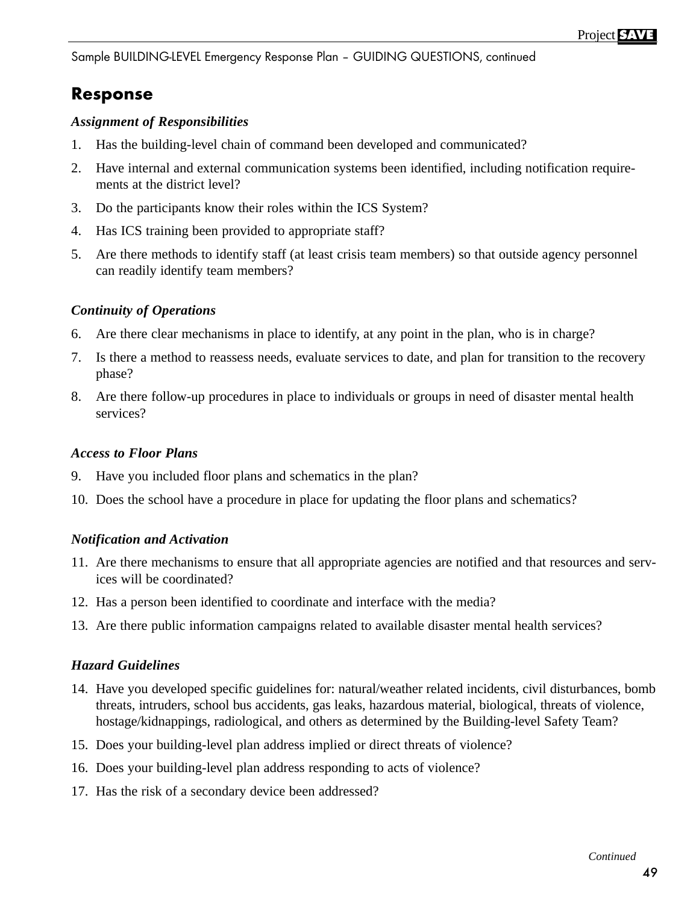Sample BUILDING-LEVEL Emergency Response Plan – GUIDING QUESTIONS, continued

## Response

***Assignment of Responsibilities***

1. Has the building-level chain of command been developed and communicated?
2. Have internal and external communication systems been identified, including notification requirements at the district level?
3. Do the participants know their roles within the ICS System?
4. Has ICS training been provided to appropriate staff?
5. Are there methods to identify staff (at least crisis team members) so that outside agency personnel can readily identify team members?

***Continuity of Operations***

6. Are there clear mechanisms in place to identify, at any point in the plan, who is in charge?
7. Is there a method to reassess needs, evaluate services to date, and plan for transition to the recovery phase?
8. Are there follow-up procedures in place to individuals or groups in need of disaster mental health services?

***Access to Floor Plans***

9. Have you included floor plans and schematics in the plan?
10. Does the school have a procedure in place for updating the floor plans and schematics?

***Notification and Activation***

11. Are there mechanisms to ensure that all appropriate agencies are notified and that resources and services will be coordinated?
12. Has a person been identified to coordinate and interface with the media?
13. Are there public information campaigns related to available disaster mental health services?

***Hazard Guidelines***

14. Have you developed specific guidelines for: natural/weather related incidents, civil disturbances, bomb threats, intruders, school bus accidents, gas leaks, hazardous material, biological, threats of violence, hostage/kidnappings, radiological, and others as determined by the Building-level Safety Team?
15. Does your building-level plan address implied or direct threats of violence?
16. Does your building-level plan address responding to acts of violence?
17. Has the risk of a secondary device been addressed?

*Continued*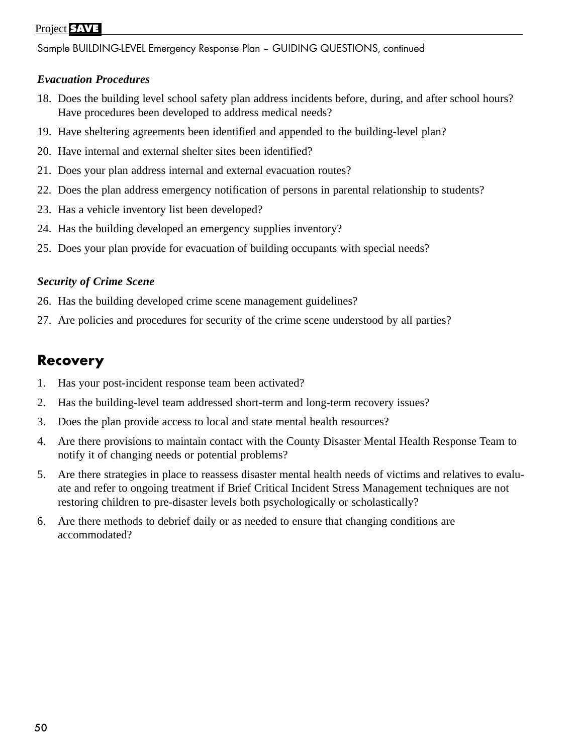*Evacuation Procedures*

18. Does the building level school safety plan address incidents before, during, and after school hours? Have procedures been developed to address medical needs?
19. Have sheltering agreements been identified and appended to the building-level plan?
20. Have internal and external shelter sites been identified?
21. Does your plan address internal and external evacuation routes?
22. Does the plan address emergency notification of persons in parental relationship to students?
23. Has a vehicle inventory list been developed?
24. Has the building developed an emergency supplies inventory?
25. Does your plan provide for evacuation of building occupants with special needs?

*Security of Crime Scene*

26. Has the building developed crime scene management guidelines?
27. Are policies and procedures for security of the crime scene understood by all parties?

## Recovery

1. Has your post-incident response team been activated?
2. Has the building-level team addressed short-term and long-term recovery issues?
3. Does the plan provide access to local and state mental health resources?
4. Are there provisions to maintain contact with the County Disaster Mental Health Response Team to notify it of changing needs or potential problems?
5. Are there strategies in place to reassess disaster mental health needs of victims and relatives to evaluate and refer to ongoing treatment if Brief Critical Incident Stress Management techniques are not restoring children to pre-disaster levels both psychologically or scholastically?
6. Are there methods to debrief daily or as needed to ensure that changing conditions are accommodated?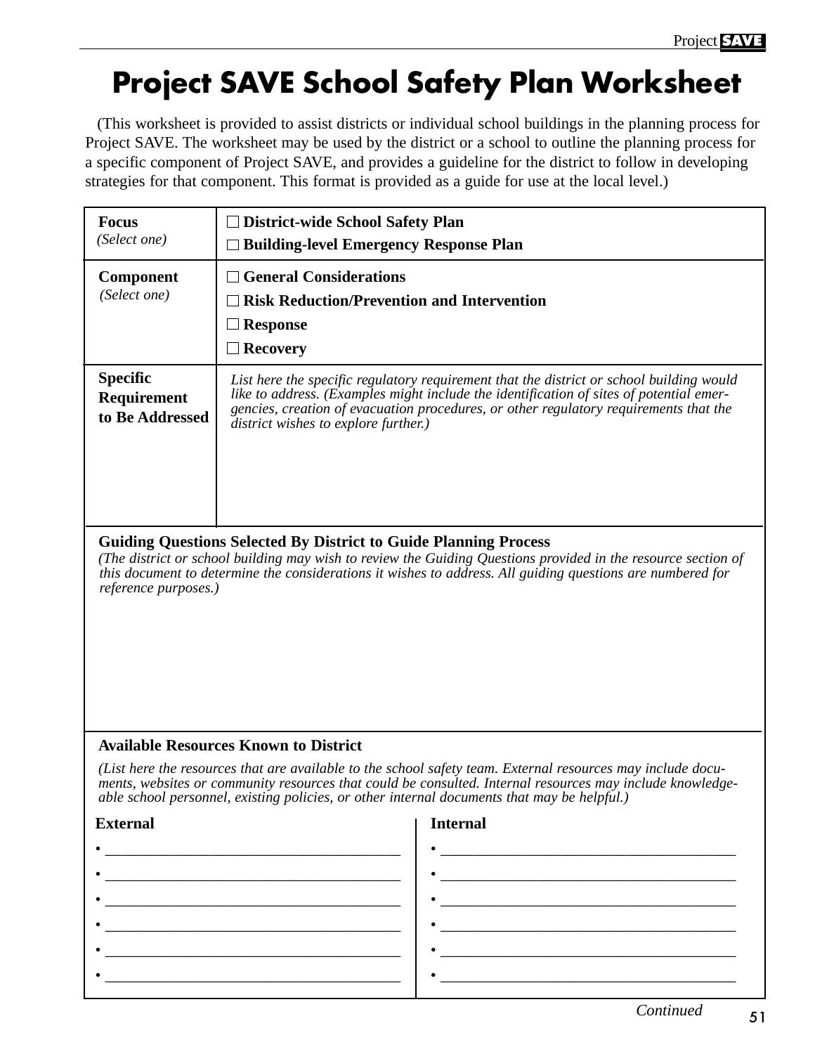# Project SAVE School Safety Plan Worksheet

(This worksheet is provided to assist districts or individual school buildings in the planning process for Project SAVE. The worksheet may be used by the district or a school to outline the planning process for a specific component of Project SAVE, and provides a guideline for the district to follow in developing strategies for that component. This format is provided as a guide for use at the local level.)

| | |
|---|---|
| **Focus** *(Select one)* | ☐ **District-wide School Safety Plan**<br>☐ **Building-level Emergency Response Plan** |
| **Component** *(Select one)* | ☐ **General Considerations**<br>☐ **Risk Reduction/Prevention and Intervention**<br>☐ **Response**<br>☐ **Recovery** |
| **Specific Requirement to Be Addressed** | *List here the specific regulatory requirement that the district or school building would like to address. (Examples might include the identification of sites of potential emergencies, creation of evacuation procedures, or other regulatory requirements that the district wishes to explore further.)* |

**Guiding Questions Selected By District to Guide Planning Process**

*(The district or school building may wish to review the Guiding Questions provided in the resource section of this document to determine the considerations it wishes to address. All guiding questions are numbered for reference purposes.)*

**Available Resources Known to District**

*(List here the resources that are available to the school safety team. External resources may include documents, websites or community resources that could be consulted. Internal resources may include knowledgeable school personnel, existing policies, or other internal documents that may be helpful.)*

| External | Internal |
|---|---|
| • ____________________ | • ____________________ |
| • ____________________ | • ____________________ |
| • ____________________ | • ____________________ |
| • ____________________ | • ____________________ |
| • ____________________ | • ____________________ |
| • ____________________ | • ____________________ |

*Continued*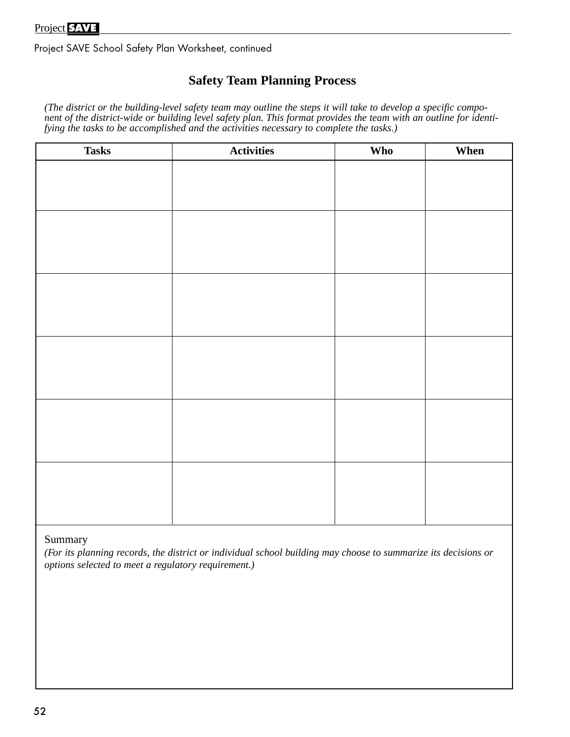Project SAVE School Safety Plan Worksheet, continued

## Safety Team Planning Process

*(The district or the building-level safety team may outline the steps it will take to develop a specific component of the district-wide or building level safety plan. This format provides the team with an outline for identifying the tasks to be accomplished and the activities necessary to complete the tasks.)*

| Tasks | Activities | Who | When |
|---|---|---|---|
| | | | |
| | | | |
| | | | |
| | | | |
| | | | |
| | | | |

Summary

*(For its planning records, the district or individual school building may choose to summarize its decisions or options selected to meet a regulatory requirement.)*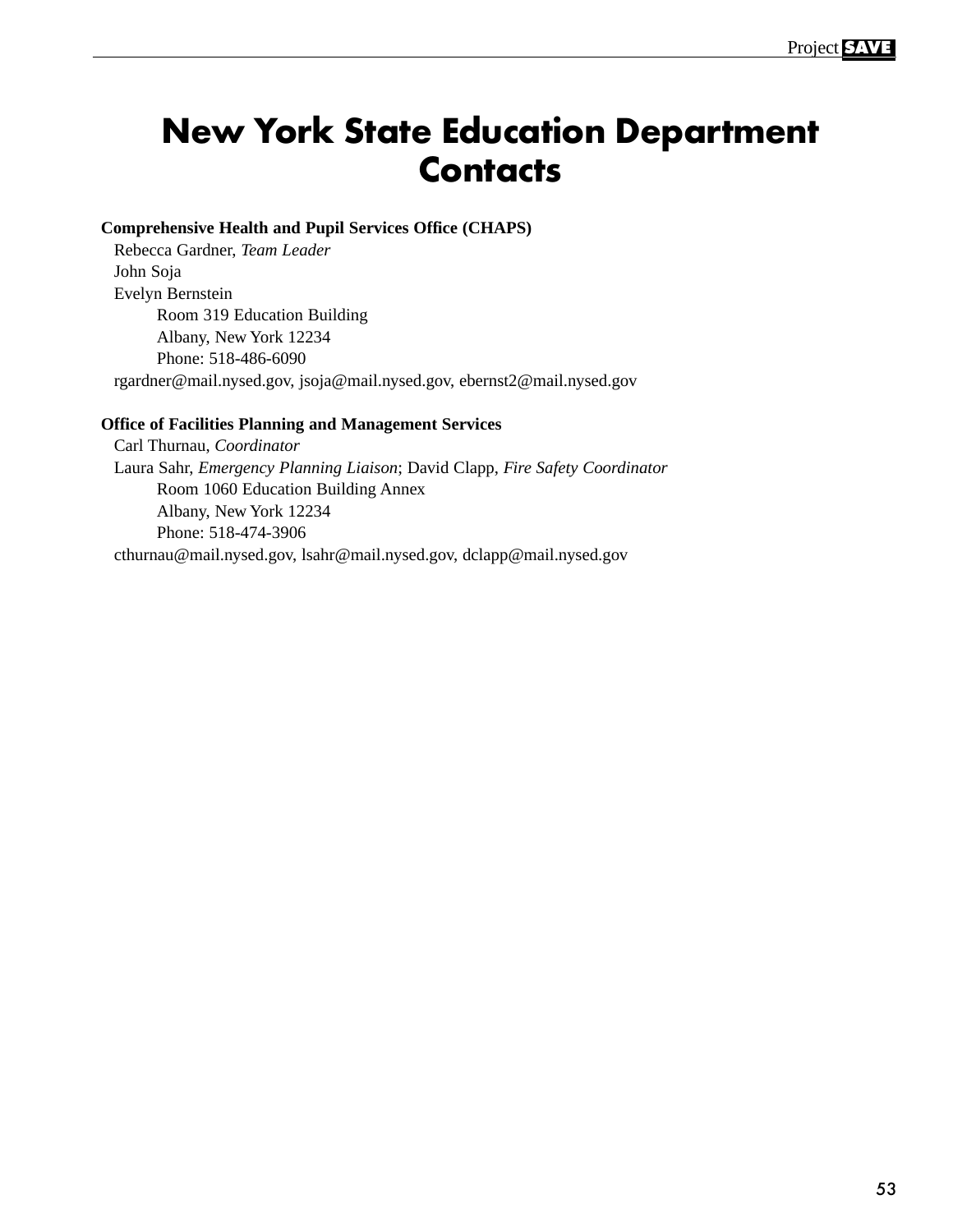# New York State Education Department Contacts

**Comprehensive Health and Pupil Services Office (CHAPS)**

Rebecca Gardner, *Team Leader*
John Soja
Evelyn Bernstein
Room 319 Education Building
Albany, New York 12234
Phone: 518-486-6090
rgardner@mail.nysed.gov, jsoja@mail.nysed.gov, ebernst2@mail.nysed.gov

**Office of Facilities Planning and Management Services**

Carl Thurnau, *Coordinator*
Laura Sahr, *Emergency Planning Liaison*; David Clapp, *Fire Safety Coordinator*
Room 1060 Education Building Annex
Albany, New York 12234
Phone: 518-474-3906
cthurnau@mail.nysed.gov, lsahr@mail.nysed.gov, dclapp@mail.nysed.gov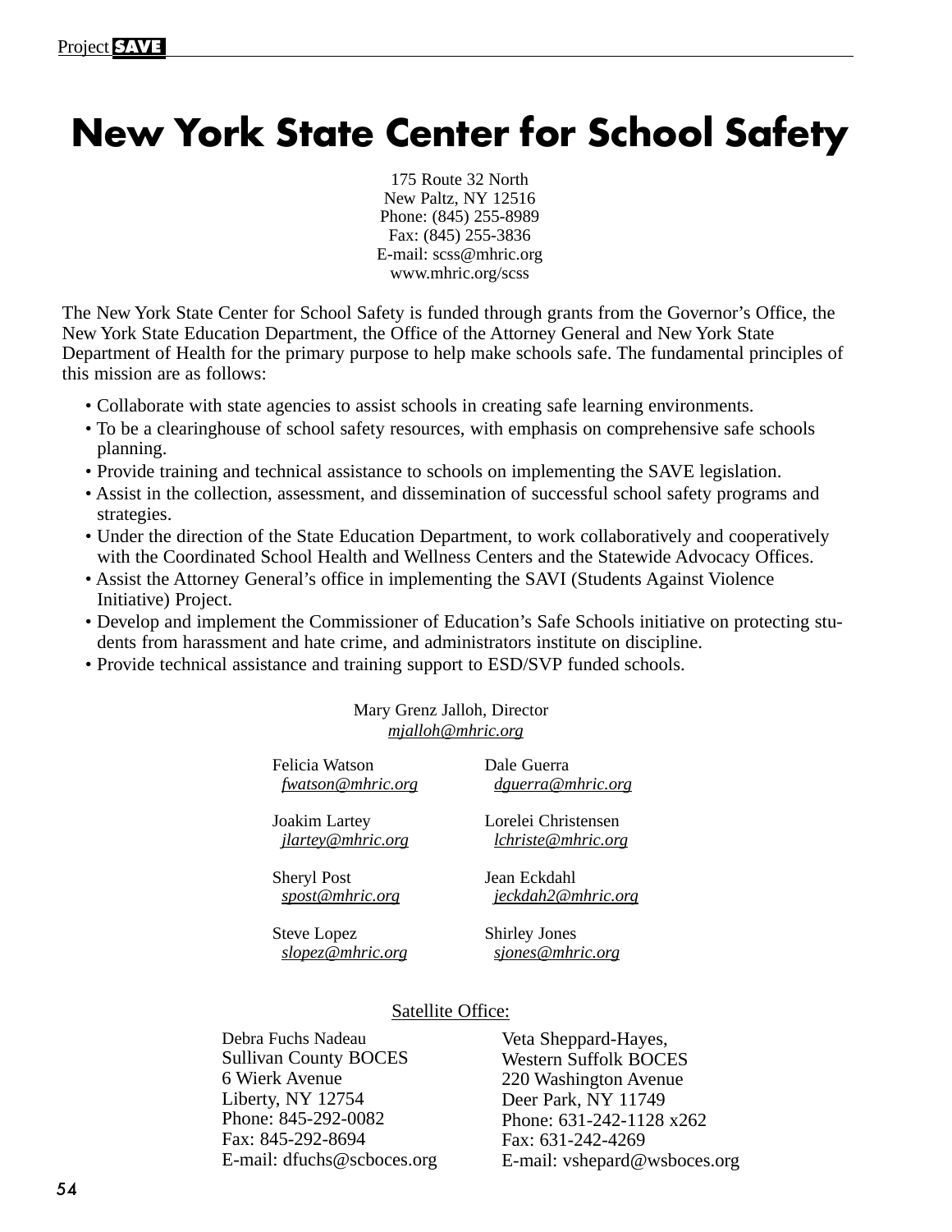# New York State Center for School Safety

175 Route 32 North
New Paltz, NY 12516
Phone: (845) 255-8989
Fax: (845) 255-3836
E-mail: scss@mhric.org
www.mhric.org/scss

The New York State Center for School Safety is funded through grants from the Governor's Office, the New York State Education Department, the Office of the Attorney General and New York State Department of Health for the primary purpose to help make schools safe. The fundamental principles of this mission are as follows:

- Collaborate with state agencies to assist schools in creating safe learning environments.
- To be a clearinghouse of school safety resources, with emphasis on comprehensive safe schools planning.
- Provide training and technical assistance to schools on implementing the SAVE legislation.
- Assist in the collection, assessment, and dissemination of successful school safety programs and strategies.
- Under the direction of the State Education Department, to work collaboratively and cooperatively with the Coordinated School Health and Wellness Centers and the Statewide Advocacy Offices.
- Assist the Attorney General's office in implementing the SAVI (Students Against Violence Initiative) Project.
- Develop and implement the Commissioner of Education's Safe Schools initiative on protecting students from harassment and hate crime, and administrators institute on discipline.
- Provide technical assistance and training support to ESD/SVP funded schools.

Mary Grenz Jalloh, Director
*mjalloh@mhric.org*

Felicia Watson
*fwatson@mhric.org*

Dale Guerra
*dguerra@mhric.org*

Joakim Lartey
*jlartey@mhric.org*

Lorelei Christensen
*lchriste@mhric.org*

Sheryl Post
*spost@mhric.org*

Jean Eckdahl
*jeckdah2@mhric.org*

Steve Lopez
*slopez@mhric.org*

Shirley Jones
*sjones@mhric.org*

Satellite Office:

Debra Fuchs Nadeau
Sullivan County BOCES
6 Wierk Avenue
Liberty, NY 12754
Phone: 845-292-0082
Fax: 845-292-8694
E-mail: dfuchs@scboces.org

Veta Sheppard-Hayes,
Western Suffolk BOCES
220 Washington Avenue
Deer Park, NY 11749
Phone: 631-242-1128 x262
Fax: 631-242-4269
E-mail: vshepard@wsboces.org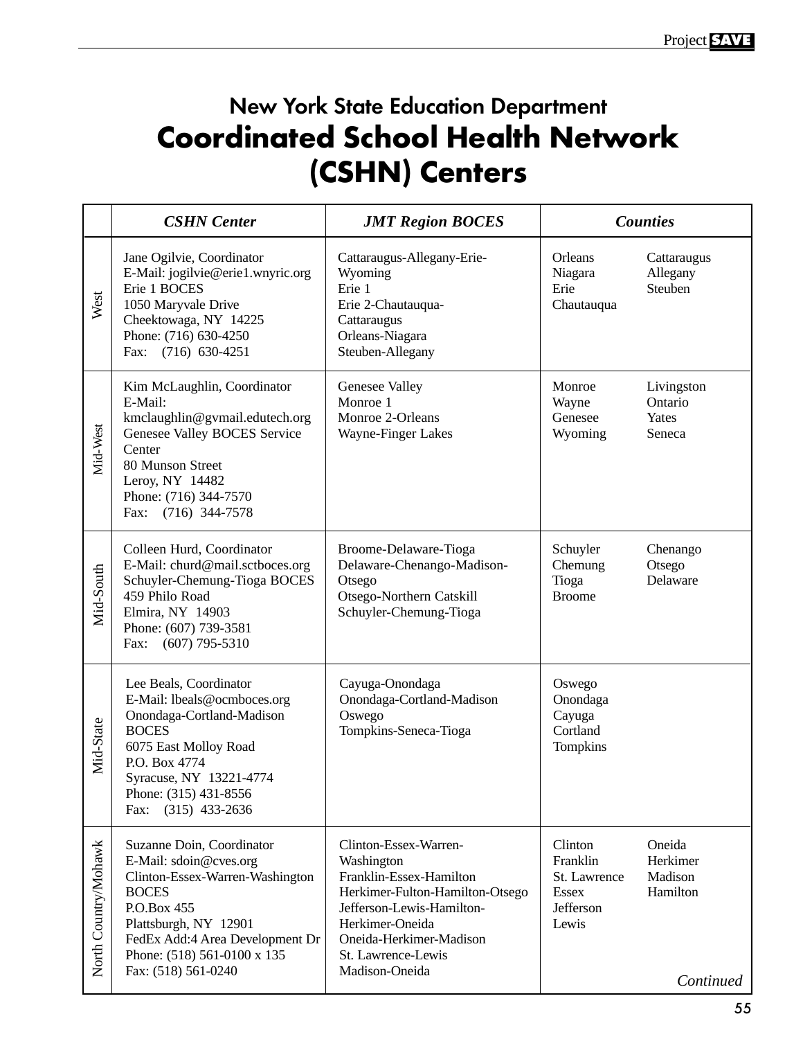## New York State Education Department

# Coordinated School Health Network (CSHN) Centers

| | *CSHN Center* | *JMT Region BOCES* | *Counties* |
|---|---|---|---|
| West | Jane Ogilvie, Coordinator<br>E-Mail: jogilvie@erie1.wnyric.org<br>Erie 1 BOCES<br>1050 Maryvale Drive<br>Cheektowaga, NY 14225<br>Phone: (716) 630-4250<br>Fax: (716) 630-4251 | Cattaraugus-Allegany-Erie-Wyoming<br>Erie 1<br>Erie 2-Chautauqua-Cattaraugus<br>Orleans-Niagara<br>Steuben-Allegany | Orleans, Niagara, Erie, Chautauqua, Cattaraugus, Allegany, Steuben |
| Mid-West | Kim McLaughlin, Coordinator<br>E-Mail: kmclaughlin@gvmail.edutech.org<br>Genesee Valley BOCES Service Center<br>80 Munson Street<br>Leroy, NY 14482<br>Phone: (716) 344-7570<br>Fax: (716) 344-7578 | Genesee Valley<br>Monroe 1<br>Monroe 2-Orleans<br>Wayne-Finger Lakes | Monroe, Wayne, Genesee, Wyoming, Livingston, Ontario, Yates, Seneca |
| Mid-South | Colleen Hurd, Coordinator<br>E-Mail: churd@mail.sctboces.org<br>Schuyler-Chemung-Tioga BOCES<br>459 Philo Road<br>Elmira, NY 14903<br>Phone: (607) 739-3581<br>Fax: (607) 795-5310 | Broome-Delaware-Tioga<br>Delaware-Chenango-Madison-Otsego<br>Otsego-Northern Catskill<br>Schuyler-Chemung-Tioga | Schuyler, Chemung, Tioga, Broome, Chenango, Otsego, Delaware |
| Mid-State | Lee Beals, Coordinator<br>E-Mail: lbeals@ocmboces.org<br>Onondaga-Cortland-Madison BOCES<br>6075 East Molloy Road<br>P.O. Box 4774<br>Syracuse, NY 13221-4774<br>Phone: (315) 431-8556<br>Fax: (315) 433-2636 | Cayuga-Onondaga<br>Onondaga-Cortland-Madison<br>Oswego<br>Tompkins-Seneca-Tioga | Oswego, Onondaga, Cayuga, Cortland, Tompkins |
| North Country/Mohawk | Suzanne Doin, Coordinator<br>E-Mail: sdoin@cves.org<br>Clinton-Essex-Warren-Washington BOCES<br>P.O.Box 455<br>Plattsburgh, NY 12901<br>FedEx Add:4 Area Development Dr<br>Phone: (518) 561-0100 x 135<br>Fax: (518) 561-0240 | Clinton-Essex-Warren-Washington<br>Franklin-Essex-Hamilton<br>Herkimer-Fulton-Hamilton-Otsego<br>Jefferson-Lewis-Hamilton-Herkimer-Oneida<br>Oneida-Herkimer-Madison<br>St. Lawrence-Lewis<br>Madison-Oneida | Clinton, Franklin, St. Lawrence, Essex, Jefferson, Lewis, Oneida, Herkimer, Madison, Hamilton |

*Continued*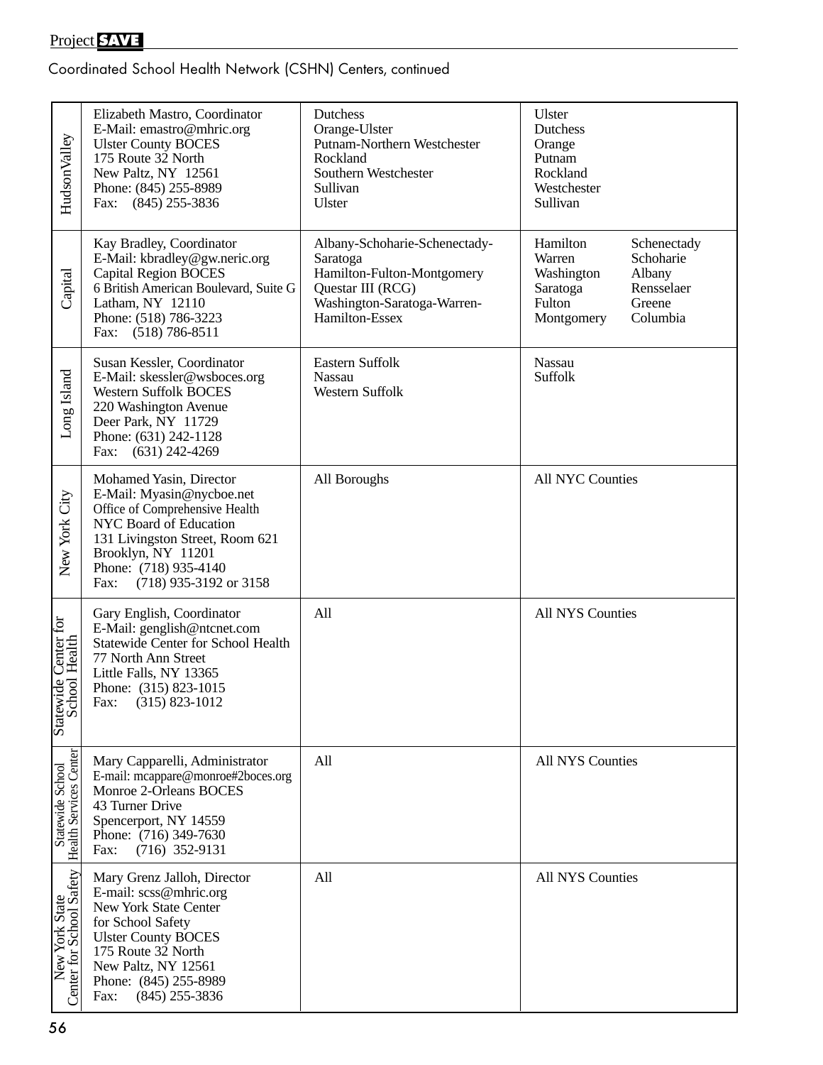Coordinated School Health Network (CSHN) Centers, continued

| Region | Contact | BOCES | Counties |
|---|---|---|---|
| HudsonValley | Elizabeth Mastro, Coordinator<br>E-Mail: emastro@mhric.org<br>Ulster County BOCES<br>175 Route 32 North<br>New Paltz, NY 12561<br>Phone: (845) 255-8989<br>Fax: (845) 255-3836 | Dutchess<br>Orange-Ulster<br>Putnam-Northern Westchester<br>Rockland<br>Southern Westchester<br>Sullivan<br>Ulster | Ulster<br>Dutchess<br>Orange<br>Putnam<br>Rockland<br>Westchester<br>Sullivan |
| Capital | Kay Bradley, Coordinator<br>E-Mail: kbradley@gw.neric.org<br>Capital Region BOCES<br>6 British American Boulevard, Suite G<br>Latham, NY 12110<br>Phone: (518) 786-3223<br>Fax: (518) 786-8511 | Albany-Schoharie-Schenectady-Saratoga<br>Hamilton-Fulton-Montgomery<br>Questar III (RCG)<br>Washington-Saratoga-Warren-Hamilton-Essex | Hamilton<br>Warren<br>Washington<br>Saratoga<br>Fulton<br>Montgomery<br>Schenectady<br>Schoharie<br>Albany<br>Rensselaer<br>Greene<br>Columbia |
| Long Island | Susan Kessler, Coordinator<br>E-Mail: skessler@wsboces.org<br>Western Suffolk BOCES<br>220 Washington Avenue<br>Deer Park, NY 11729<br>Phone: (631) 242-1128<br>Fax: (631) 242-4269 | Eastern Suffolk<br>Nassau<br>Western Suffolk | Nassau<br>Suffolk |
| New York City | Mohamed Yasin, Director<br>E-Mail: Myasin@nycboe.net<br>Office of Comprehensive Health<br>NYC Board of Education<br>131 Livingston Street, Room 621<br>Brooklyn, NY 11201<br>Phone: (718) 935-4140<br>Fax: (718) 935-3192 or 3158 | All Boroughs | All NYC Counties |
| Statewide Center for School Health | Gary English, Coordinator<br>E-Mail: genglish@ntcnet.com<br>Statewide Center for School Health<br>77 North Ann Street<br>Little Falls, NY 13365<br>Phone: (315) 823-1015<br>Fax: (315) 823-1012 | All | All NYS Counties |
| Statewide School Health Services Center | Mary Capparelli, Administrator<br>E-mail: mcappare@monroe#2boces.org<br>Monroe 2-Orleans BOCES<br>43 Turner Drive<br>Spencerport, NY 14559<br>Phone: (716) 349-7630<br>Fax: (716) 352-9131 | All | All NYS Counties |
| New York State Center for School Safety | Mary Grenz Jalloh, Director<br>E-mail: scss@mhric.org<br>New York State Center for School Safety<br>Ulster County BOCES<br>175 Route 32 North<br>New Paltz, NY 12561<br>Phone: (845) 255-8989<br>Fax: (845) 255-3836 | All | All NYS Counties |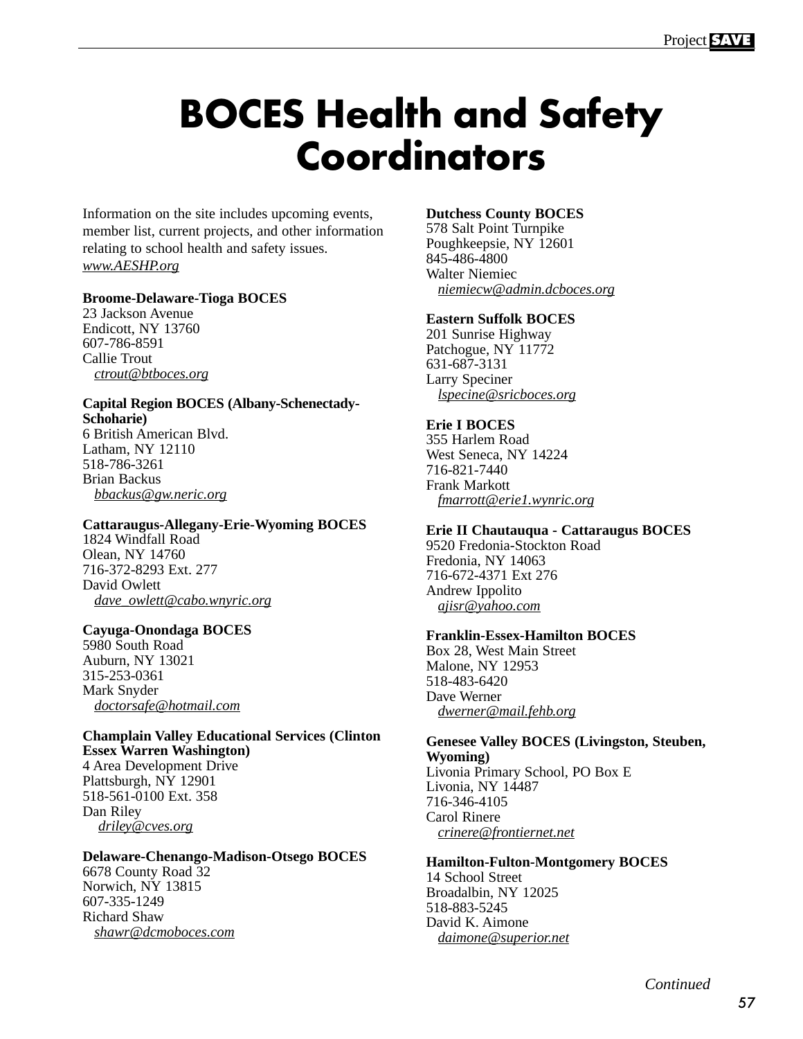# BOCES Health and Safety Coordinators

Information on the site includes upcoming events, member list, current projects, and other information relating to school health and safety issues.
*www.AESHP.org*

**Broome-Delaware-Tioga BOCES**
23 Jackson Avenue
Endicott, NY 13760
607-786-8591
Callie Trout
*ctrout@btboces.org*

**Capital Region BOCES (Albany-Schenectady-Schoharie)**
6 British American Blvd.
Latham, NY 12110
518-786-3261
Brian Backus
*bbackus@gw.neric.org*

**Cattaraugus-Allegany-Erie-Wyoming BOCES**
1824 Windfall Road
Olean, NY 14760
716-372-8293 Ext. 277
David Owlett
*dave_owlett@cabo.wnyric.org*

**Cayuga-Onondaga BOCES**
5980 South Road
Auburn, NY 13021
315-253-0361
Mark Snyder
*doctorsafe@hotmail.com*

**Champlain Valley Educational Services (Clinton Essex Warren Washington)**
4 Area Development Drive
Plattsburgh, NY 12901
518-561-0100 Ext. 358
Dan Riley
*driley@cves.org*

**Delaware-Chenango-Madison-Otsego BOCES**
6678 County Road 32
Norwich, NY 13815
607-335-1249
Richard Shaw
*shawr@dcmoboces.com*

**Dutchess County BOCES**
578 Salt Point Turnpike
Poughkeepsie, NY 12601
845-486-4800
Walter Niemiec
*niemiecw@admin.dcboces.org*

**Eastern Suffolk BOCES**
201 Sunrise Highway
Patchogue, NY 11772
631-687-3131
Larry Speciner
*lspecine@sricboces.org*

**Erie I BOCES**
355 Harlem Road
West Seneca, NY 14224
716-821-7440
Frank Markott
*fmarrott@erie1.wynric.org*

**Erie II Chautauqua - Cattaraugus BOCES**
9520 Fredonia-Stockton Road
Fredonia, NY 14063
716-672-4371 Ext 276
Andrew Ippolito
*ajisr@yahoo.com*

**Franklin-Essex-Hamilton BOCES**
Box 28, West Main Street
Malone, NY 12953
518-483-6420
Dave Werner
*dwerner@mail.fehb.org*

**Genesee Valley BOCES (Livingston, Steuben, Wyoming)**
Livonia Primary School, PO Box E
Livonia, NY 14487
716-346-4105
Carol Rinere
*crinere@frontiernet.net*

**Hamilton-Fulton-Montgomery BOCES**
14 School Street
Broadalbin, NY 12025
518-883-5245
David K. Aimone
*daimone@superior.net*

*Continued*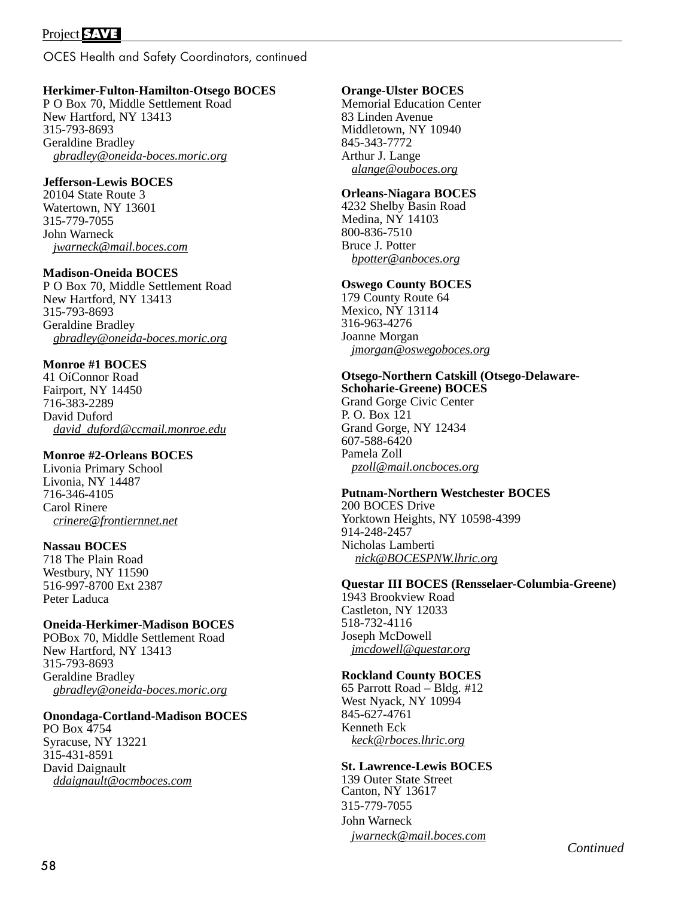OCES Health and Safety Coordinators, continued

**Herkimer-Fulton-Hamilton-Otsego BOCES**
P O Box 70, Middle Settlement Road
New Hartford, NY 13413
315-793-8693
Geraldine Bradley
gbradley@oneida-boces.moric.org

**Jefferson-Lewis BOCES**
20104 State Route 3
Watertown, NY 13601
315-779-7055
John Warneck
jwarneck@mail.boces.com

**Madison-Oneida BOCES**
P O Box 70, Middle Settlement Road
New Hartford, NY 13413
315-793-8693
Geraldine Bradley
gbradley@oneida-boces.moric.org

**Monroe #1 BOCES**
41 OíConnor Road
Fairport, NY 14450
716-383-2289
David Duford
david_duford@ccmail.monroe.edu

**Monroe #2-Orleans BOCES**
Livonia Primary School
Livonia, NY 14487
716-346-4105
Carol Rinere
crinere@frontiernnet.net

**Nassau BOCES**
718 The Plain Road
Westbury, NY 11590
516-997-8700 Ext 2387
Peter Laduca

**Oneida-Herkimer-Madison BOCES**
POBox 70, Middle Settlement Road
New Hartford, NY 13413
315-793-8693
Geraldine Bradley
gbradley@oneida-boces.moric.org

**Onondaga-Cortland-Madison BOCES**
PO Box 4754
Syracuse, NY 13221
315-431-8591
David Daignault
ddaignault@ocmboces.com

**Orange-Ulster BOCES**
Memorial Education Center
83 Linden Avenue
Middletown, NY 10940
845-343-7772
Arthur J. Lange
alange@ouboces.org

**Orleans-Niagara BOCES**
4232 Shelby Basin Road
Medina, NY 14103
800-836-7510
Bruce J. Potter
bpotter@anboces.org

**Oswego County BOCES**
179 County Route 64
Mexico, NY 13114
316-963-4276
Joanne Morgan
jmorgan@oswegoboces.org

**Otsego-Northern Catskill (Otsego-Delaware-Schoharie-Greene) BOCES**
Grand Gorge Civic Center
P. O. Box 121
Grand Gorge, NY 12434
607-588-6420
Pamela Zoll
pzoll@mail.oncboces.org

**Putnam-Northern Westchester BOCES**
200 BOCES Drive
Yorktown Heights, NY 10598-4399
914-248-2457
Nicholas Lamberti
nick@BOCESPNW.lhric.org

**Questar III BOCES (Rensselaer-Columbia-Greene)**
1943 Brookview Road
Castleton, NY 12033
518-732-4116
Joseph McDowell
jmcdowell@questar.org

**Rockland County BOCES**
65 Parrott Road – Bldg. #12
West Nyack, NY 10994
845-627-4761
Kenneth Eck
keck@rboces.lhric.org

**St. Lawrence-Lewis BOCES**
139 Outer State Street
Canton, NY 13617
315-779-7055
John Warneck
jwarneck@mail.boces.com

*Continued*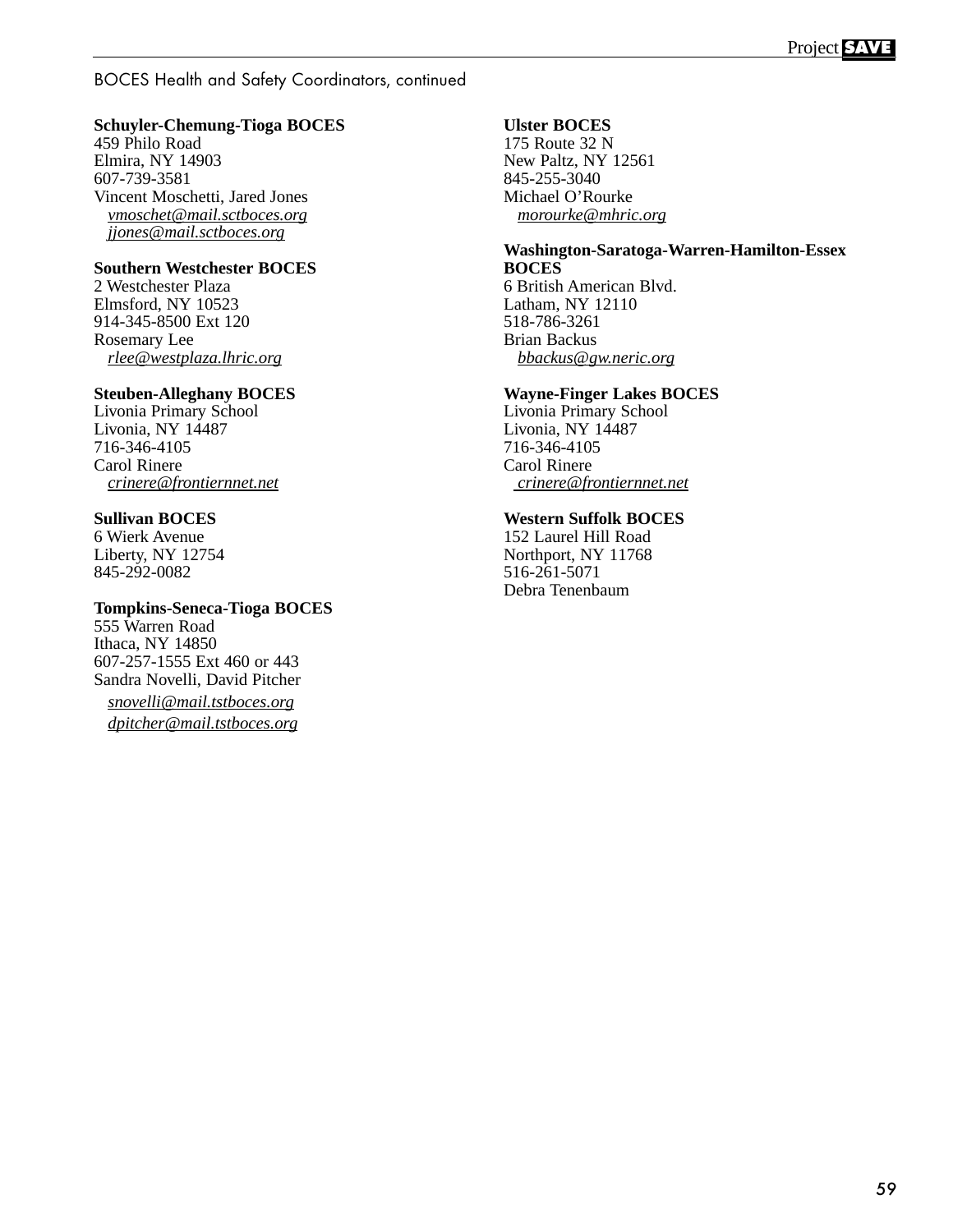BOCES Health and Safety Coordinators, continued

**Schuyler-Chemung-Tioga BOCES**
459 Philo Road
Elmira, NY 14903
607-739-3581
Vincent Moschetti, Jared Jones
*vmoschet@mail.sctboces.org*
*jjones@mail.sctboces.org*

**Southern Westchester BOCES**
2 Westchester Plaza
Elmsford, NY 10523
914-345-8500 Ext 120
Rosemary Lee
*rlee@westplaza.lhric.org*

**Steuben-Alleghany BOCES**
Livonia Primary School
Livonia, NY 14487
716-346-4105
Carol Rinere
*crinere@frontiernet.net*

**Sullivan BOCES**
6 Wierk Avenue
Liberty, NY 12754
845-292-0082

**Tompkins-Seneca-Tioga BOCES**
555 Warren Road
Ithaca, NY 14850
607-257-1555 Ext 460 or 443
Sandra Novelli, David Pitcher
*snovelli@mail.tstboces.org*
*dpitcher@mail.tstboces.org*

**Ulster BOCES**
175 Route 32 N
New Paltz, NY 12561
845-255-3040
Michael O'Rourke
*morourke@mhric.org*

**Washington-Saratoga-Warren-Hamilton-Essex BOCES**
6 British American Blvd.
Latham, NY 12110
518-786-3261
Brian Backus
*bbackus@gw.neric.org*

**Wayne-Finger Lakes BOCES**
Livonia Primary School
Livonia, NY 14487
716-346-4105
Carol Rinere
*crinere@frontiernet.net*

**Western Suffolk BOCES**
152 Laurel Hill Road
Northport, NY 11768
516-261-5071
Debra Tenenbaum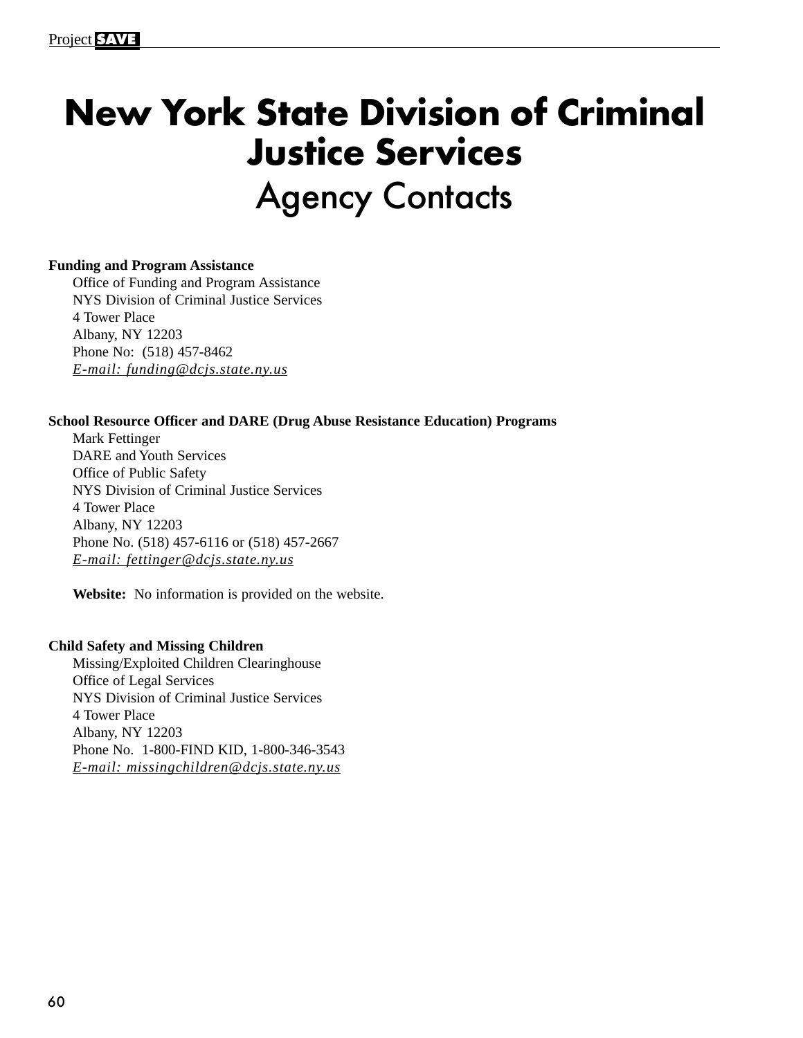# New York State Division of Criminal Justice Services

## Agency Contacts

**Funding and Program Assistance**

Office of Funding and Program Assistance
NYS Division of Criminal Justice Services
4 Tower Place
Albany, NY 12203
Phone No: (518) 457-8462
*E-mail: funding@dcjs.state.ny.us*

**School Resource Officer and DARE (Drug Abuse Resistance Education) Programs**

Mark Fettinger
DARE and Youth Services
Office of Public Safety
NYS Division of Criminal Justice Services
4 Tower Place
Albany, NY 12203
Phone No. (518) 457-6116 or (518) 457-2667
*E-mail: fettinger@dcjs.state.ny.us*

**Website:** No information is provided on the website.

**Child Safety and Missing Children**

Missing/Exploited Children Clearinghouse
Office of Legal Services
NYS Division of Criminal Justice Services
4 Tower Place
Albany, NY 12203
Phone No. 1-800-FIND KID, 1-800-346-3543
*E-mail: missingchildren@dcjs.state.ny.us*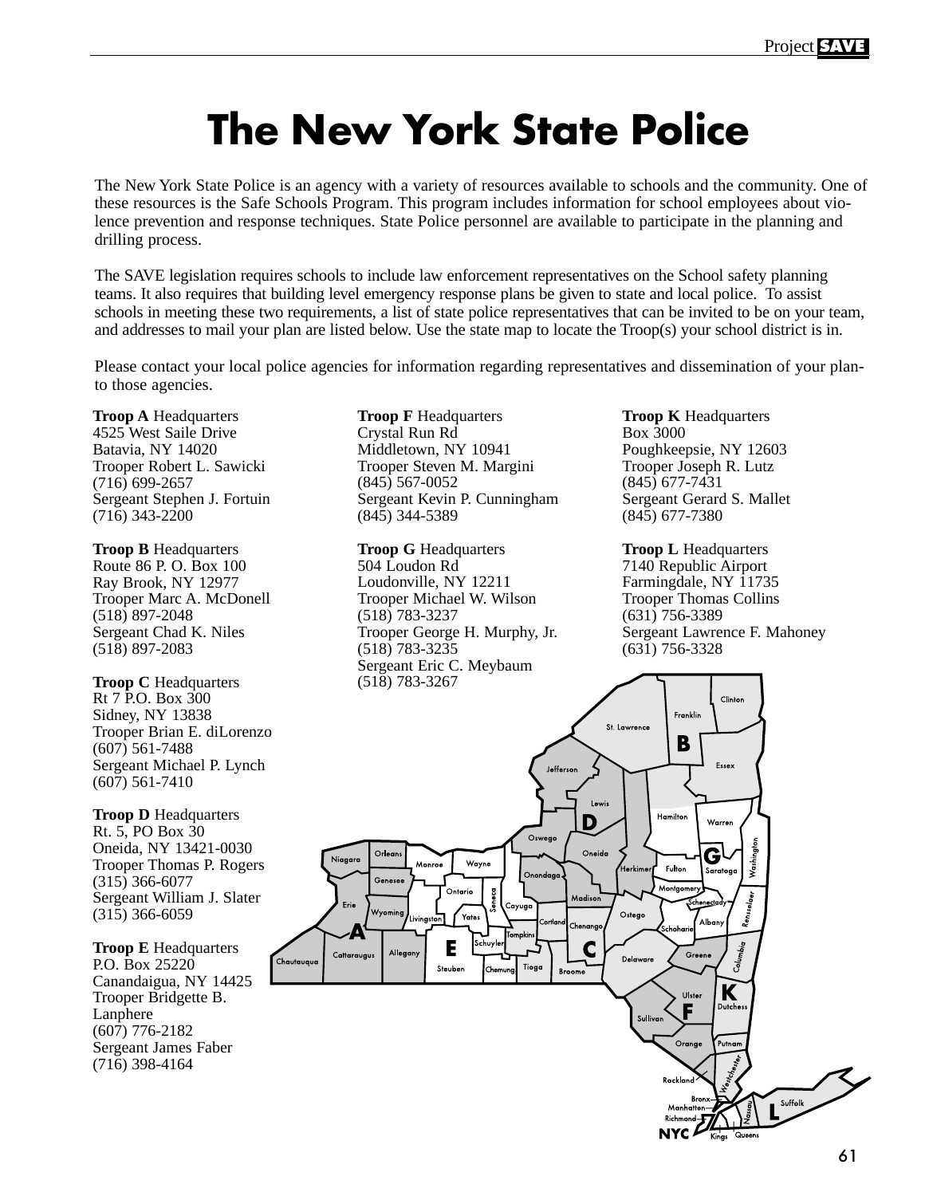# The New York State Police

The New York State Police is an agency with a variety of resources available to schools and the community. One of these resources is the Safe Schools Program. This program includes information for school employees about violence prevention and response techniques. State Police personnel are available to participate in the planning and drilling process.

The SAVE legislation requires schools to include law enforcement representatives on the School safety planning teams. It also requires that building level emergency response plans be given to state and local police. To assist schools in meeting these two requirements, a list of state police representatives that can be invited to be on your team, and addresses to mail your plan are listed below. Use the state map to locate the Troop(s) your school district is in.

Please contact your local police agencies for information regarding representatives and dissemination of your plan-to those agencies.

**Troop A** Headquarters
4525 West Saile Drive
Batavia, NY 14020
Trooper Robert L. Sawicki
(716) 699-2657
Sergeant Stephen J. Fortuin
(716) 343-2200

**Troop B** Headquarters
Route 86 P. O. Box 100
Ray Brook, NY 12977
Trooper Marc A. McDonell
(518) 897-2048
Sergeant Chad K. Niles
(518) 897-2083

**Troop C** Headquarters
Rt 7 P.O. Box 300
Sidney, NY 13838
Trooper Brian E. diLorenzo
(607) 561-7488
Sergeant Michael P. Lynch
(607) 561-7410

**Troop D** Headquarters
Rt. 5, PO Box 30
Oneida, NY 13421-0030
Trooper Thomas P. Rogers
(315) 366-6077
Sergeant William J. Slater
(315) 366-6059

**Troop E** Headquarters
P.O. Box 25220
Canandaigua, NY 14425
Trooper Bridgette B. Lanphere
(607) 776-2182
Sergeant James Faber
(716) 398-4164

**Troop F** Headquarters
Crystal Run Rd
Middletown, NY 10941
Trooper Steven M. Margini
(845) 567-0052
Sergeant Kevin P. Cunningham
(845) 344-5389

**Troop G** Headquarters
504 Loudon Rd
Loudonville, NY 12211
Trooper Michael W. Wilson
(518) 783-3237
Trooper George H. Murphy, Jr.
(518) 783-3235
Sergeant Eric C. Meybaum
(518) 783-3267

**Troop K** Headquarters
Box 3000
Poughkeepsie, NY 12603
Trooper Joseph R. Lutz
(845) 677-7431
Sergeant Gerard S. Mallet
(845) 677-7380

**Troop L** Headquarters
7140 Republic Airport
Farmingdale, NY 11735
Trooper Thomas Collins
(631) 756-3389
Sergeant Lawrence F. Mahoney
(631) 756-3328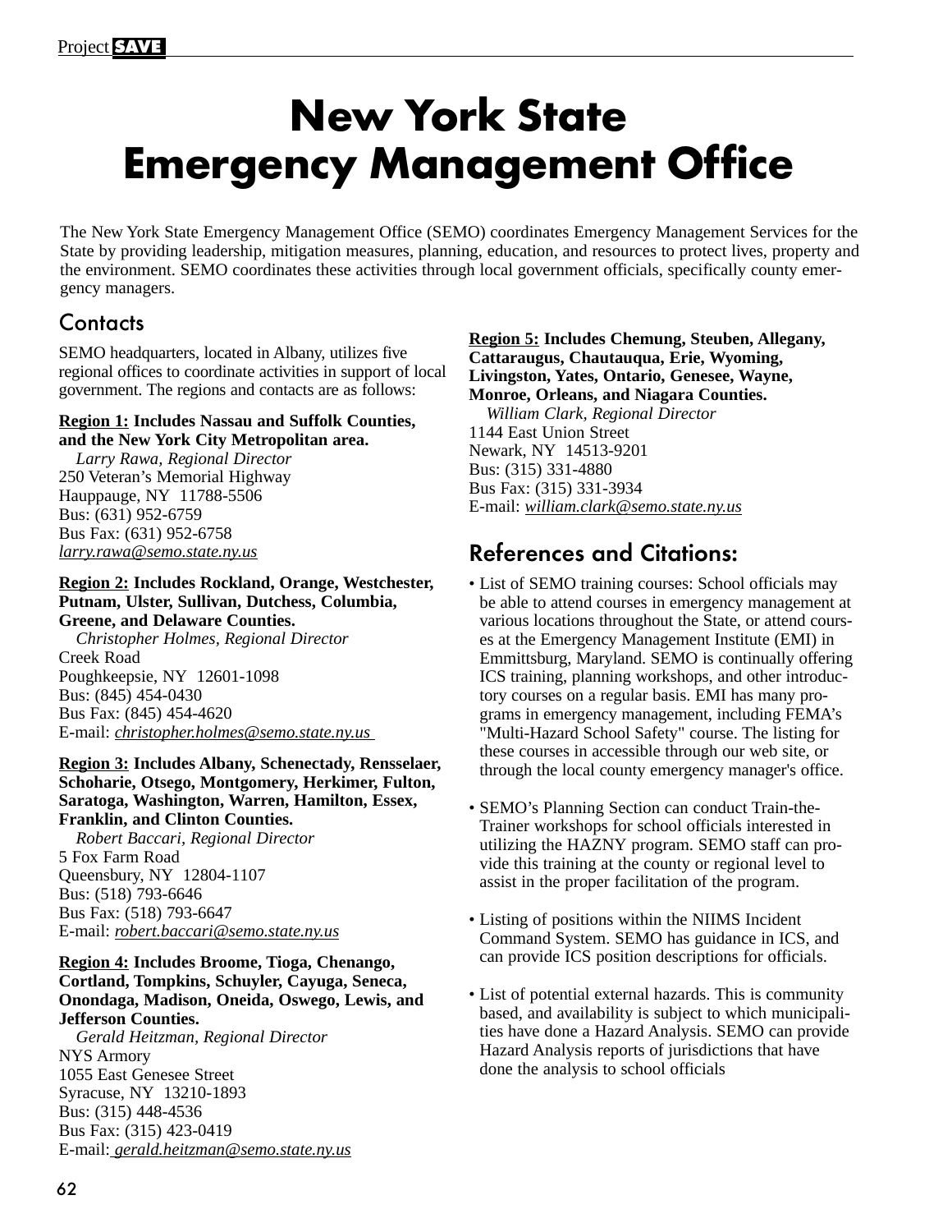# New York State Emergency Management Office

The New York State Emergency Management Office (SEMO) coordinates Emergency Management Services for the State by providing leadership, mitigation measures, planning, education, and resources to protect lives, property and the environment. SEMO coordinates these activities through local government officials, specifically county emergency managers.

## Contacts

SEMO headquarters, located in Albany, utilizes five regional offices to coordinate activities in support of local government. The regions and contacts are as follows:

**Region 1: Includes Nassau and Suffolk Counties, and the New York City Metropolitan area.**
*Larry Rawa, Regional Director*
250 Veteran's Memorial Highway
Hauppauge, NY 11788-5506
Bus: (631) 952-6759
Bus Fax: (631) 952-6758
*larry.rawa@semo.state.ny.us*

**Region 2: Includes Rockland, Orange, Westchester, Putnam, Ulster, Sullivan, Dutchess, Columbia, Greene, and Delaware Counties.**
*Christopher Holmes, Regional Director*
Creek Road
Poughkeepsie, NY 12601-1098
Bus: (845) 454-0430
Bus Fax: (845) 454-4620
E-mail: *christopher.holmes@semo.state.ny.us*

**Region 3: Includes Albany, Schenectady, Rensselaer, Schoharie, Otsego, Montgomery, Herkimer, Fulton, Saratoga, Washington, Warren, Hamilton, Essex, Franklin, and Clinton Counties.**
*Robert Baccari, Regional Director*
5 Fox Farm Road
Queensbury, NY 12804-1107
Bus: (518) 793-6646
Bus Fax: (518) 793-6647
E-mail: *robert.baccari@semo.state.ny.us*

**Region 4: Includes Broome, Tioga, Chenango, Cortland, Tompkins, Schuyler, Cayuga, Seneca, Onondaga, Madison, Oneida, Oswego, Lewis, and Jefferson Counties.**
*Gerald Heitzman, Regional Director*
NYS Armory
1055 East Genesee Street
Syracuse, NY 13210-1893
Bus: (315) 448-4536
Bus Fax: (315) 423-0419
E-mail: *gerald.heitzman@semo.state.ny.us*

**Region 5: Includes Chemung, Steuben, Allegany, Cattaraugus, Chautauqua, Erie, Wyoming, Livingston, Yates, Ontario, Genesee, Wayne, Monroe, Orleans, and Niagara Counties.**
*William Clark, Regional Director*
1144 East Union Street
Newark, NY 14513-9201
Bus: (315) 331-4880
Bus Fax: (315) 331-3934
E-mail: *william.clark@semo.state.ny.us*

## References and Citations:

- List of SEMO training courses: School officials may be able to attend courses in emergency management at various locations throughout the State, or attend courses at the Emergency Management Institute (EMI) in Emmittsburg, Maryland. SEMO is continually offering ICS training, planning workshops, and other introductory courses on a regular basis. EMI has many programs in emergency management, including FEMA's "Multi-Hazard School Safety" course. The listing for these courses in accessible through our web site, or through the local county emergency manager's office.

- SEMO's Planning Section can conduct Train-the-Trainer workshops for school officials interested in utilizing the HAZNY program. SEMO staff can provide this training at the county or regional level to assist in the proper facilitation of the program.

- Listing of positions within the NIIMS Incident Command System. SEMO has guidance in ICS, and can provide ICS position descriptions for officials.

- List of potential external hazards. This is community based, and availability is subject to which municipalities have done a Hazard Analysis. SEMO can provide Hazard Analysis reports of jurisdictions that have done the analysis to school officials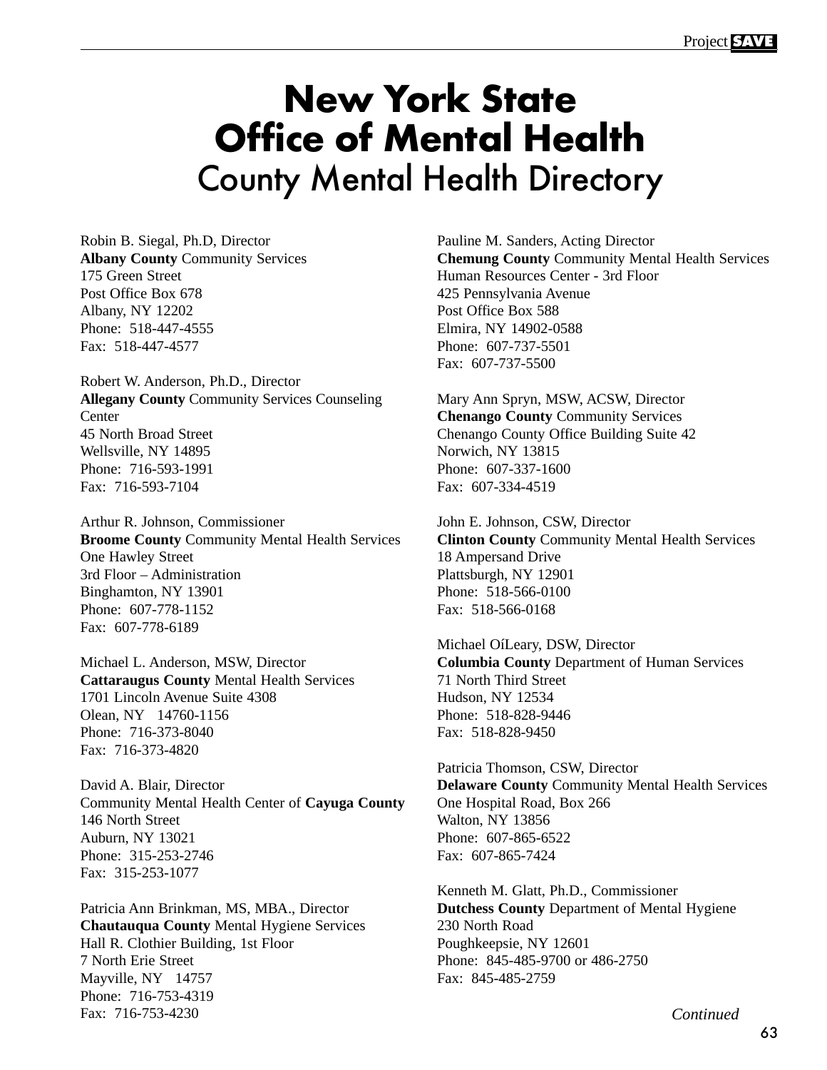# New York State Office of Mental Health

## County Mental Health Directory

Robin B. Siegal, Ph.D, Director
**Albany County** Community Services
175 Green Street
Post Office Box 678
Albany, NY 12202
Phone: 518-447-4555
Fax: 518-447-4577

Robert W. Anderson, Ph.D., Director
**Allegany County** Community Services Counseling Center
45 North Broad Street
Wellsville, NY 14895
Phone: 716-593-1991
Fax: 716-593-7104

Arthur R. Johnson, Commissioner
**Broome County** Community Mental Health Services
One Hawley Street
3rd Floor – Administration
Binghamton, NY 13901
Phone: 607-778-1152
Fax: 607-778-6189

Michael L. Anderson, MSW, Director
**Cattaraugus County** Mental Health Services
1701 Lincoln Avenue Suite 4308
Olean, NY 14760-1156
Phone: 716-373-8040
Fax: 716-373-4820

David A. Blair, Director
Community Mental Health Center of **Cayuga County**
146 North Street
Auburn, NY 13021
Phone: 315-253-2746
Fax: 315-253-1077

Patricia Ann Brinkman, MS, MBA., Director
**Chautauqua County** Mental Hygiene Services
Hall R. Clothier Building, 1st Floor
7 North Erie Street
Mayville, NY 14757
Phone: 716-753-4319
Fax: 716-753-4230

Pauline M. Sanders, Acting Director
**Chemung County** Community Mental Health Services
Human Resources Center - 3rd Floor
425 Pennsylvania Avenue
Post Office Box 588
Elmira, NY 14902-0588
Phone: 607-737-5501
Fax: 607-737-5500

Mary Ann Spryn, MSW, ACSW, Director
**Chenango County** Community Services
Chenango County Office Building Suite 42
Norwich, NY 13815
Phone: 607-337-1600
Fax: 607-334-4519

John E. Johnson, CSW, Director
**Clinton County** Community Mental Health Services
18 Ampersand Drive
Plattsburgh, NY 12901
Phone: 518-566-0100
Fax: 518-566-0168

Michael OíLeary, DSW, Director
**Columbia County** Department of Human Services
71 North Third Street
Hudson, NY 12534
Phone: 518-828-9446
Fax: 518-828-9450

Patricia Thomson, CSW, Director
**Delaware County** Community Mental Health Services
One Hospital Road, Box 266
Walton, NY 13856
Phone: 607-865-6522
Fax: 607-865-7424

Kenneth M. Glatt, Ph.D., Commissioner
**Dutchess County** Department of Mental Hygiene
230 North Road
Poughkeepsie, NY 12601
Phone: 845-485-9700 or 486-2750
Fax: 845-485-2759

*Continued*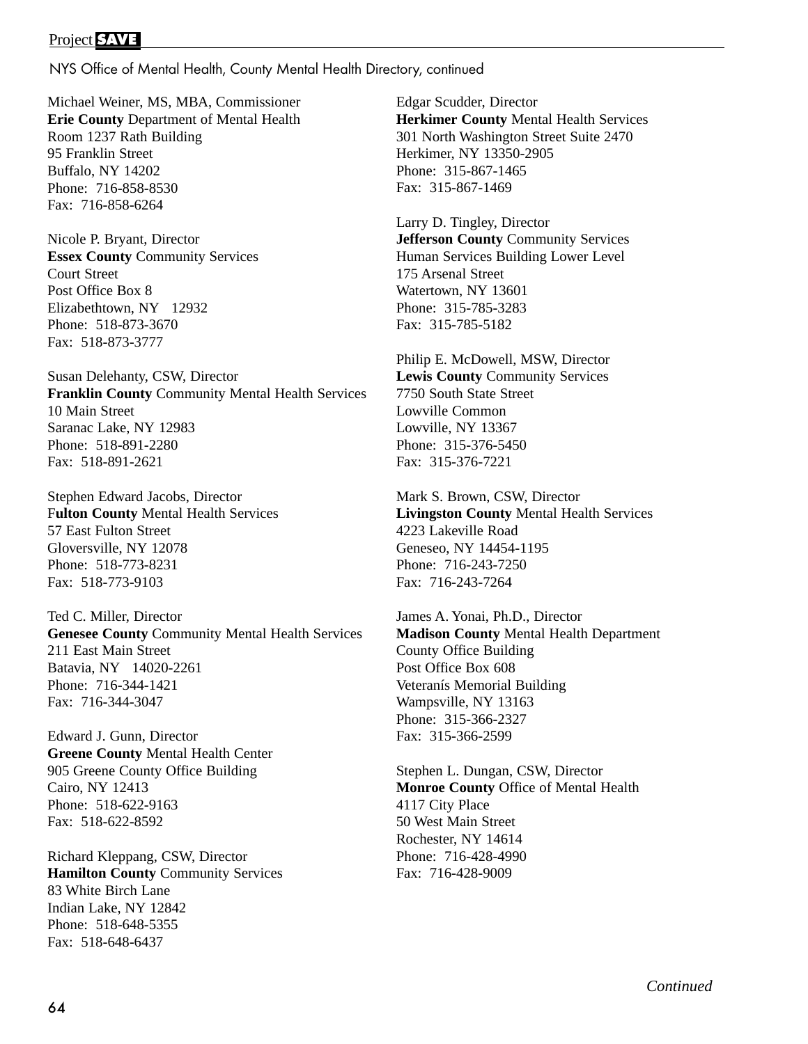NYS Office of Mental Health, County Mental Health Directory, continued

Michael Weiner, MS, MBA, Commissioner
**Erie County** Department of Mental Health
Room 1237 Rath Building
95 Franklin Street
Buffalo, NY 14202
Phone: 716-858-8530
Fax: 716-858-6264

Nicole P. Bryant, Director
**Essex County** Community Services
Court Street
Post Office Box 8
Elizabethtown, NY 12932
Phone: 518-873-3670
Fax: 518-873-3777

Susan Delehanty, CSW, Director
**Franklin County** Community Mental Health Services
10 Main Street
Saranac Lake, NY 12983
Phone: 518-891-2280
Fax: 518-891-2621

Stephen Edward Jacobs, Director
F**ulton County** Mental Health Services
57 East Fulton Street
Gloversville, NY 12078
Phone: 518-773-8231
Fax: 518-773-9103

Ted C. Miller, Director
**Genesee County** Community Mental Health Services
211 East Main Street
Batavia, NY 14020-2261
Phone: 716-344-1421
Fax: 716-344-3047

Edward J. Gunn, Director
**Greene County** Mental Health Center
905 Greene County Office Building
Cairo, NY 12413
Phone: 518-622-9163
Fax: 518-622-8592

Richard Kleppang, CSW, Director
**Hamilton County** Community Services
83 White Birch Lane
Indian Lake, NY 12842
Phone: 518-648-5355
Fax: 518-648-6437

Edgar Scudder, Director
**Herkimer County** Mental Health Services
301 North Washington Street Suite 2470
Herkimer, NY 13350-2905
Phone: 315-867-1465
Fax: 315-867-1469

Larry D. Tingley, Director
**Jefferson County** Community Services
Human Services Building Lower Level
175 Arsenal Street
Watertown, NY 13601
Phone: 315-785-3283
Fax: 315-785-5182

Philip E. McDowell, MSW, Director
**Lewis County** Community Services
7750 South State Street
Lowville Common
Lowville, NY 13367
Phone: 315-376-5450
Fax: 315-376-7221

Mark S. Brown, CSW, Director
**Livingston County** Mental Health Services
4223 Lakeville Road
Geneseo, NY 14454-1195
Phone: 716-243-7250
Fax: 716-243-7264

James A. Yonai, Ph.D., Director
**Madison County** Mental Health Department
County Office Building
Post Office Box 608
Veteranís Memorial Building
Wampsville, NY 13163
Phone: 315-366-2327
Fax: 315-366-2599

Stephen L. Dungan, CSW, Director
**Monroe County** Office of Mental Health
4117 City Place
50 West Main Street
Rochester, NY 14614
Phone: 716-428-4990
Fax: 716-428-9009

*Continued*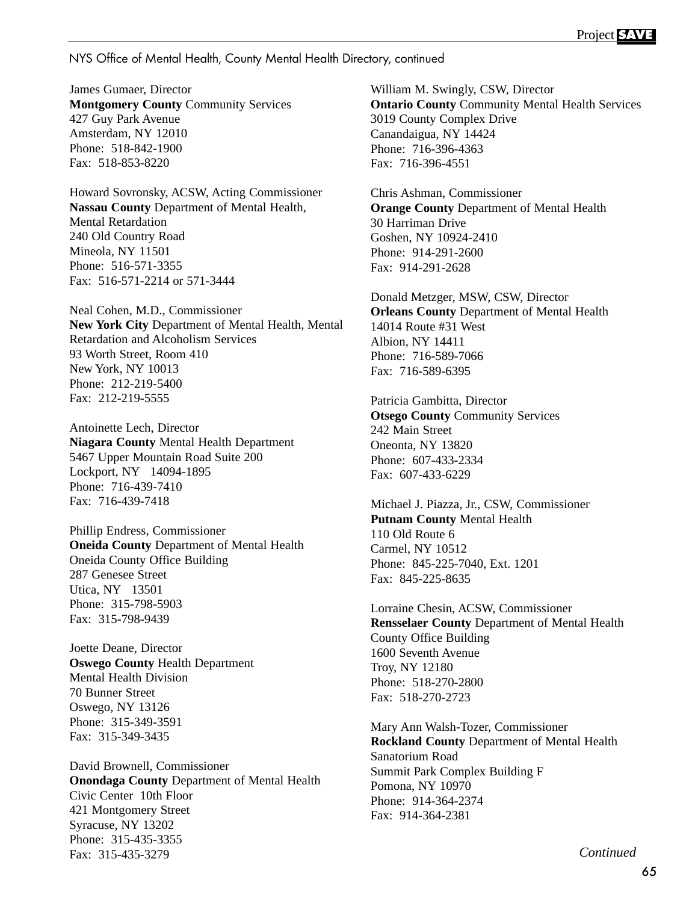NYS Office of Mental Health, County Mental Health Directory, continued

James Gumaer, Director
**Montgomery County** Community Services
427 Guy Park Avenue
Amsterdam, NY 12010
Phone: 518-842-1900
Fax: 518-853-8220

Howard Sovronsky, ACSW, Acting Commissioner
**Nassau County** Department of Mental Health, Mental Retardation
240 Old Country Road
Mineola, NY 11501
Phone: 516-571-3355
Fax: 516-571-2214 or 571-3444

Neal Cohen, M.D., Commissioner
**New York City** Department of Mental Health, Mental Retardation and Alcoholism Services
93 Worth Street, Room 410
New York, NY 10013
Phone: 212-219-5400
Fax: 212-219-5555

Antoinette Lech, Director
**Niagara County** Mental Health Department
5467 Upper Mountain Road Suite 200
Lockport, NY 14094-1895
Phone: 716-439-7410
Fax: 716-439-7418

Phillip Endress, Commissioner
**Oneida County** Department of Mental Health
Oneida County Office Building
287 Genesee Street
Utica, NY 13501
Phone: 315-798-5903
Fax: 315-798-9439

Joette Deane, Director
**Oswego County** Health Department
Mental Health Division
70 Bunner Street
Oswego, NY 13126
Phone: 315-349-3591
Fax: 315-349-3435

David Brownell, Commissioner
**Onondaga County** Department of Mental Health
Civic Center 10th Floor
421 Montgomery Street
Syracuse, NY 13202
Phone: 315-435-3355
Fax: 315-435-3279

William M. Swingly, CSW, Director
**Ontario County** Community Mental Health Services
3019 County Complex Drive
Canandaigua, NY 14424
Phone: 716-396-4363
Fax: 716-396-4551

Chris Ashman, Commissioner
**Orange County** Department of Mental Health
30 Harriman Drive
Goshen, NY 10924-2410
Phone: 914-291-2600
Fax: 914-291-2628

Donald Metzger, MSW, CSW, Director
**Orleans County** Department of Mental Health
14014 Route #31 West
Albion, NY 14411
Phone: 716-589-7066
Fax: 716-589-6395

Patricia Gambitta, Director
**Otsego County** Community Services
242 Main Street
Oneonta, NY 13820
Phone: 607-433-2334
Fax: 607-433-6229

Michael J. Piazza, Jr., CSW, Commissioner
**Putnam County** Mental Health
110 Old Route 6
Carmel, NY 10512
Phone: 845-225-7040, Ext. 1201
Fax: 845-225-8635

Lorraine Chesin, ACSW, Commissioner
**Rensselaer County** Department of Mental Health
County Office Building
1600 Seventh Avenue
Troy, NY 12180
Phone: 518-270-2800
Fax: 518-270-2723

Mary Ann Walsh-Tozer, Commissioner
**Rockland County** Department of Mental Health
Sanatorium Road
Summit Park Complex Building F
Pomona, NY 10970
Phone: 914-364-2374
Fax: 914-364-2381

*Continued*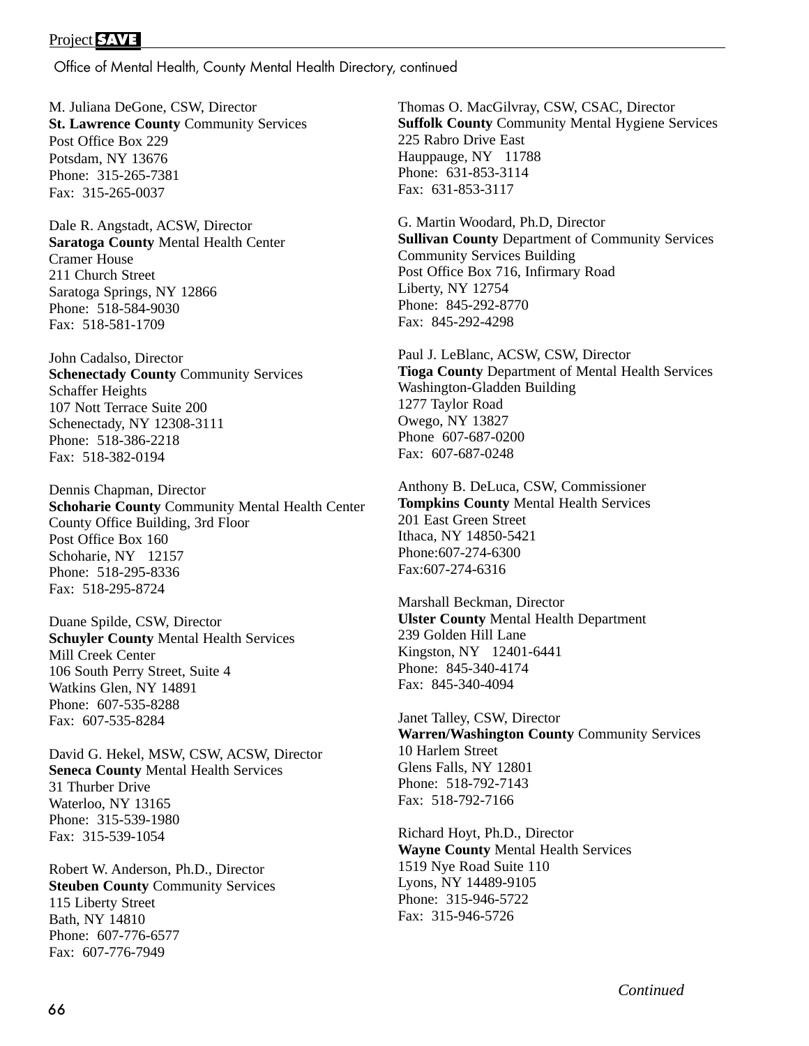Office of Mental Health, County Mental Health Directory, continued

M. Juliana DeGone, CSW, Director
**St. Lawrence County** Community Services
Post Office Box 229
Potsdam, NY 13676
Phone: 315-265-7381
Fax: 315-265-0037

Dale R. Angstadt, ACSW, Director
**Saratoga County** Mental Health Center
Cramer House
211 Church Street
Saratoga Springs, NY 12866
Phone: 518-584-9030
Fax: 518-581-1709

John Cadalso, Director
**Schenectady County** Community Services
Schaffer Heights
107 Nott Terrace Suite 200
Schenectady, NY 12308-3111
Phone: 518-386-2218
Fax: 518-382-0194

Dennis Chapman, Director
**Schoharie County** Community Mental Health Center
County Office Building, 3rd Floor
Post Office Box 160
Schoharie, NY 12157
Phone: 518-295-8336
Fax: 518-295-8724

Duane Spilde, CSW, Director
**Schuyler County** Mental Health Services
Mill Creek Center
106 South Perry Street, Suite 4
Watkins Glen, NY 14891
Phone: 607-535-8288
Fax: 607-535-8284

David G. Hekel, MSW, CSW, ACSW, Director
**Seneca County** Mental Health Services
31 Thurber Drive
Waterloo, NY 13165
Phone: 315-539-1980
Fax: 315-539-1054

Robert W. Anderson, Ph.D., Director
**Steuben County** Community Services
115 Liberty Street
Bath, NY 14810
Phone: 607-776-6577
Fax: 607-776-7949

Thomas O. MacGilvray, CSW, CSAC, Director
**Suffolk County** Community Mental Hygiene Services
225 Rabro Drive East
Hauppauge, NY 11788
Phone: 631-853-3114
Fax: 631-853-3117

G. Martin Woodard, Ph.D, Director
**Sullivan County** Department of Community Services
Community Services Building
Post Office Box 716, Infirmary Road
Liberty, NY 12754
Phone: 845-292-8770
Fax: 845-292-4298

Paul J. LeBlanc, ACSW, CSW, Director
**Tioga County** Department of Mental Health Services
Washington-Gladden Building
1277 Taylor Road
Owego, NY 13827
Phone 607-687-0200
Fax: 607-687-0248

Anthony B. DeLuca, CSW, Commissioner
**Tompkins County** Mental Health Services
201 East Green Street
Ithaca, NY 14850-5421
Phone:607-274-6300
Fax:607-274-6316

Marshall Beckman, Director
**Ulster County** Mental Health Department
239 Golden Hill Lane
Kingston, NY 12401-6441
Phone: 845-340-4174
Fax: 845-340-4094

Janet Talley, CSW, Director
**Warren/Washington County** Community Services
10 Harlem Street
Glens Falls, NY 12801
Phone: 518-792-7143
Fax: 518-792-7166

Richard Hoyt, Ph.D., Director
**Wayne County** Mental Health Services
1519 Nye Road Suite 110
Lyons, NY 14489-9105
Phone: 315-946-5722
Fax: 315-946-5726

*Continued*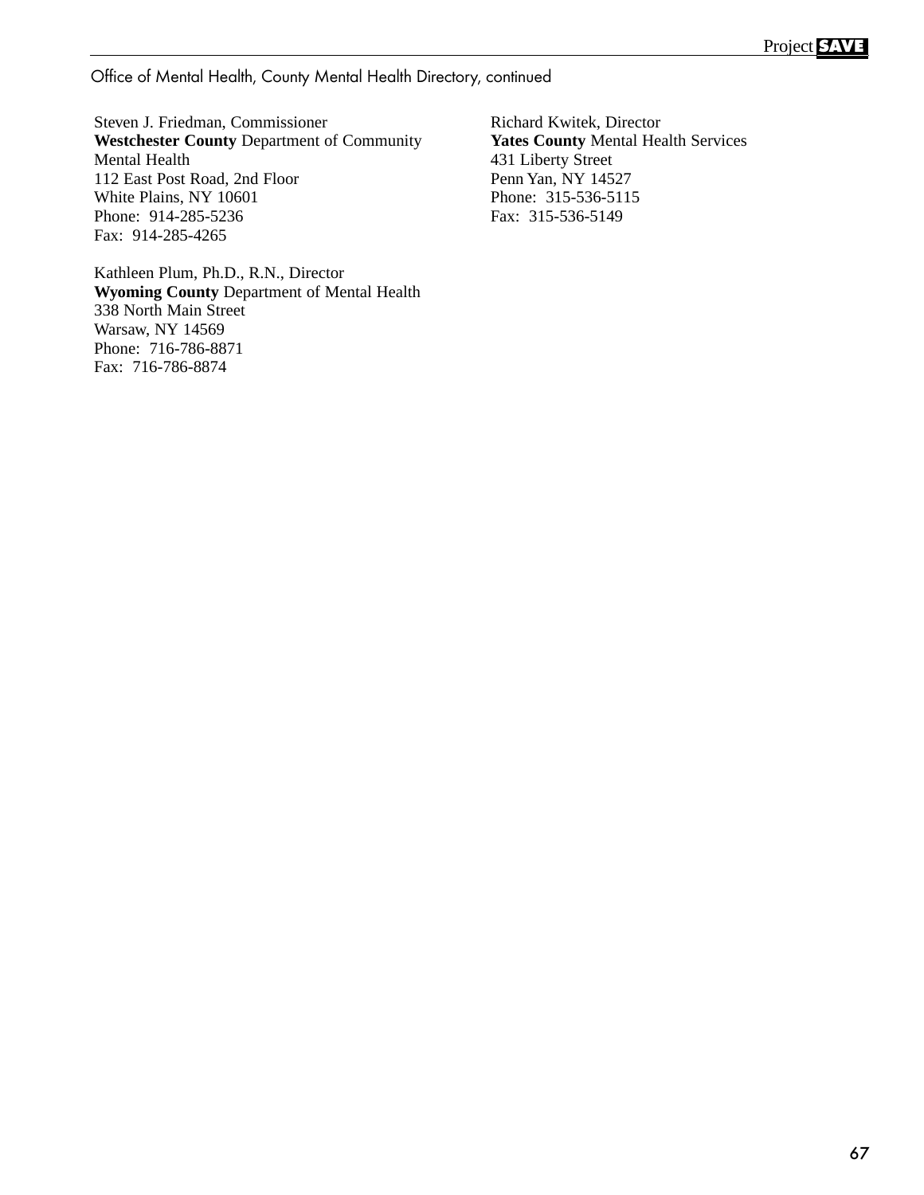Office of Mental Health, County Mental Health Directory, continued

Steven J. Friedman, Commissioner
**Westchester County** Department of Community Mental Health
112 East Post Road, 2nd Floor
White Plains, NY 10601
Phone: 914-285-5236
Fax: 914-285-4265

Kathleen Plum, Ph.D., R.N., Director
**Wyoming County** Department of Mental Health
338 North Main Street
Warsaw, NY 14569
Phone: 716-786-8871
Fax: 716-786-8874

Richard Kwitek, Director
**Yates County** Mental Health Services
431 Liberty Street
Penn Yan, NY 14527
Phone: 315-536-5115
Fax: 315-536-5149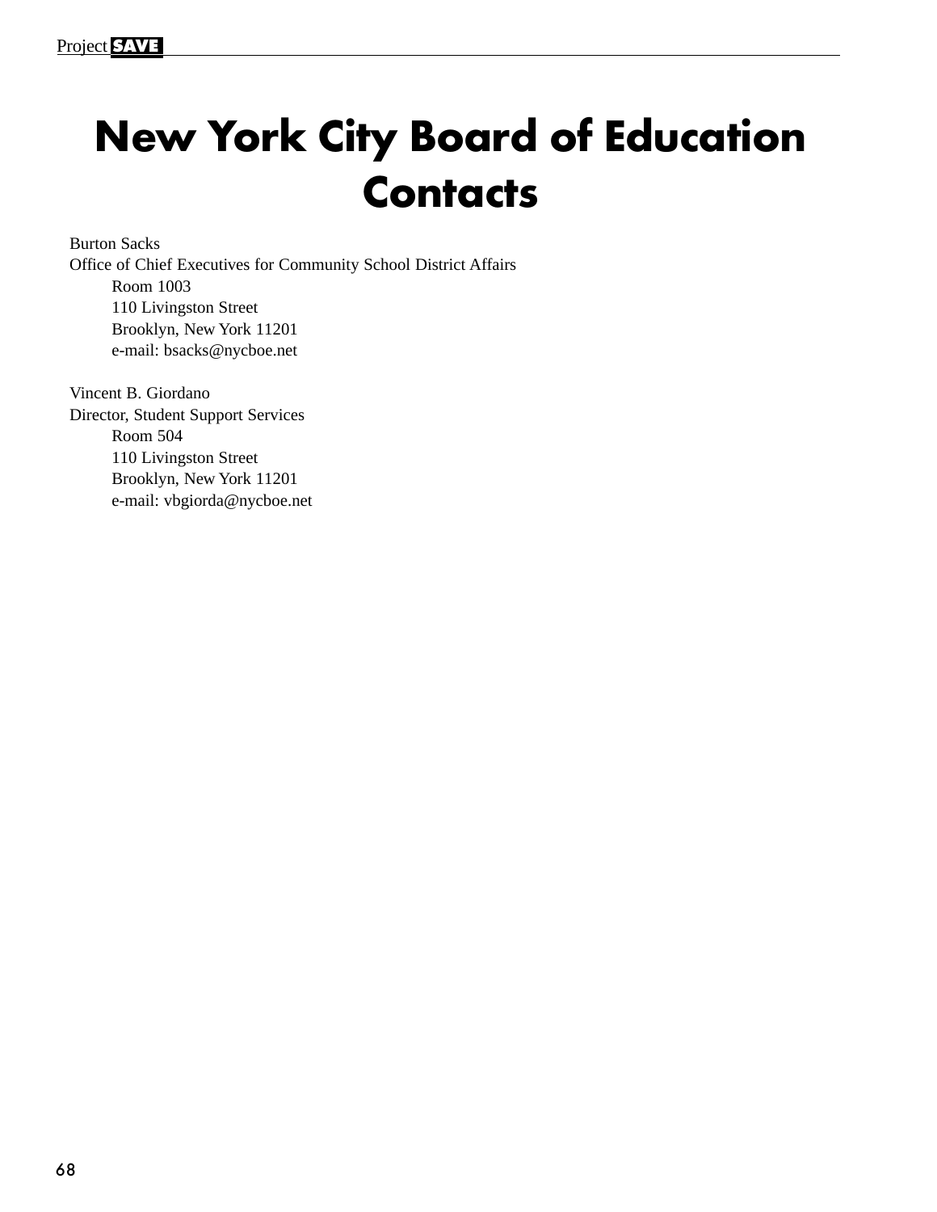# New York City Board of Education Contacts

Burton Sacks
Office of Chief Executives for Community School District Affairs

Room 1003
110 Livingston Street
Brooklyn, New York 11201
e-mail: bsacks@nycboe.net

Vincent B. Giordano
Director, Student Support Services

Room 504
110 Livingston Street
Brooklyn, New York 11201
e-mail: vbgiorda@nycboe.net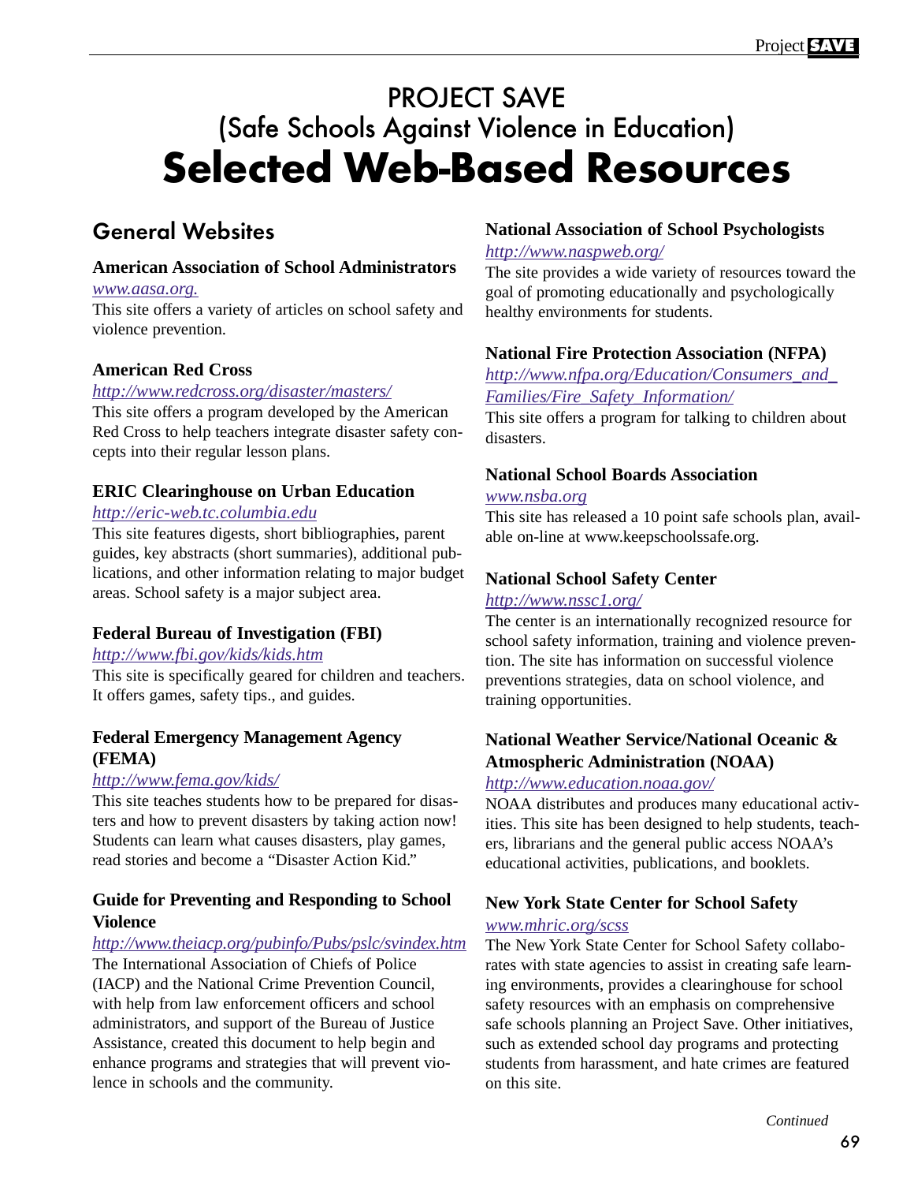# PROJECT SAVE
## (Safe Schools Against Violence in Education)
# Selected Web-Based Resources

## General Websites

**American Association of School Administrators**
*www.aasa.org.*
This site offers a variety of articles on school safety and violence prevention.

**American Red Cross**
*http://www.redcross.org/disaster/masters/*
This site offers a program developed by the American Red Cross to help teachers integrate disaster safety concepts into their regular lesson plans.

**ERIC Clearinghouse on Urban Education**
*http://eric-web.tc.columbia.edu*
This site features digests, short bibliographies, parent guides, key abstracts (short summaries), additional publications, and other information relating to major budget areas. School safety is a major subject area.

**Federal Bureau of Investigation (FBI)**
*http://www.fbi.gov/kids/kids.htm*
This site is specifically geared for children and teachers. It offers games, safety tips., and guides.

**Federal Emergency Management Agency (FEMA)**
*http://www.fema.gov/kids/*
This site teaches students how to be prepared for disasters and how to prevent disasters by taking action now! Students can learn what causes disasters, play games, read stories and become a "Disaster Action Kid."

**Guide for Preventing and Responding to School Violence**
*http://www.theiacp.org/pubinfo/Pubs/pslc/svindex.htm*
The International Association of Chiefs of Police (IACP) and the National Crime Prevention Council, with help from law enforcement officers and school administrators, and support of the Bureau of Justice Assistance, created this document to help begin and enhance programs and strategies that will prevent violence in schools and the community.

**National Association of School Psychologists**
*http://www.naspweb.org/*
The site provides a wide variety of resources toward the goal of promoting educationally and psychologically healthy environments for students.

**National Fire Protection Association (NFPA)**
*http://www.nfpa.org/Education/Consumers_and_Families/Fire_Safety_Information/*
This site offers a program for talking to children about disasters.

**National School Boards Association**
*www.nsba.org*
This site has released a 10 point safe schools plan, available on-line at www.keepschoolssafe.org.

**National School Safety Center**
*http://www.nssc1.org/*
The center is an internationally recognized resource for school safety information, training and violence prevention. The site has information on successful violence preventions strategies, data on school violence, and training opportunities.

**National Weather Service/National Oceanic & Atmospheric Administration (NOAA)**
*http://www.education.noaa.gov/*
NOAA distributes and produces many educational activities. This site has been designed to help students, teachers, librarians and the general public access NOAA's educational activities, publications, and booklets.

**New York State Center for School Safety**
*www.mhric.org/scss*
The New York State Center for School Safety collaborates with state agencies to assist in creating safe learning environments, provides a clearinghouse for school safety resources with an emphasis on comprehensive safe schools planning an Project Save. Other initiatives, such as extended school day programs and protecting students from harassment, and hate crimes are featured on this site.

*Continued*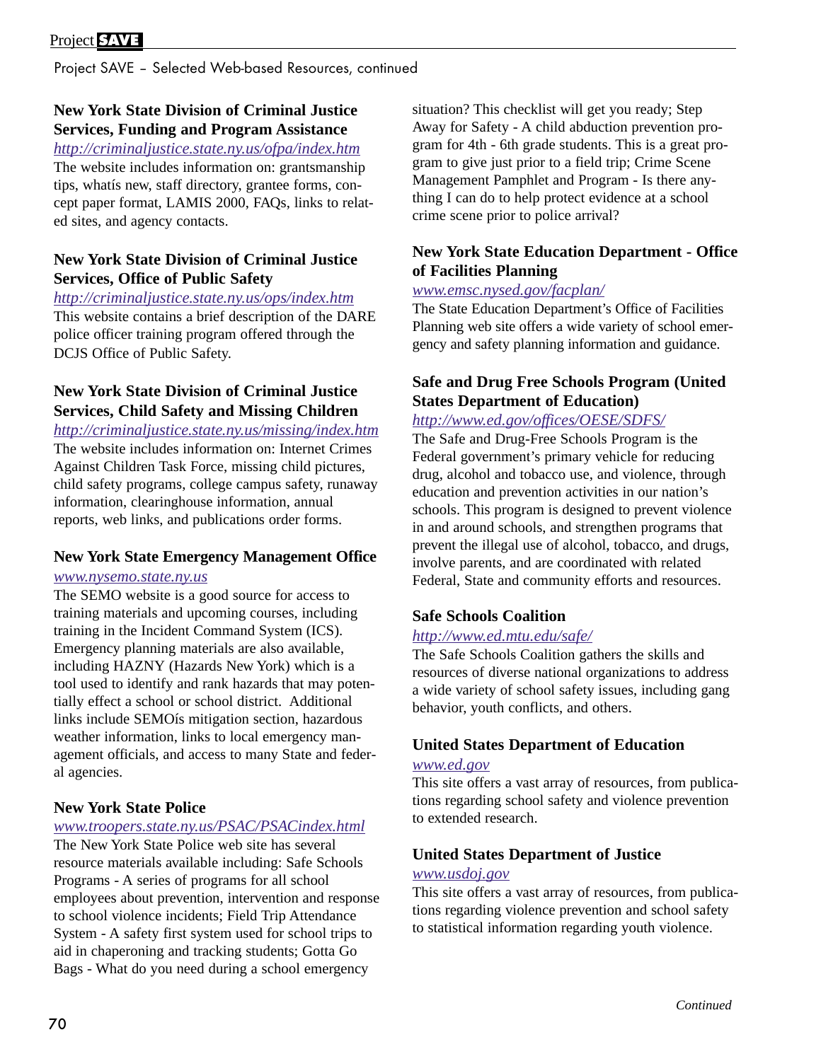Project SAVE – Selected Web-based Resources, continued

### New York State Division of Criminal Justice Services, Funding and Program Assistance

*http://criminaljustice.state.ny.us/ofpa/index.htm*

The website includes information on: grantsmanship tips, whatís new, staff directory, grantee forms, concept paper format, LAMIS 2000, FAQs, links to related sites, and agency contacts.

### New York State Division of Criminal Justice Services, Office of Public Safety

*http://criminaljustice.state.ny.us/ops/index.htm*

This website contains a brief description of the DARE police officer training program offered through the DCJS Office of Public Safety.

### New York State Division of Criminal Justice Services, Child Safety and Missing Children

*http://criminaljustice.state.ny.us/missing/index.htm*

The website includes information on: Internet Crimes Against Children Task Force, missing child pictures, child safety programs, college campus safety, runaway information, clearinghouse information, annual reports, web links, and publications order forms.

### New York State Emergency Management Office

*www.nysemo.state.ny.us*

The SEMO website is a good source for access to training materials and upcoming courses, including training in the Incident Command System (ICS). Emergency planning materials are also available, including HAZNY (Hazards New York) which is a tool used to identify and rank hazards that may potentially effect a school or school district. Additional links include SEMOís mitigation section, hazardous weather information, links to local emergency management officials, and access to many State and federal agencies.

### New York State Police

*www.troopers.state.ny.us/PSAC/PSACindex.html*

The New York State Police web site has several resource materials available including: Safe Schools Programs - A series of programs for all school employees about prevention, intervention and response to school violence incidents; Field Trip Attendance System - A safety first system used for school trips to aid in chaperoning and tracking students; Gotta Go Bags - What do you need during a school emergency situation? This checklist will get you ready; Step Away for Safety - A child abduction prevention program for 4th - 6th grade students. This is a great program to give just prior to a field trip; Crime Scene Management Pamphlet and Program - Is there anything I can do to help protect evidence at a school crime scene prior to police arrival?

### New York State Education Department - Office of Facilities Planning

*www.emsc.nysed.gov/facplan/*

The State Education Department's Office of Facilities Planning web site offers a wide variety of school emergency and safety planning information and guidance.

### Safe and Drug Free Schools Program (United States Department of Education)

*http://www.ed.gov/offices/OESE/SDFS/*

The Safe and Drug-Free Schools Program is the Federal government's primary vehicle for reducing drug, alcohol and tobacco use, and violence, through education and prevention activities in our nation's schools. This program is designed to prevent violence in and around schools, and strengthen programs that prevent the illegal use of alcohol, tobacco, and drugs, involve parents, and are coordinated with related Federal, State and community efforts and resources.

### Safe Schools Coalition

*http://www.ed.mtu.edu/safe/*

The Safe Schools Coalition gathers the skills and resources of diverse national organizations to address a wide variety of school safety issues, including gang behavior, youth conflicts, and others.

### United States Department of Education

*www.ed.gov*

This site offers a vast array of resources, from publications regarding school safety and violence prevention to extended research.

### United States Department of Justice

*www.usdoj.gov*

This site offers a vast array of resources, from publications regarding violence prevention and school safety to statistical information regarding youth violence.

*Continued*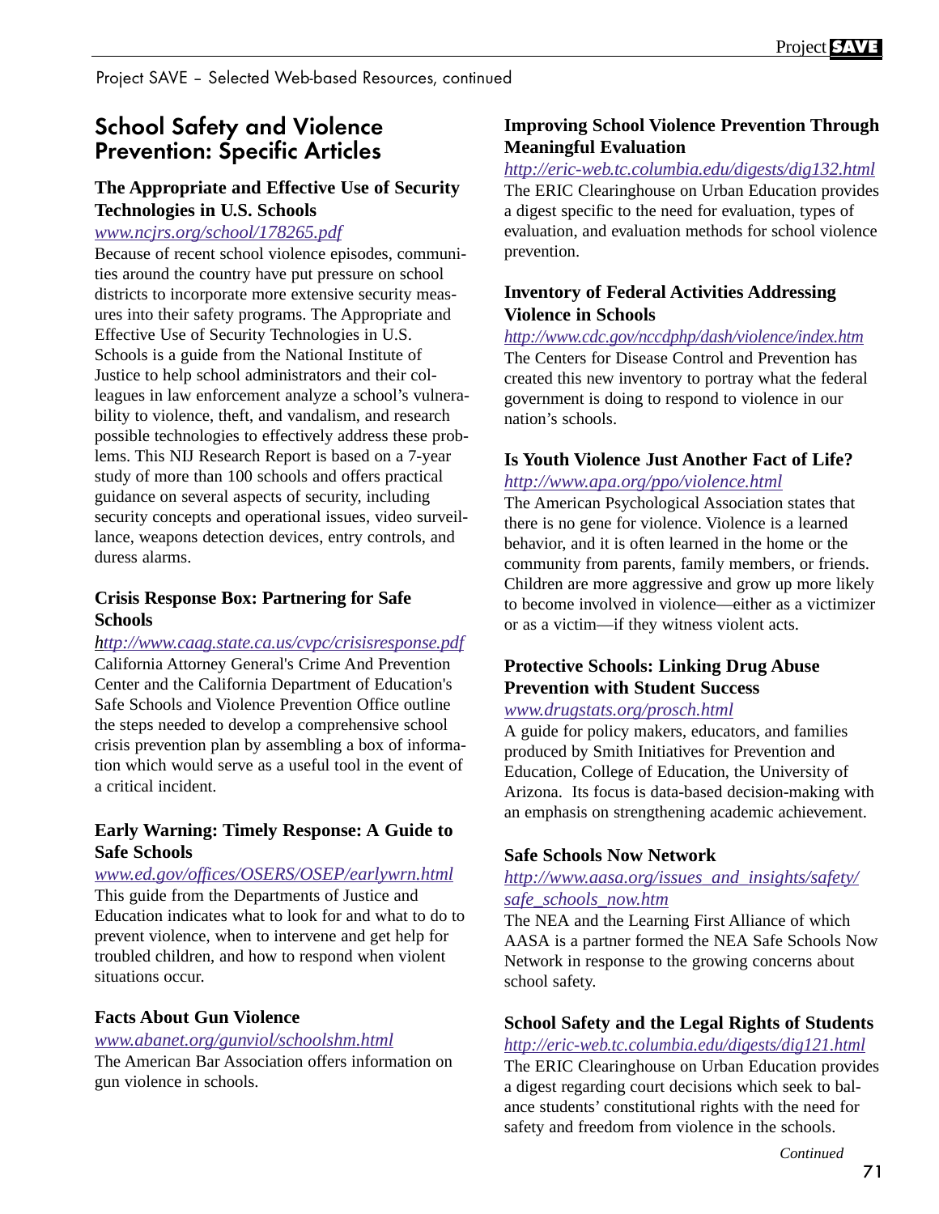Project SAVE – Selected Web-based Resources, continued

## School Safety and Violence Prevention: Specific Articles

### The Appropriate and Effective Use of Security Technologies in U.S. Schools

www.ncjrs.org/school/178265.pdf

Because of recent school violence episodes, communities around the country have put pressure on school districts to incorporate more extensive security measures into their safety programs. The Appropriate and Effective Use of Security Technologies in U.S. Schools is a guide from the National Institute of Justice to help school administrators and their colleagues in law enforcement analyze a school's vulnerability to violence, theft, and vandalism, and research possible technologies to effectively address these problems. This NIJ Research Report is based on a 7-year study of more than 100 schools and offers practical guidance on several aspects of security, including security concepts and operational issues, video surveillance, weapons detection devices, entry controls, and duress alarms.

### Crisis Response Box: Partnering for Safe Schools

http://www.caag.state.ca.us/cvpc/crisisresponse.pdf

California Attorney General's Crime And Prevention Center and the California Department of Education's Safe Schools and Violence Prevention Office outline the steps needed to develop a comprehensive school crisis prevention plan by assembling a box of information which would serve as a useful tool in the event of a critical incident.

### Early Warning: Timely Response: A Guide to Safe Schools

www.ed.gov/offices/OSERS/OSEP/earlywrn.html

This guide from the Departments of Justice and Education indicates what to look for and what to do to prevent violence, when to intervene and get help for troubled children, and how to respond when violent situations occur.

### Facts About Gun Violence

www.abanet.org/gunviol/schoolshm.html

The American Bar Association offers information on gun violence in schools.

### Improving School Violence Prevention Through Meaningful Evaluation

http://eric-web.tc.columbia.edu/digests/dig132.html

The ERIC Clearinghouse on Urban Education provides a digest specific to the need for evaluation, types of evaluation, and evaluation methods for school violence prevention.

### Inventory of Federal Activities Addressing Violence in Schools

http://www.cdc.gov/nccdphp/dash/violence/index.htm

The Centers for Disease Control and Prevention has created this new inventory to portray what the federal government is doing to respond to violence in our nation's schools.

### Is Youth Violence Just Another Fact of Life?

http://www.apa.org/ppo/violence.html

The American Psychological Association states that there is no gene for violence. Violence is a learned behavior, and it is often learned in the home or the community from parents, family members, or friends. Children are more aggressive and grow up more likely to become involved in violence—either as a victimizer or as a victim—if they witness violent acts.

### Protective Schools: Linking Drug Abuse Prevention with Student Success

www.drugstats.org/prosch.html

A guide for policy makers, educators, and families produced by Smith Initiatives for Prevention and Education, College of Education, the University of Arizona. Its focus is data-based decision-making with an emphasis on strengthening academic achievement.

### Safe Schools Now Network

http://www.aasa.org/issues_and_insights/safety/safe_schools_now.htm

The NEA and the Learning First Alliance of which AASA is a partner formed the NEA Safe Schools Now Network in response to the growing concerns about school safety.

### School Safety and the Legal Rights of Students

http://eric-web.tc.columbia.edu/digests/dig121.html

The ERIC Clearinghouse on Urban Education provides a digest regarding court decisions which seek to balance students' constitutional rights with the need for safety and freedom from violence in the schools.

*Continued*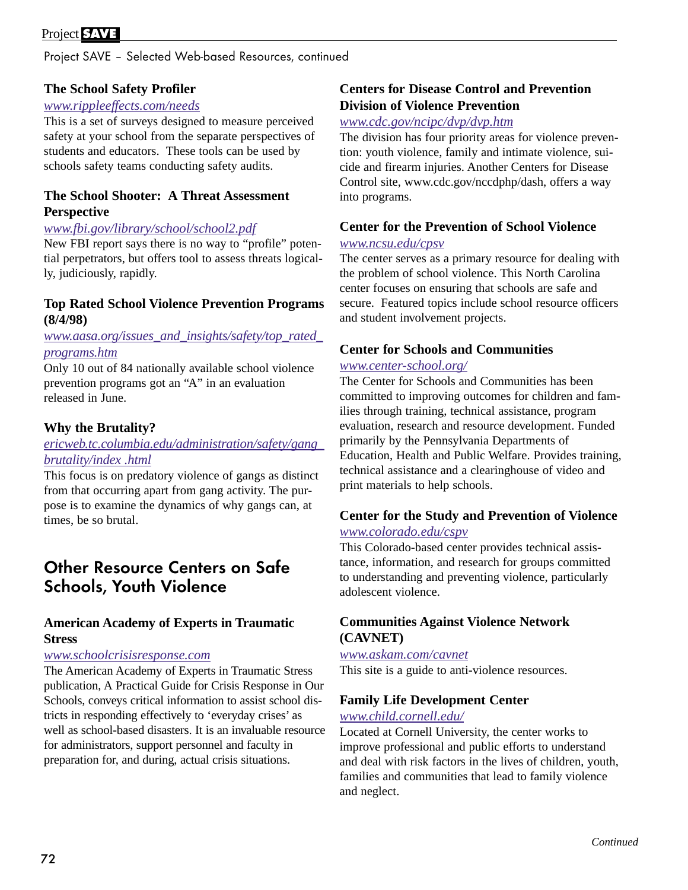Project SAVE – Selected Web-based Resources, continued

### The School Safety Profiler

www.rippleeffects.com/needs

This is a set of surveys designed to measure perceived safety at your school from the separate perspectives of students and educators. These tools can be used by schools safety teams conducting safety audits.

### The School Shooter: A Threat Assessment Perspective

www.fbi.gov/library/school/school2.pdf

New FBI report says there is no way to "profile" potential perpetrators, but offers tool to assess threats logically, judiciously, rapidly.

### Top Rated School Violence Prevention Programs (8/4/98)

www.aasa.org/issues_and_insights/safety/top_rated_programs.htm

Only 10 out of 84 nationally available school violence prevention programs got an "A" in an evaluation released in June.

### Why the Brutality?

ericweb.tc.columbia.edu/administration/safety/gang_brutality/index .html

This focus is on predatory violence of gangs as distinct from that occurring apart from gang activity. The purpose is to examine the dynamics of why gangs can, at times, be so brutal.

## Other Resource Centers on Safe Schools, Youth Violence

### American Academy of Experts in Traumatic Stress

www.schoolcrisisresponse.com

The American Academy of Experts in Traumatic Stress publication, A Practical Guide for Crisis Response in Our Schools, conveys critical information to assist school districts in responding effectively to 'everyday crises' as well as school-based disasters. It is an invaluable resource for administrators, support personnel and faculty in preparation for, and during, actual crisis situations.

### Centers for Disease Control and Prevention Division of Violence Prevention

www.cdc.gov/ncipc/dvp/dvp.htm

The division has four priority areas for violence prevention: youth violence, family and intimate violence, suicide and firearm injuries. Another Centers for Disease Control site, www.cdc.gov/nccdphp/dash, offers a way into programs.

### Center for the Prevention of School Violence

www.ncsu.edu/cpsv

The center serves as a primary resource for dealing with the problem of school violence. This North Carolina center focuses on ensuring that schools are safe and secure. Featured topics include school resource officers and student involvement projects.

### Center for Schools and Communities

www.center-school.org/

The Center for Schools and Communities has been committed to improving outcomes for children and families through training, technical assistance, program evaluation, research and resource development. Funded primarily by the Pennsylvania Departments of Education, Health and Public Welfare. Provides training, technical assistance and a clearinghouse of video and print materials to help schools.

### Center for the Study and Prevention of Violence

www.colorado.edu/cspv

This Colorado-based center provides technical assistance, information, and research for groups committed to understanding and preventing violence, particularly adolescent violence.

### Communities Against Violence Network (CAVNET)

www.askam.com/cavnet

This site is a guide to anti-violence resources.

### Family Life Development Center

www.child.cornell.edu/

Located at Cornell University, the center works to improve professional and public efforts to understand and deal with risk factors in the lives of children, youth, families and communities that lead to family violence and neglect.

*Continued*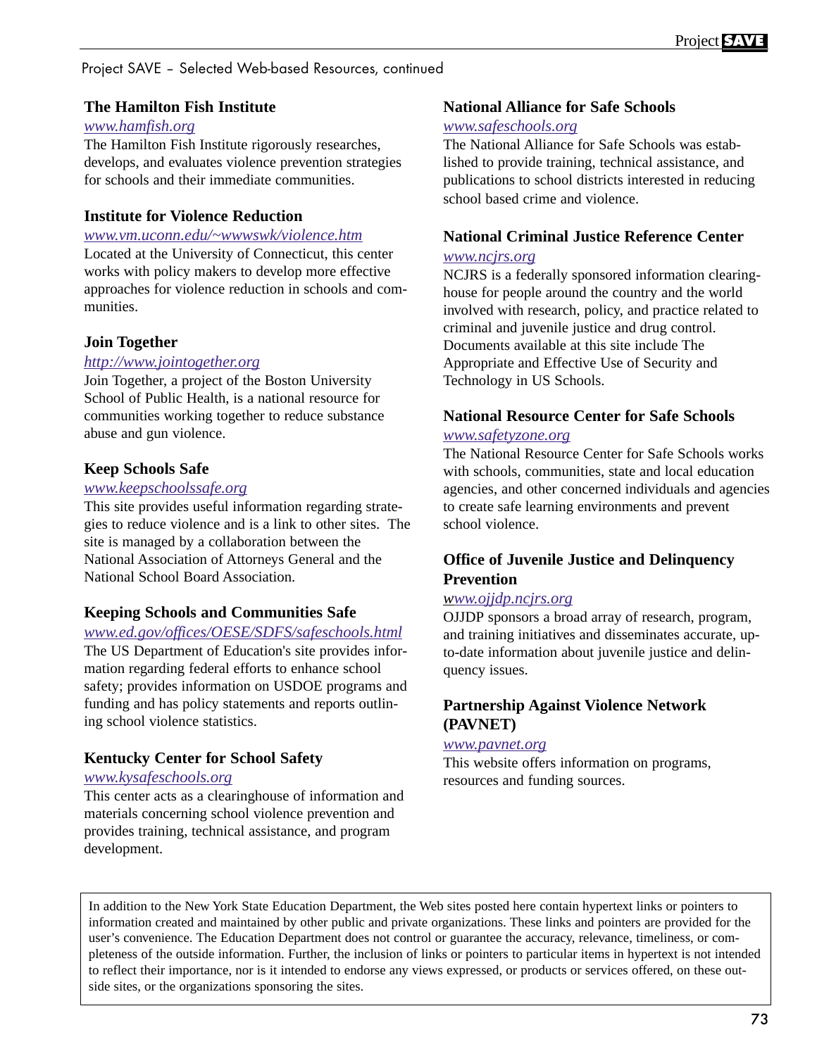Project SAVE – Selected Web-based Resources, continued

### The Hamilton Fish Institute

www.hamfish.org

The Hamilton Fish Institute rigorously researches, develops, and evaluates violence prevention strategies for schools and their immediate communities.

### Institute for Violence Reduction

www.vm.uconn.edu/~wwwswk/violence.htm

Located at the University of Connecticut, this center works with policy makers to develop more effective approaches for violence reduction in schools and communities.

### Join Together

http://www.jointogether.org

Join Together, a project of the Boston University School of Public Health, is a national resource for communities working together to reduce substance abuse and gun violence.

### Keep Schools Safe

www.keepschoolssafe.org

This site provides useful information regarding strategies to reduce violence and is a link to other sites. The site is managed by a collaboration between the National Association of Attorneys General and the National School Board Association.

### Keeping Schools and Communities Safe

www.ed.gov/offices/OESE/SDFS/safeschools.html

The US Department of Education's site provides information regarding federal efforts to enhance school safety; provides information on USDOE programs and funding and has policy statements and reports outlining school violence statistics.

### Kentucky Center for School Safety

www.kysafeschools.org

This center acts as a clearinghouse of information and materials concerning school violence prevention and provides training, technical assistance, and program development.

### National Alliance for Safe Schools

www.safeschools.org

The National Alliance for Safe Schools was established to provide training, technical assistance, and publications to school districts interested in reducing school based crime and violence.

### National Criminal Justice Reference Center

www.ncjrs.org

NCJRS is a federally sponsored information clearinghouse for people around the country and the world involved with research, policy, and practice related to criminal and juvenile justice and drug control. Documents available at this site include The Appropriate and Effective Use of Security and Technology in US Schools.

### National Resource Center for Safe Schools

www.safetyzone.org

The National Resource Center for Safe Schools works with schools, communities, state and local education agencies, and other concerned individuals and agencies to create safe learning environments and prevent school violence.

### Office of Juvenile Justice and Delinquency Prevention

www.ojjdp.ncjrs.org

OJJDP sponsors a broad array of research, program, and training initiatives and disseminates accurate, up-to-date information about juvenile justice and delinquency issues.

### Partnership Against Violence Network (PAVNET)

www.pavnet.org

This website offers information on programs, resources and funding sources.

---

In addition to the New York State Education Department, the Web sites posted here contain hypertext links or pointers to information created and maintained by other public and private organizations. These links and pointers are provided for the user's convenience. The Education Department does not control or guarantee the accuracy, relevance, timeliness, or completeness of the outside information. Further, the inclusion of links or pointers to particular items in hypertext is not intended to reflect their importance, nor is it intended to endorse any views expressed, or products or services offered, on these outside sites, or the organizations sponsoring the sites.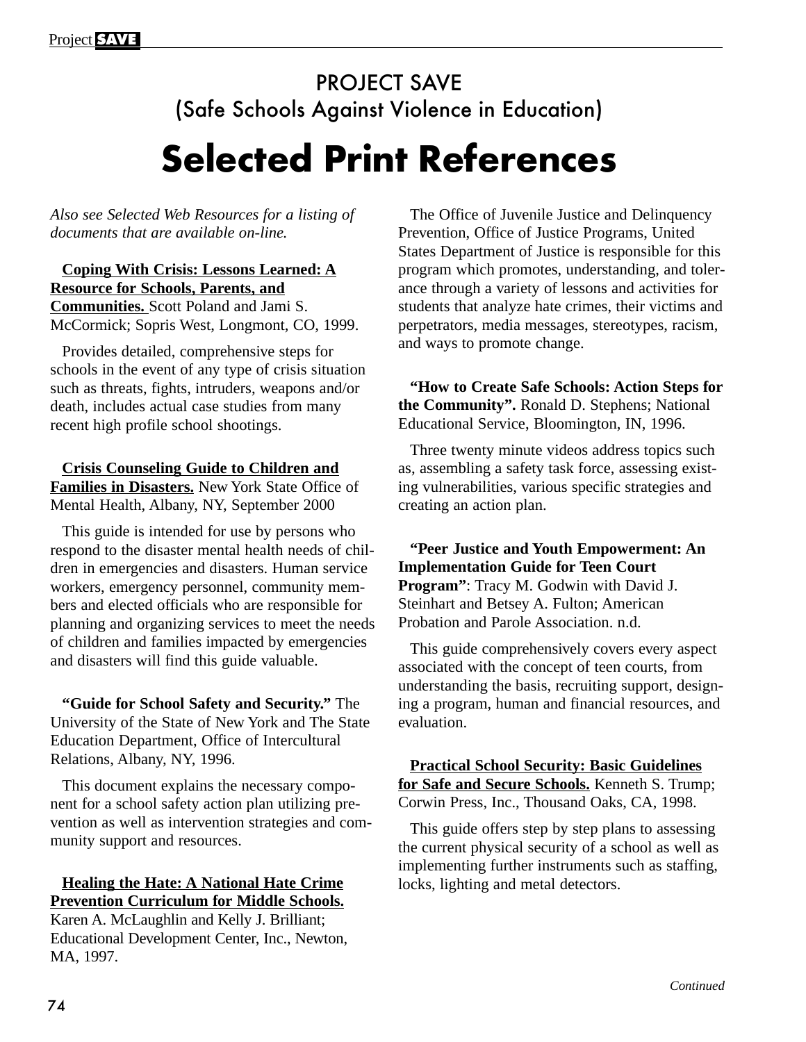# PROJECT SAVE
## (Safe Schools Against Violence in Education)

# Selected Print References

*Also see Selected Web Resources for a listing of documents that are available on-line.*

**Coping With Crisis: Lessons Learned: A Resource for Schools, Parents, and Communities.** Scott Poland and Jami S. McCormick; Sopris West, Longmont, CO, 1999.

Provides detailed, comprehensive steps for schools in the event of any type of crisis situation such as threats, fights, intruders, weapons and/or death, includes actual case studies from many recent high profile school shootings.

**Crisis Counseling Guide to Children and Families in Disasters.** New York State Office of Mental Health, Albany, NY, September 2000

This guide is intended for use by persons who respond to the disaster mental health needs of children in emergencies and disasters. Human service workers, emergency personnel, community members and elected officials who are responsible for planning and organizing services to meet the needs of children and families impacted by emergencies and disasters will find this guide valuable.

**"Guide for School Safety and Security."** The University of the State of New York and The State Education Department, Office of Intercultural Relations, Albany, NY, 1996.

This document explains the necessary component for a school safety action plan utilizing prevention as well as intervention strategies and community support and resources.

**Healing the Hate: A National Hate Crime Prevention Curriculum for Middle Schools.** Karen A. McLaughlin and Kelly J. Brilliant; Educational Development Center, Inc., Newton, MA, 1997.

The Office of Juvenile Justice and Delinquency Prevention, Office of Justice Programs, United States Department of Justice is responsible for this program which promotes, understanding, and tolerance through a variety of lessons and activities for students that analyze hate crimes, their victims and perpetrators, media messages, stereotypes, racism, and ways to promote change.

**"How to Create Safe Schools: Action Steps for the Community".** Ronald D. Stephens; National Educational Service, Bloomington, IN, 1996.

Three twenty minute videos address topics such as, assembling a safety task force, assessing existing vulnerabilities, various specific strategies and creating an action plan.

**"Peer Justice and Youth Empowerment: An Implementation Guide for Teen Court Program"**: Tracy M. Godwin with David J. Steinhart and Betsey A. Fulton; American Probation and Parole Association. n.d.

This guide comprehensively covers every aspect associated with the concept of teen courts, from understanding the basis, recruiting support, designing a program, human and financial resources, and evaluation.

**Practical School Security: Basic Guidelines for Safe and Secure Schools.** Kenneth S. Trump; Corwin Press, Inc., Thousand Oaks, CA, 1998.

This guide offers step by step plans to assessing the current physical security of a school as well as implementing further instruments such as staffing, locks, lighting and metal detectors.

*Continued*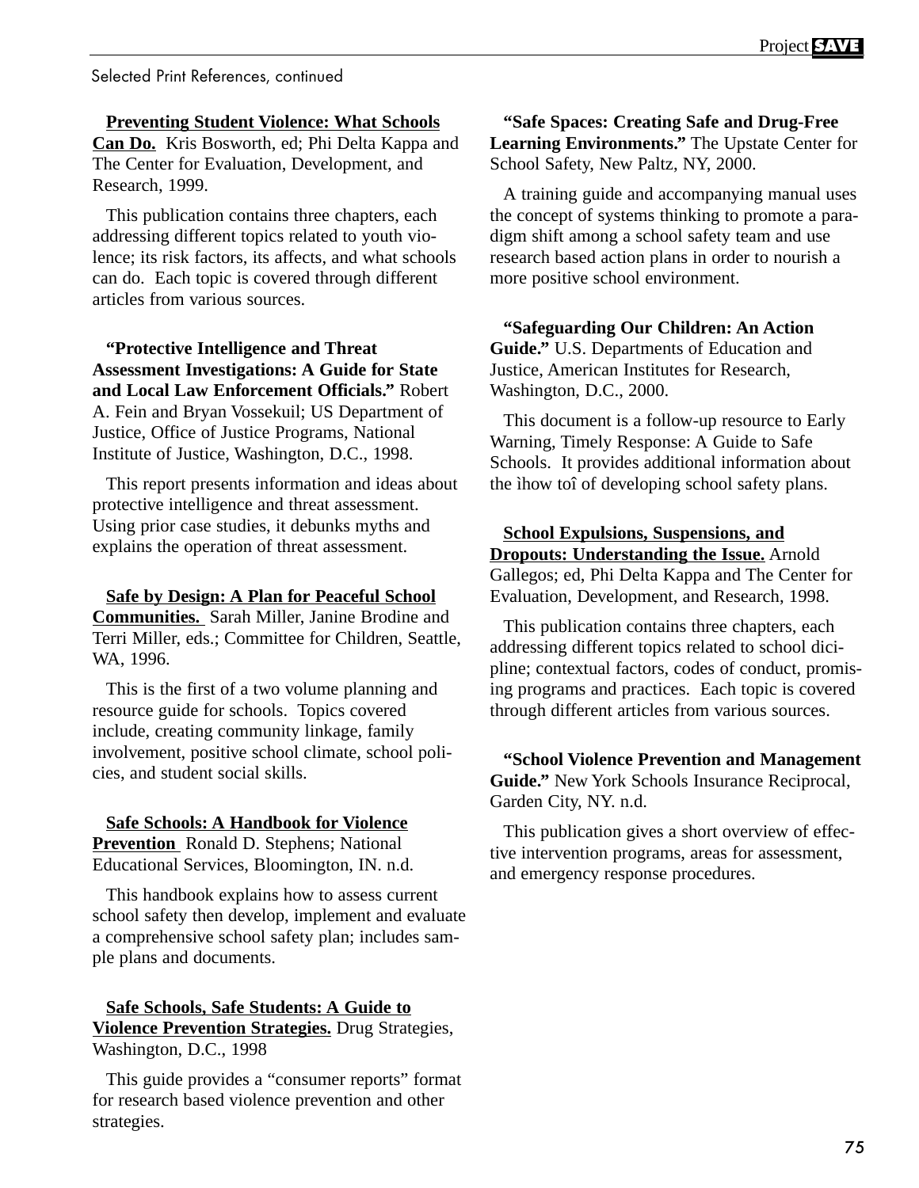Selected Print References, continued

**Preventing Student Violence: What Schools Can Do.** Kris Bosworth, ed; Phi Delta Kappa and The Center for Evaluation, Development, and Research, 1999.

This publication contains three chapters, each addressing different topics related to youth violence; its risk factors, its affects, and what schools can do. Each topic is covered through different articles from various sources.

**"Protective Intelligence and Threat Assessment Investigations: A Guide for State and Local Law Enforcement Officials."** Robert A. Fein and Bryan Vossekuil; US Department of Justice, Office of Justice Programs, National Institute of Justice, Washington, D.C., 1998.

This report presents information and ideas about protective intelligence and threat assessment. Using prior case studies, it debunks myths and explains the operation of threat assessment.

**Safe by Design: A Plan for Peaceful School Communities.** Sarah Miller, Janine Brodine and Terri Miller, eds.; Committee for Children, Seattle, WA, 1996.

This is the first of a two volume planning and resource guide for schools. Topics covered include, creating community linkage, family involvement, positive school climate, school policies, and student social skills.

**Safe Schools: A Handbook for Violence Prevention** Ronald D. Stephens; National Educational Services, Bloomington, IN. n.d.

This handbook explains how to assess current school safety then develop, implement and evaluate a comprehensive school safety plan; includes sample plans and documents.

**Safe Schools, Safe Students: A Guide to Violence Prevention Strategies.** Drug Strategies, Washington, D.C., 1998

This guide provides a "consumer reports" format for research based violence prevention and other strategies.

**"Safe Spaces: Creating Safe and Drug-Free Learning Environments."** The Upstate Center for School Safety, New Paltz, NY, 2000.

A training guide and accompanying manual uses the concept of systems thinking to promote a paradigm shift among a school safety team and use research based action plans in order to nourish a more positive school environment.

**"Safeguarding Our Children: An Action Guide."** U.S. Departments of Education and Justice, American Institutes for Research, Washington, D.C., 2000.

This document is a follow-up resource to Early Warning, Timely Response: A Guide to Safe Schools. It provides additional information about the ìhow toî of developing school safety plans.

**School Expulsions, Suspensions, and Dropouts: Understanding the Issue.** Arnold Gallegos; ed, Phi Delta Kappa and The Center for Evaluation, Development, and Research, 1998.

This publication contains three chapters, each addressing different topics related to school diciplne; contextual factors, codes of conduct, promising programs and practices. Each topic is covered through different articles from various sources.

**"School Violence Prevention and Management Guide."** New York Schools Insurance Reciprocal, Garden City, NY. n.d.

This publication gives a short overview of effective intervention programs, areas for assessment, and emergency response procedures.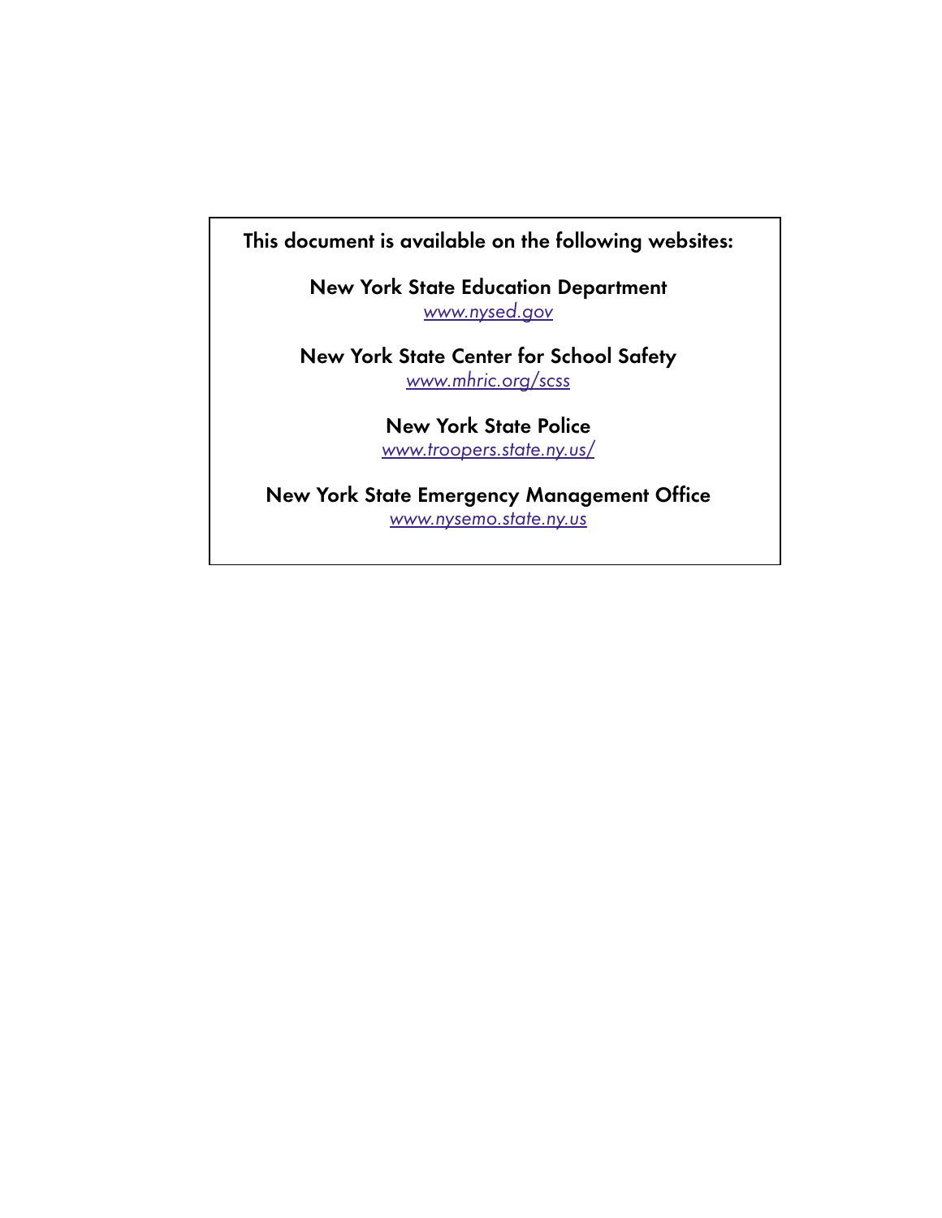This document is available on the following websites:

**New York State Education Department**
*www.nysed.gov*

**New York State Center for School Safety**
*www.mhric.org/scss*

**New York State Police**
*www.troopers.state.ny.us/*

**New York State Emergency Management Office**
*www.nysemo.state.ny.us*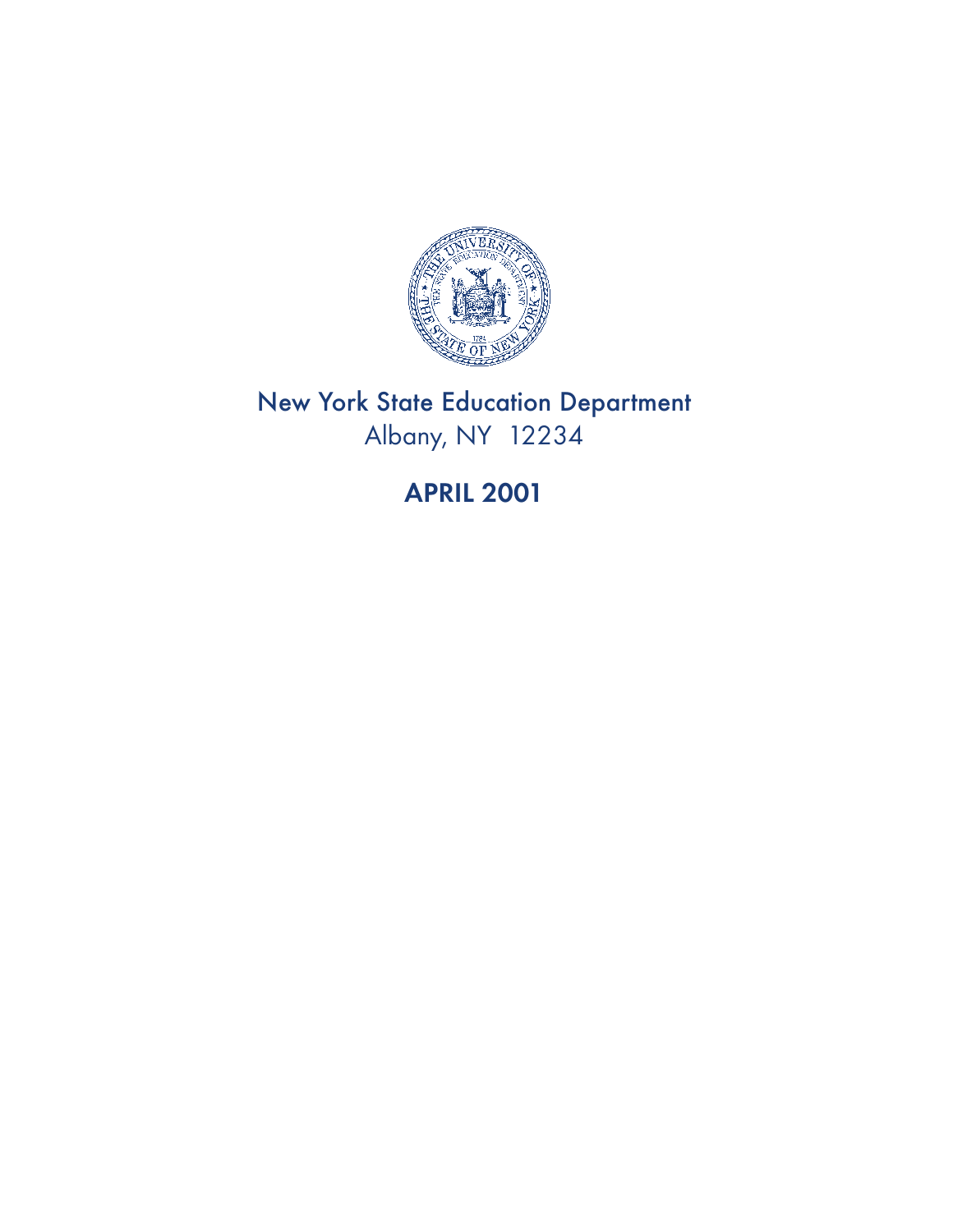New York State Education Department
Albany, NY 12234

**APRIL 2001**